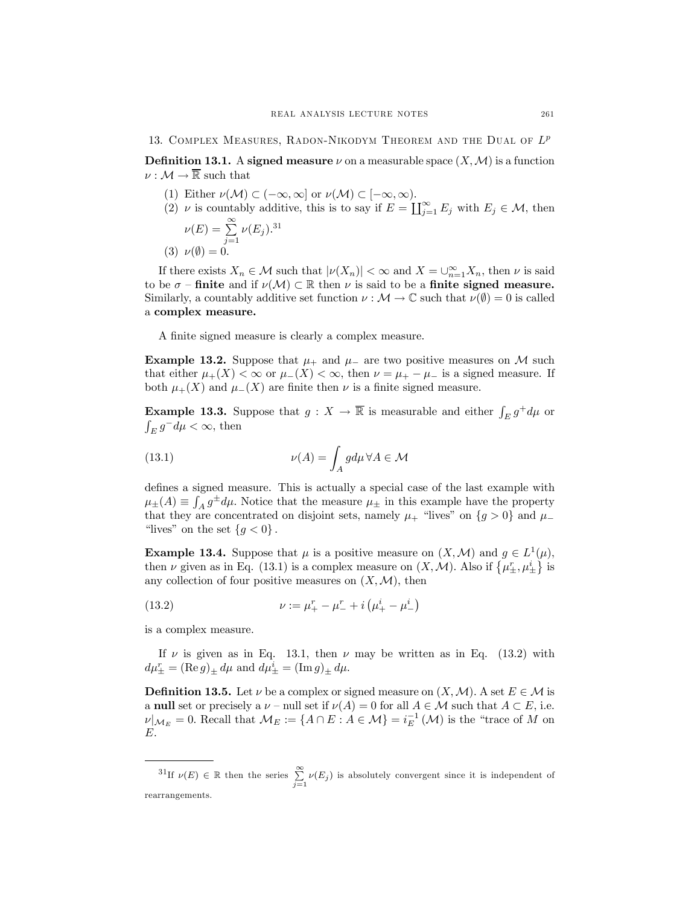## 13. Complex Measures, Radon-Nikodym Theorem and the Dual of $L^p$

**Definition 13.1.** A **signed measure** $\nu$ on a measurable space $(X, \mathcal{M})$ is a function $\nu : \mathcal{M} \to \overline{\mathbb{R}}$ such that

1. Either $\nu(\mathcal{M}) \subset (-\infty, \infty]$ or $\nu(\mathcal{M}) \subset [-\infty, \infty)$.
2. $\nu$ is countably additive, this is to say if $E = \coprod_{j=1}^{\infty} E_j$ with $E_j \in \mathcal{M}$, then $\nu(E) = \sum_{j=1}^{\infty} \nu(E_j)$.[31]
3. $\nu(\emptyset) = 0$.

If there exists $X_n \in \mathcal{M}$ such that $|\nu(X_n)| < \infty$ and $X = \cup_{n=1}^{\infty} X_n$, then $\nu$ is said to be $\sigma$ – **finite** and if $\nu(\mathcal{M}) \subset \mathbb{R}$ then $\nu$ is said to be a **finite signed measure.** Similarly, a countably additive set function $\nu : \mathcal{M} \to \mathbb{C}$ such that $\nu(\emptyset) = 0$ is called a **complex measure.**

A finite signed measure is clearly a complex measure.

**Example 13.2.** Suppose that $\mu_+$ and $\mu_-$ are two positive measures on $\mathcal{M}$ such that either $\mu_+(X) < \infty$ or $\mu_-(X) < \infty$, then $\nu = \mu_+ - \mu_-$ is a signed measure. If both $\mu_+(X)$ and $\mu_-(X)$ are finite then $\nu$ is a finite signed measure.

**Example 13.3.** Suppose that $g : X \to \overline{\mathbb{R}}$ is measurable and either $\int_E g^+ d\mu$ or $\int_E g^- d\mu < \infty$, then

$$\nu(A) = \int_A g d\mu \, \forall A \in \mathcal{M} \tag{13.1}$$

defines a signed measure. This is actually a special case of the last example with $\mu_{\pm}(A) \equiv \int_A g^{\pm} d\mu$. Notice that the measure $\mu_{\pm}$ in this example have the property that they are concentrated on disjoint sets, namely $\mu_+$ "lives" on $\{g > 0\}$ and $\mu_-$ "lives" on the set $\{g < 0\}$.

**Example 13.4.** Suppose that $\mu$ is a positive measure on $(X, \mathcal{M})$ and $g \in L^1(\mu)$, then $\nu$ given as in Eq. (13.1) is a complex measure on $(X, \mathcal{M})$. Also if $\{\mu_{\pm}^r, \mu_{\pm}^i\}$ is any collection of four positive measures on $(X, \mathcal{M})$, then

$$\nu := \mu_+^r - \mu_-^r + i\left(\mu_+^i - \mu_-^i\right) \tag{13.2}$$

is a complex measure.

If $\nu$ is given as in Eq. 13.1, then $\nu$ may be written as in Eq. (13.2) with $d\mu_{\pm}^r = (\operatorname{Re} g)_{\pm} d\mu$ and $d\mu_{\pm}^i = (\operatorname{Im} g)_{\pm} d\mu$.

**Definition 13.5.** Let $\nu$ be a complex or signed measure on $(X, \mathcal{M})$. A set $E \in \mathcal{M}$ is a **null** set or precisely a $\nu$ – null set if $\nu(A) = 0$ for all $A \in \mathcal{M}$ such that $A \subset E$, i.e. $\nu|_{\mathcal{M}_E} = 0$. Recall that $\mathcal{M}_E := \{A \cap E : A \in \mathcal{M}\} = i_E^{-1}(\mathcal{M})$ is the "trace of $M$ on $E$.

---

[31] If $\nu(E) \in \mathbb{R}$ then the series $\sum_{j=1}^{\infty} \nu(E_j)$ is absolutely convergent since it is independent of rearrangements.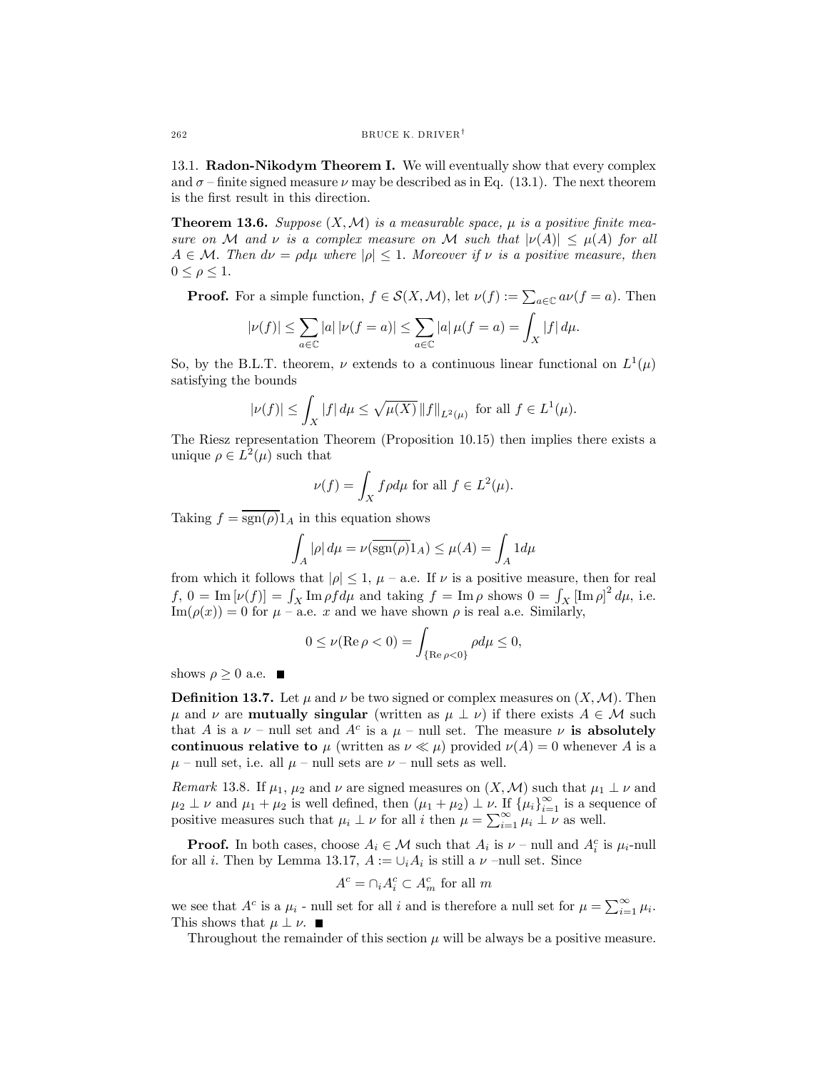### 13.1. **Radon-Nikodym Theorem I.**

We will eventually show that every complex and $\sigma$ – finite signed measure $\nu$ may be described as in Eq. (13.1). The next theorem is the first result in this direction.

**Theorem 13.6.** *Suppose $(X, \mathcal{M})$ is a measurable space, $\mu$ is a positive finite measure on $\mathcal{M}$ and $\nu$ is a complex measure on $\mathcal{M}$ such that $|\nu(A)| \leq \mu(A)$ for all $A \in \mathcal{M}$. Then $d\nu = \rho d\mu$ where $|\rho| \leq 1$. Moreover if $\nu$ is a positive measure, then $0 \leq \rho \leq 1$.*

**Proof.** For a simple function, $f \in \mathcal{S}(X, \mathcal{M})$, let $\nu(f) := \sum_{a \in \mathbb{C}} a\nu(f = a)$. Then

$$|\nu(f)| \leq \sum_{a \in \mathbb{C}} |a| \, |\nu(f = a)| \leq \sum_{a \in \mathbb{C}} |a| \, \mu(f = a) = \int_X |f| \, d\mu.$$

So, by the B.L.T. theorem, $\nu$ extends to a continuous linear functional on $L^1(\mu)$ satisfying the bounds

$$|\nu(f)| \leq \int_X |f| \, d\mu \leq \sqrt{\mu(X)} \, \|f\|_{L^2(\mu)} \text{ for all } f \in L^1(\mu).$$

The Riesz representation Theorem (Proposition 10.15) then implies there exists a unique $\rho \in L^2(\mu)$ such that

$$\nu(f) = \int_X f \rho d\mu \text{ for all } f \in L^2(\mu).$$

Taking $f = \overline{\operatorname{sgn}(\rho)} 1_A$ in this equation shows

$$\int_A |\rho| \, d\mu = \nu(\overline{\operatorname{sgn}(\rho)} 1_A) \leq \mu(A) = \int_A 1 d\mu$$

from which it follows that $|\rho| \leq 1$, $\mu$ – a.e. If $\nu$ is a positive measure, then for real $f$, $0 = \operatorname{Im}[\nu(f)] = \int_X \operatorname{Im} \rho f d\mu$ and taking $f = \operatorname{Im} \rho$ shows $0 = \int_X [\operatorname{Im} \rho]^2 \, d\mu$, i.e. $\operatorname{Im}(\rho(x)) = 0$ for $\mu$ – a.e. $x$ and we have shown $\rho$ is real a.e. Similarly,

$$0 \leq \nu(\operatorname{Re} \rho < 0) = \int_{\{\operatorname{Re} \rho < 0\}} \rho d\mu \leq 0,$$

shows $\rho \geq 0$ a.e. ■

**Definition 13.7.** Let $\mu$ and $\nu$ be two signed or complex measures on $(X, \mathcal{M})$. Then $\mu$ and $\nu$ are **mutually singular** (written as $\mu \perp \nu$) if there exists $A \in \mathcal{M}$ such that $A$ is a $\nu$ – null set and $A^c$ is a $\mu$ – null set. The measure $\nu$ **is absolutely continuous relative to** $\mu$ (written as $\nu \ll \mu$) provided $\nu(A) = 0$ whenever $A$ is a $\mu$ – null set, i.e. all $\mu$ – null sets are $\nu$ – null sets as well.

*Remark* 13.8. If $\mu_1$, $\mu_2$ and $\nu$ are signed measures on $(X, \mathcal{M})$ such that $\mu_1 \perp \nu$ and $\mu_2 \perp \nu$ and $\mu_1 + \mu_2$ is well defined, then $(\mu_1 + \mu_2) \perp \nu$. If $\{\mu_i\}_{i=1}^\infty$ is a sequence of positive measures such that $\mu_i \perp \nu$ for all $i$ then $\mu = \sum_{i=1}^\infty \mu_i \perp \nu$ as well.

**Proof.** In both cases, choose $A_i \in \mathcal{M}$ such that $A_i$ is $\nu$ – null and $A_i^c$ is $\mu_i$-null for all $i$. Then by Lemma 13.17, $A := \cup_i A_i$ is still a $\nu$ –null set. Since

$$A^c = \cap_i A_i^c \subset A_m^c \text{ for all } m$$

we see that $A^c$ is a $\mu_i$ - null set for all $i$ and is therefore a null set for $\mu = \sum_{i=1}^\infty \mu_i$. This shows that $\mu \perp \nu$. ■

Throughout the remainder of this section $\mu$ will be always be a positive measure.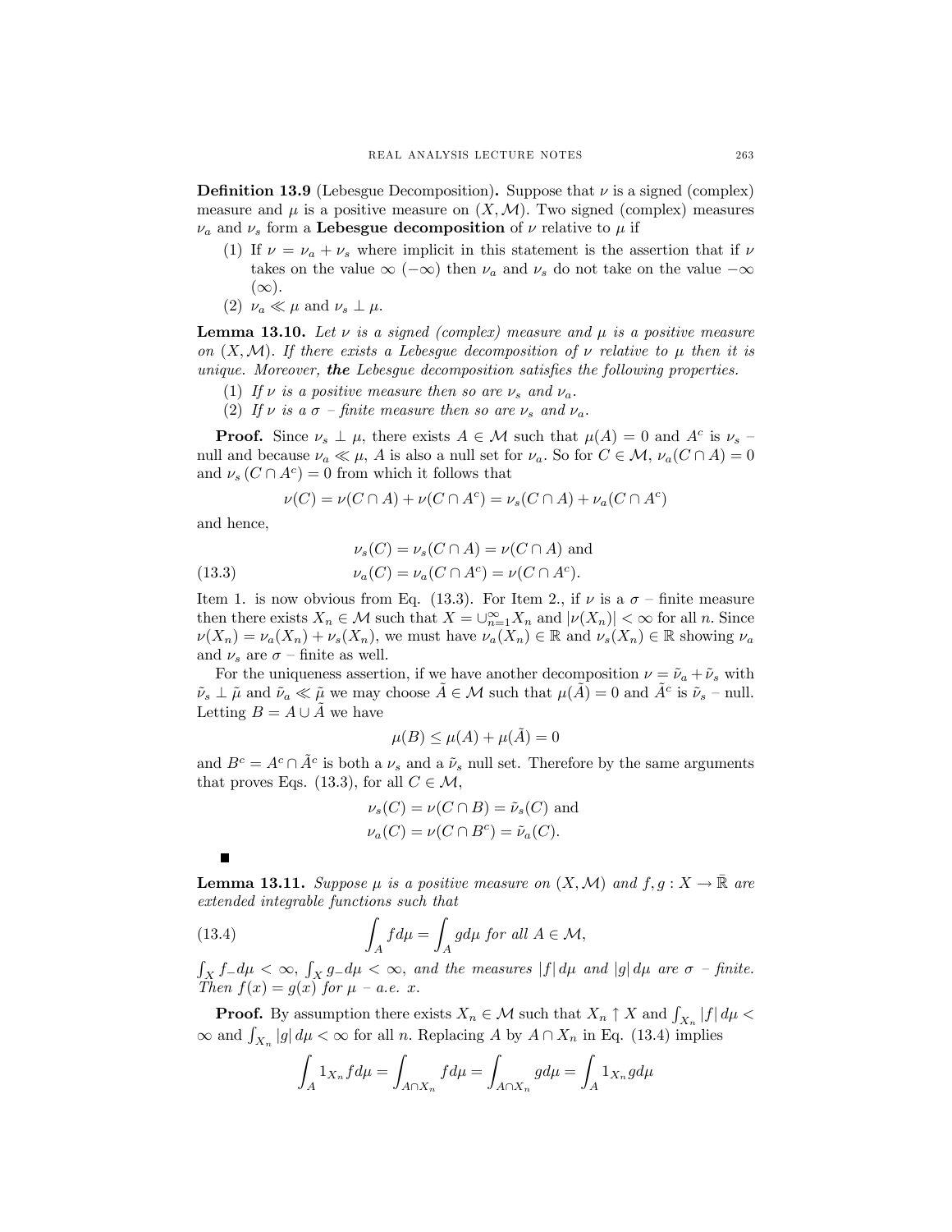**Definition 13.9** (Lebesgue Decomposition)**.** Suppose that $\nu$ is a signed (complex) measure and $\mu$ is a positive measure on $(X, \mathcal{M})$. Two signed (complex) measures $\nu_a$ and $\nu_s$ form a **Lebesgue decomposition** of $\nu$ relative to $\mu$ if

1. If $\nu = \nu_a + \nu_s$ where implicit in this statement is the assertion that if $\nu$ takes on the value $\infty$ $(-\infty)$ then $\nu_a$ and $\nu_s$ do not take on the value $-\infty$ $(\infty)$.
2. $\nu_a \ll \mu$ and $\nu_s \perp \mu$.

**Lemma 13.10.** *Let $\nu$ is a signed (complex) measure and $\mu$ is a positive measure on $(X, \mathcal{M})$. If there exists a Lebesgue decomposition of $\nu$ relative to $\mu$ then it is unique. Moreover,* ***the*** *Lebesgue decomposition satisfies the following properties.*

1. *If $\nu$ is a positive measure then so are $\nu_s$ and $\nu_a$.*
2. *If $\nu$ is a $\sigma$ – finite measure then so are $\nu_s$ and $\nu_a$.*

**Proof.** Since $\nu_s \perp \mu$, there exists $A \in \mathcal{M}$ such that $\mu(A) = 0$ and $A^c$ is $\nu_s$ – null and because $\nu_a \ll \mu$, $A$ is also a null set for $\nu_a$. So for $C \in \mathcal{M}$, $\nu_a(C \cap A) = 0$ and $\nu_s(C \cap A^c) = 0$ from which it follows that

$$\nu(C) = \nu(C \cap A) + \nu(C \cap A^c) = \nu_s(C \cap A) + \nu_a(C \cap A^c)$$

and hence,

$$\begin{aligned} \nu_s(C) &= \nu_s(C \cap A) = \nu(C \cap A) \text{ and} \\ \nu_a(C) &= \nu_a(C \cap A^c) = \nu(C \cap A^c). \end{aligned} \tag{13.3}$$

Item 1. is now obvious from Eq. (13.3). For Item 2., if $\nu$ is a $\sigma$ – finite measure then there exists $X_n \in \mathcal{M}$ such that $X = \cup_{n=1}^{\infty} X_n$ and $|\nu(X_n)| < \infty$ for all $n$. Since $\nu(X_n) = \nu_a(X_n) + \nu_s(X_n)$, we must have $\nu_a(X_n) \in \mathbb{R}$ and $\nu_s(X_n) \in \mathbb{R}$ showing $\nu_a$ and $\nu_s$ are $\sigma$ – finite as well.

For the uniqueness assertion, if we have another decomposition $\nu = \tilde{\nu}_a + \tilde{\nu}_s$ with $\tilde{\nu}_s \perp \tilde{\mu}$ and $\tilde{\nu}_a \ll \tilde{\mu}$ we may choose $\tilde{A} \in \mathcal{M}$ such that $\mu(\tilde{A}) = 0$ and $\tilde{A}^c$ is $\tilde{\nu}_s$ – null. Letting $B = A \cup \tilde{A}$ we have

$$\mu(B) \leq \mu(A) + \mu(\tilde{A}) = 0$$

and $B^c = A^c \cap \tilde{A}^c$ is both a $\nu_s$ and a $\tilde{\nu}_s$ null set. Therefore by the same arguments that proves Eqs. (13.3), for all $C \in \mathcal{M}$,

$$\begin{aligned} \nu_s(C) &= \nu(C \cap B) = \tilde{\nu}_s(C) \text{ and} \\ \nu_a(C) &= \nu(C \cap B^c) = \tilde{\nu}_a(C). \end{aligned}$$

■

**Lemma 13.11.** *Suppose $\mu$ is a positive measure on $(X, \mathcal{M})$ and $f, g : X \to \bar{\mathbb{R}}$ are extended integrable functions such that*

$$\int_A f d\mu = \int_A g d\mu \text{ for all } A \in \mathcal{M}, \tag{13.4}$$

*$\int_X f_- d\mu < \infty$, $\int_X g_- d\mu < \infty$, and the measures $|f| \, d\mu$ and $|g| \, d\mu$ are $\sigma$ – finite. Then $f(x) = g(x)$ for $\mu$ – a.e. $x$.*

**Proof.** By assumption there exists $X_n \in \mathcal{M}$ such that $X_n \uparrow X$ and $\int_{X_n} |f| \, d\mu < \infty$ and $\int_{X_n} |g| \, d\mu < \infty$ for all $n$. Replacing $A$ by $A \cap X_n$ in Eq. (13.4) implies

$$\int_A 1_{X_n} f d\mu = \int_{A \cap X_n} f d\mu = \int_{A \cap X_n} g d\mu = \int_A 1_{X_n} g d\mu$$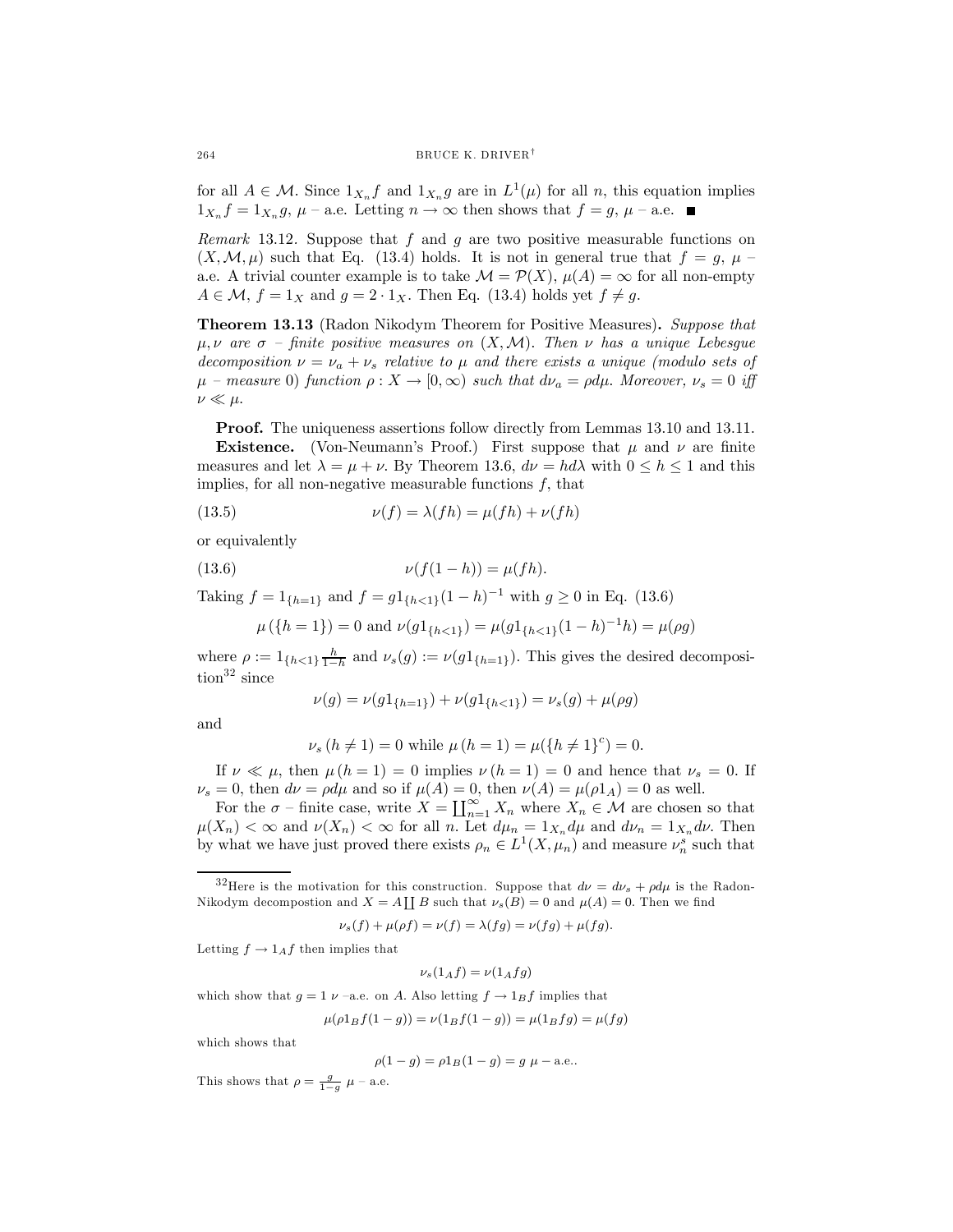for all $A \in \mathcal{M}$. Since $1_{X_n} f$ and $1_{X_n} g$ are in $L^1(\mu)$ for all $n$, this equation implies $1_{X_n} f = 1_{X_n} g$, $\mu$ – a.e. Letting $n \to \infty$ then shows that $f = g$, $\mu$ – a.e. ■

*Remark* 13.12. Suppose that $f$ and $g$ are two positive measurable functions on $(X, \mathcal{M}, \mu)$ such that Eq. (13.4) holds. It is not in general true that $f = g$, $\mu$ – a.e. A trivial counter example is to take $\mathcal{M} = \mathcal{P}(X)$, $\mu(A) = \infty$ for all non-empty $A \in \mathcal{M}$, $f = 1_X$ and $g = 2 \cdot 1_X$. Then Eq. (13.4) holds yet $f \neq g$.

**Theorem 13.13** (Radon Nikodym Theorem for Positive Measures)**.** *Suppose that $\mu, \nu$ are $\sigma$ – finite positive measures on $(X, \mathcal{M})$. Then $\nu$ has a unique Lebesgue decomposition $\nu = \nu_a + \nu_s$ relative to $\mu$ and there exists a unique (modulo sets of $\mu$ – measure 0) function $\rho : X \to [0, \infty)$ such that $d\nu_a = \rho d\mu$. Moreover, $\nu_s = 0$ iff $\nu \ll \mu$.*

**Proof.** The uniqueness assertions follow directly from Lemmas 13.10 and 13.11.

**Existence.** (Von-Neumann's Proof.) First suppose that $\mu$ and $\nu$ are finite measures and let $\lambda = \mu + \nu$. By Theorem 13.6, $d\nu = h d\lambda$ with $0 \le h \le 1$ and this implies, for all non-negative measurable functions $f$, that

$$\nu(f) = \lambda(fh) = \mu(fh) + \nu(fh) \tag{13.5}$$

or equivalently

$$\nu(f(1-h)) = \mu(fh). \tag{13.6}$$

Taking $f = 1_{\{h=1\}}$ and $f = g 1_{\{h<1\}}(1-h)^{-1}$ with $g \ge 0$ in Eq. (13.6)

$$\mu(\{h = 1\}) = 0 \text{ and } \nu(g 1_{\{h<1\}}) = \mu(g 1_{\{h<1\}}(1-h)^{-1} h) = \mu(\rho g)$$

where $\rho := 1_{\{h<1\}} \frac{h}{1-h}$ and $\nu_s(g) := \nu(g 1_{\{h=1\}})$. This gives the desired decomposition[32] since

$$\nu(g) = \nu(g 1_{\{h=1\}}) + \nu(g 1_{\{h<1\}}) = \nu_s(g) + \mu(\rho g)$$

and

$$\nu_s(h \neq 1) = 0 \text{ while } \mu(h = 1) = \mu(\{h \neq 1\}^c) = 0.$$

If $\nu \ll \mu$, then $\mu(h = 1) = 0$ implies $\nu(h = 1) = 0$ and hence that $\nu_s = 0$. If $\nu_s = 0$, then $d\nu = \rho d\mu$ and so if $\mu(A) = 0$, then $\nu(A) = \mu(\rho 1_A) = 0$ as well.

For the $\sigma$ – finite case, write $X = \coprod_{n=1}^{\infty} X_n$ where $X_n \in \mathcal{M}$ are chosen so that $\mu(X_n) < \infty$ and $\nu(X_n) < \infty$ for all $n$. Let $d\mu_n = 1_{X_n} d\mu$ and $d\nu_n = 1_{X_n} d\nu$. Then by what we have just proved there exists $\rho_n \in L^1(X, \mu_n)$ and measure $\nu_n^s$ such that

---

[32] Here is the motivation for this construction. Suppose that $d\nu = d\nu_s + \rho d\mu$ is the Radon-Nikodym decompostion and $X = A \coprod B$ such that $\nu_s(B) = 0$ and $\mu(A) = 0$. Then we find

$$\nu_s(f) + \mu(\rho f) = \nu(f) = \lambda(fg) = \nu(fg) + \mu(fg).$$

Letting $f \to 1_A f$ then implies that

$$\nu_s(1_A f) = \nu(1_A f g)$$

which show that $g = 1$ $\nu$ –a.e. on $A$. Also letting $f \to 1_B f$ implies that

$$\mu(\rho 1_B f(1-g)) = \nu(1_B f(1-g)) = \mu(1_B f g) = \mu(fg)$$

which shows that

$$\rho(1-g) = \rho 1_B (1-g) = g \ \mu - \text{a.e.}.$$

This shows that $\rho = \frac{g}{1-g}$ $\mu$ – a.e.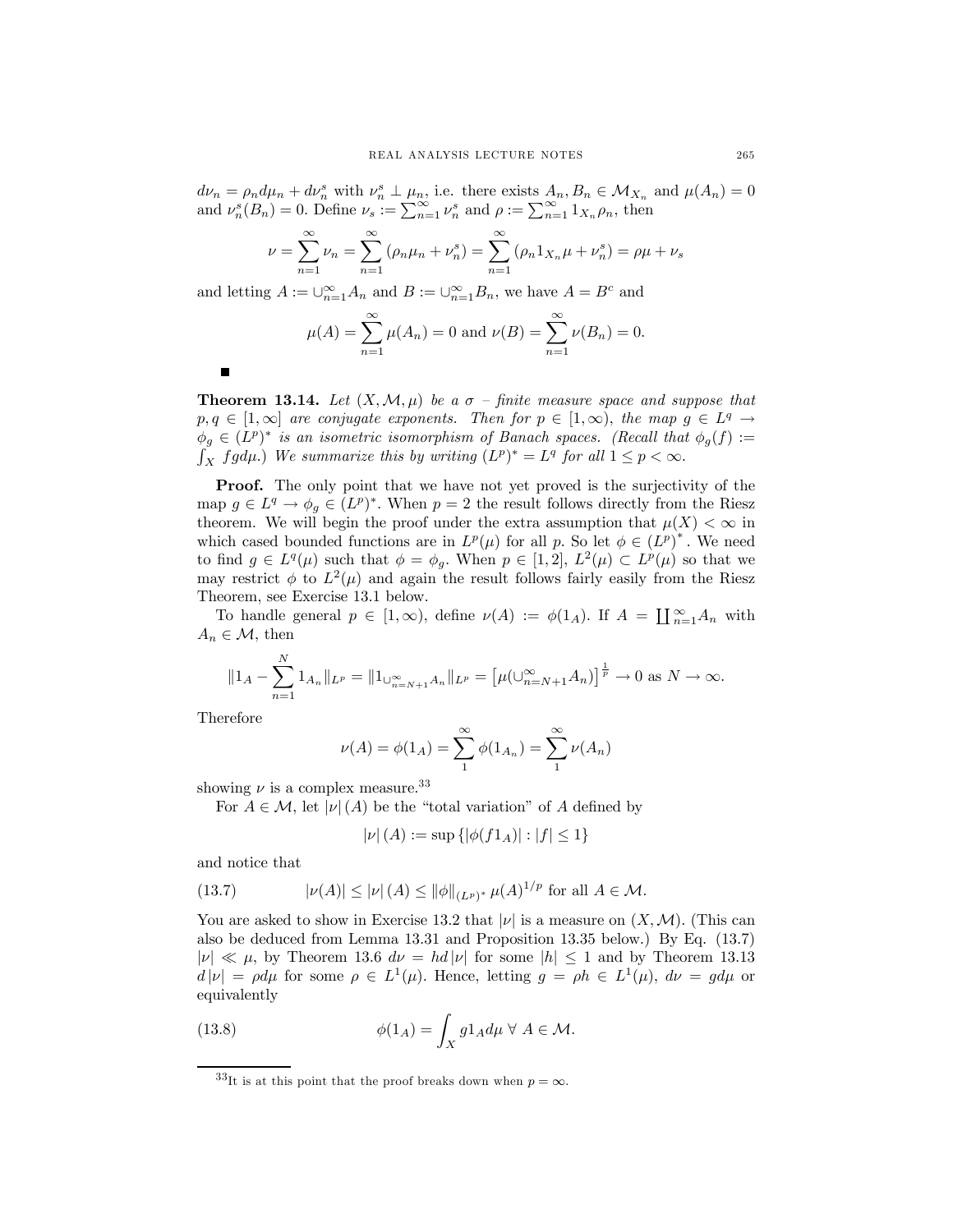$d\nu_n = \rho_n d\mu_n + d\nu_n^s$ with $\nu_n^s \perp \mu_n$, i.e. there exists $A_n, B_n \in \mathcal{M}_{X_n}$ and $\mu(A_n) = 0$ and $\nu_n^s(B_n) = 0$. Define $\nu_s := \sum_{n=1}^\infty \nu_n^s$ and $\rho := \sum_{n=1}^\infty 1_{X_n}\rho_n$, then

$$\nu = \sum_{n=1}^\infty \nu_n = \sum_{n=1}^\infty (\rho_n \mu_n + \nu_n^s) = \sum_{n=1}^\infty (\rho_n 1_{X_n} \mu + \nu_n^s) = \rho\mu + \nu_s$$

and letting $A := \cup_{n=1}^\infty A_n$ and $B := \cup_{n=1}^\infty B_n$, we have $A = B^c$ and

$$\mu(A) = \sum_{n=1}^\infty \mu(A_n) = 0 \text{ and } \nu(B) = \sum_{n=1}^\infty \nu(B_n) = 0.$$

■

**Theorem 13.14.** *Let $(X, \mathcal{M}, \mu)$ be a $\sigma$ – finite measure space and suppose that $p, q \in [1, \infty]$ are conjugate exponents. Then for $p \in [1, \infty)$, the map $g \in L^q \to \phi_g \in (L^p)^*$ is an isometric isomorphism of Banach spaces. (Recall that $\phi_g(f) := \int_X fg d\mu$.) We summarize this by writing $(L^p)^* = L^q$ for all $1 \le p < \infty$.*

**Proof.** The only point that we have not yet proved is the surjectivity of the map $g \in L^q \to \phi_g \in (L^p)^*$. When $p = 2$ the result follows directly from the Riesz theorem. We will begin the proof under the extra assumption that $\mu(X) < \infty$ in which cased bounded functions are in $L^p(\mu)$ for all $p$. So let $\phi \in (L^p)^*$. We need to find $g \in L^q(\mu)$ such that $\phi = \phi_g$. When $p \in [1, 2]$, $L^2(\mu) \subset L^p(\mu)$ so that we may restrict $\phi$ to $L^2(\mu)$ and again the result follows fairly easily from the Riesz Theorem, see Exercise 13.1 below.

To handle general $p \in [1, \infty)$, define $\nu(A) := \phi(1_A)$. If $A = \coprod_{n=1}^\infty A_n$ with $A_n \in \mathcal{M}$, then

$$\|1_A - \sum_{n=1}^N 1_{A_n}\|_{L^p} = \|1_{\cup_{n=N+1}^\infty A_n}\|_{L^p} = \left[\mu(\cup_{n=N+1}^\infty A_n)\right]^{\frac{1}{p}} \to 0 \text{ as } N \to \infty.$$

Therefore

$$\nu(A) = \phi(1_A) = \sum_1^\infty \phi(1_{A_n}) = \sum_1^\infty \nu(A_n)$$

showing $\nu$ is a complex measure.[33]

For $A \in \mathcal{M}$, let $|\nu|(A)$ be the "total variation" of $A$ defined by

$$|\nu|(A) := \sup\{|\phi(f1_A)| : |f| \le 1\}$$

and notice that

$$|\nu(A)| \le |\nu|(A) \le \|\phi\|_{(L^p)^*} \mu(A)^{1/p} \text{ for all } A \in \mathcal{M}. \tag{13.7}$$

You are asked to show in Exercise 13.2 that $|\nu|$ is a measure on $(X, \mathcal{M})$. (This can also be deduced from Lemma 13.31 and Proposition 13.35 below.) By Eq. (13.7) $|\nu| \ll \mu$, by Theorem 13.6 $d\nu = h d|\nu|$ for some $|h| \le 1$ and by Theorem 13.13 $d|\nu| = \rho d\mu$ for some $\rho \in L^1(\mu)$. Hence, letting $g = \rho h \in L^1(\mu)$, $d\nu = g d\mu$ or equivalently

$$\phi(1_A) = \int_X g 1_A d\mu \ \forall\ A \in \mathcal{M}. \tag{13.8}$$

---

[33] It is at this point that the proof breaks down when $p = \infty$.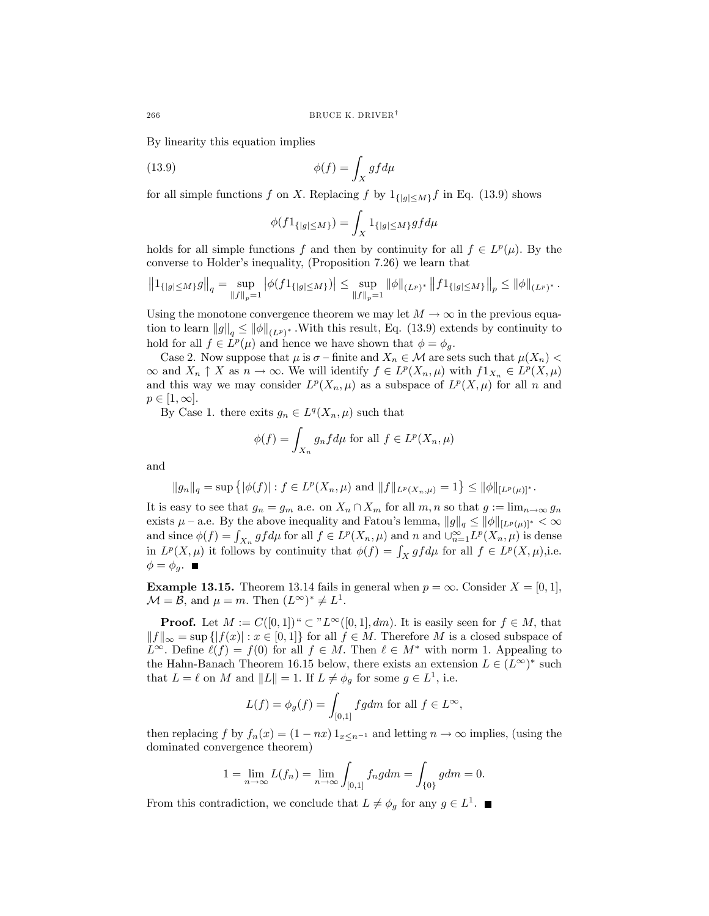By linearity this equation implies

$$\phi(f) = \int_X gf d\mu \tag{13.9}$$

for all simple functions $f$ on $X$. Replacing $f$ by $1_{\{|g|\leq M\}}f$ in Eq. (13.9) shows

$$\phi(f1_{\{|g|\leq M\}}) = \int_X 1_{\{|g|\leq M\}} gf d\mu$$

holds for all simple functions $f$ and then by continuity for all $f \in L^p(\mu)$. By the converse to Holder's inequality, (Proposition 7.26) we learn that

$$\left\|1_{\{|g|\leq M\}}g\right\|_q = \sup_{\|f\|_p=1} \left|\phi(f1_{\{|g|\leq M\}})\right| \leq \sup_{\|f\|_p=1} \|\phi\|_{(L^p)^*} \left\|f1_{\{|g|\leq M\}}\right\|_p \leq \|\phi\|_{(L^p)^*}.$$

Using the monotone convergence theorem we may let $M \to \infty$ in the previous equation to learn $\|g\|_q \leq \|\phi\|_{(L^p)^*}$. With this result, Eq. (13.9) extends by continuity to hold for all $f \in L^p(\mu)$ and hence we have shown that $\phi = \phi_g$.

Case 2. Now suppose that $\mu$ is $\sigma$ – finite and $X_n \in \mathcal{M}$ are sets such that $\mu(X_n) < \infty$ and $X_n \uparrow X$ as $n \to \infty$. We will identify $f \in L^p(X_n, \mu)$ with $f1_{X_n} \in L^p(X, \mu)$ and this way we may consider $L^p(X_n, \mu)$ as a subspace of $L^p(X, \mu)$ for all $n$ and $p \in [1, \infty]$.

By Case 1. there exits $g_n \in L^q(X_n, \mu)$ such that

$$\phi(f) = \int_{X_n} g_n f d\mu \text{ for all } f \in L^p(X_n, \mu)$$

and

$$\|g_n\|_q = \sup\left\{|\phi(f)| : f \in L^p(X_n, \mu) \text{ and } \|f\|_{L^p(X_n,\mu)} = 1\right\} \leq \|\phi\|_{[L^p(\mu)]^*}.$$

It is easy to see that $g_n = g_m$ a.e. on $X_n \cap X_m$ for all $m, n$ so that $g := \lim_{n\to\infty} g_n$ exists $\mu$ – a.e. By the above inequality and Fatou's lemma, $\|g\|_q \leq \|\phi\|_{[L^p(\mu)]^*} < \infty$ and since $\phi(f) = \int_{X_n} gf d\mu$ for all $f \in L^p(X_n, \mu)$ and $n$ and $\cup_{n=1}^\infty L^p(X_n, \mu)$ is dense in $L^p(X, \mu)$ it follows by continuity that $\phi(f) = \int_X gf d\mu$ for all $f \in L^p(X, \mu)$, i.e. $\phi = \phi_g$. ∎

**Example 13.15.** Theorem 13.14 fails in general when $p = \infty$. Consider $X = [0, 1]$, $\mathcal{M} = \mathcal{B}$, and $\mu = m$. Then $(L^\infty)^* \neq L^1$.

**Proof.** Let $M := C([0, 1])$ " $\subset$ " $L^\infty([0, 1], dm)$. It is easily seen for $f \in M$, that $\|f\|_\infty = \sup\{|f(x)| : x \in [0, 1]\}$ for all $f \in M$. Therefore $M$ is a closed subspace of $L^\infty$. Define $\ell(f) = f(0)$ for all $f \in M$. Then $\ell \in M^*$ with norm 1. Appealing to the Hahn-Banach Theorem 16.15 below, there exists an extension $L \in (L^\infty)^*$ such that $L = \ell$ on $M$ and $\|L\| = 1$. If $L \neq \phi_g$ for some $g \in L^1$, i.e.

$$L(f) = \phi_g(f) = \int_{[0,1]} fg dm \text{ for all } f \in L^\infty,$$

then replacing $f$ by $f_n(x) = (1 - nx) 1_{x \leq n^{-1}}$ and letting $n \to \infty$ implies, (using the dominated convergence theorem)

$$1 = \lim_{n\to\infty} L(f_n) = \lim_{n\to\infty} \int_{[0,1]} f_n g dm = \int_{\{0\}} g dm = 0.$$

From this contradiction, we conclude that $L \neq \phi_g$ for any $g \in L^1$. ∎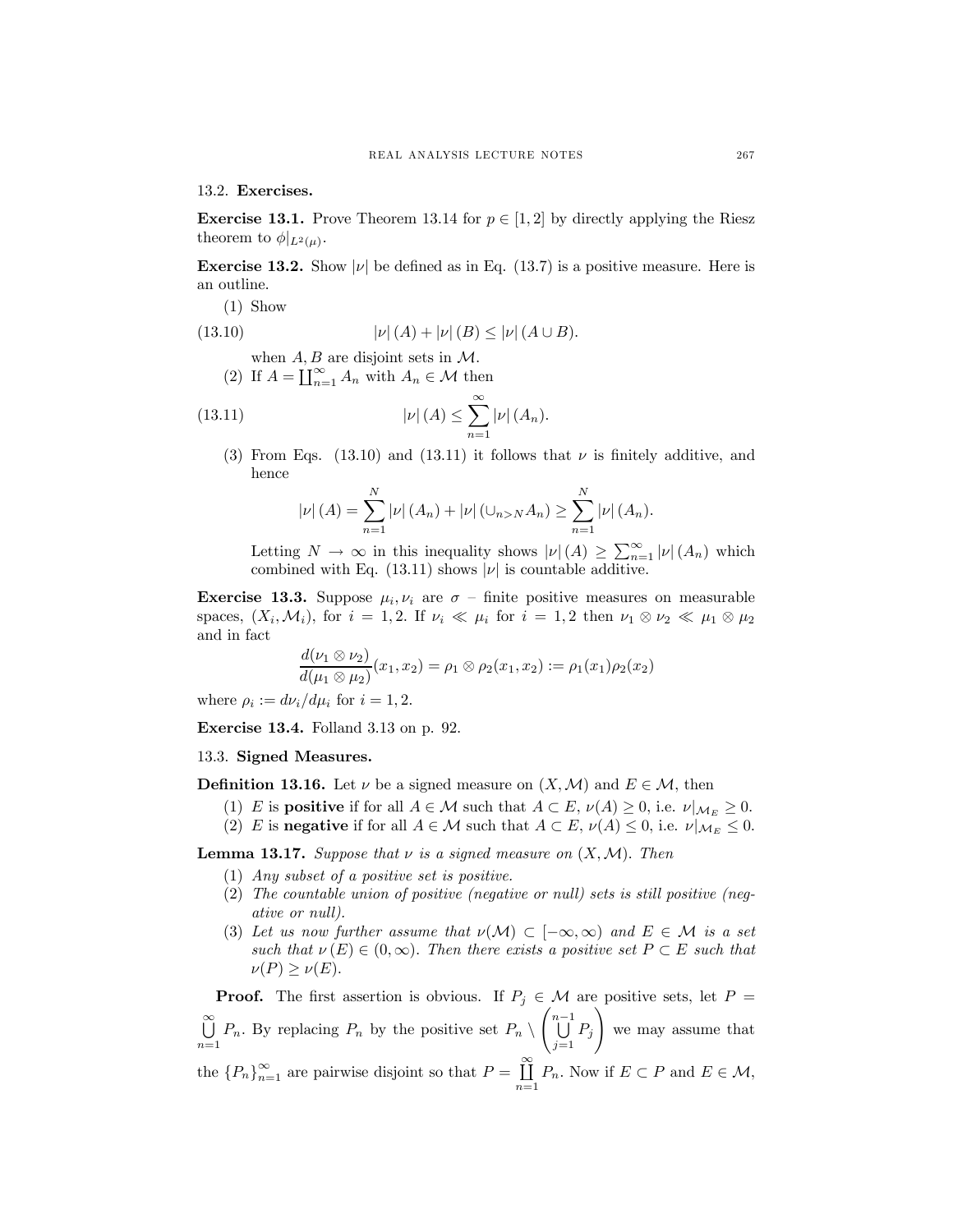## 13.2. Exercises.

**Exercise 13.1.** Prove Theorem 13.14 for $p \in [1, 2]$ by directly applying the Riesz theorem to $\phi|_{L^2(\mu)}$.

**Exercise 13.2.** Show $|\nu|$ be defined as in Eq. (13.7) is a positive measure. Here is an outline.

(1) Show

$$|\nu|(A) + |\nu|(B) \leq |\nu|(A \cup B). \tag{13.10}$$

when $A, B$ are disjoint sets in $\mathcal{M}$.

(2) If $A = \coprod_{n=1}^{\infty} A_n$ with $A_n \in \mathcal{M}$ then

$$|\nu|(A) \leq \sum_{n=1}^{\infty} |\nu|(A_n). \tag{13.11}$$

(3) From Eqs. (13.10) and (13.11) it follows that $\nu$ is finitely additive, and hence

$$|\nu|(A) = \sum_{n=1}^{N} |\nu|(A_n) + |\nu|(\cup_{n>N} A_n) \geq \sum_{n=1}^{N} |\nu|(A_n).$$

Letting $N \to \infty$ in this inequality shows $|\nu|(A) \geq \sum_{n=1}^{\infty} |\nu|(A_n)$ which combined with Eq. (13.11) shows $|\nu|$ is countable additive.

**Exercise 13.3.** Suppose $\mu_i, \nu_i$ are $\sigma$ – finite positive measures on measurable spaces, $(X_i, \mathcal{M}_i)$, for $i = 1, 2$. If $\nu_i \ll \mu_i$ for $i = 1, 2$ then $\nu_1 \otimes \nu_2 \ll \mu_1 \otimes \mu_2$ and in fact

$$\frac{d(\nu_1 \otimes \nu_2)}{d(\mu_1 \otimes \mu_2)}(x_1, x_2) = \rho_1 \otimes \rho_2(x_1, x_2) := \rho_1(x_1)\rho_2(x_2)$$

where $\rho_i := d\nu_i/d\mu_i$ for $i = 1, 2$.

**Exercise 13.4.** Folland 3.13 on p. 92.

## 13.3. Signed Measures.

**Definition 13.16.** Let $\nu$ be a signed measure on $(X, \mathcal{M})$ and $E \in \mathcal{M}$, then

(1) $E$ is **positive** if for all $A \in \mathcal{M}$ such that $A \subset E$, $\nu(A) \geq 0$, i.e. $\nu|_{\mathcal{M}_E} \geq 0$.

(2) $E$ is **negative** if for all $A \in \mathcal{M}$ such that $A \subset E$, $\nu(A) \leq 0$, i.e. $\nu|_{\mathcal{M}_E} \leq 0$.

**Lemma 13.17.** *Suppose that $\nu$ is a signed measure on $(X, \mathcal{M})$. Then*

(1) *Any subset of a positive set is positive.*

(2) *The countable union of positive (negative or null) sets is still positive (negative or null).*

(3) *Let us now further assume that $\nu(\mathcal{M}) \subset [-\infty, \infty)$ and $E \in \mathcal{M}$ is a set such that $\nu(E) \in (0, \infty)$. Then there exists a positive set $P \subset E$ such that $\nu(P) \geq \nu(E)$.*

**Proof.** The first assertion is obvious. If $P_j \in \mathcal{M}$ are positive sets, let $P = \bigcup_{n=1}^{\infty} P_n$. By replacing $P_n$ by the positive set $P_n \setminus \left( \bigcup_{j=1}^{n-1} P_j \right)$ we may assume that the $\{P_n\}_{n=1}^{\infty}$ are pairwise disjoint so that $P = \coprod_{n=1}^{\infty} P_n$. Now if $E \subset P$ and $E \in \mathcal{M}$,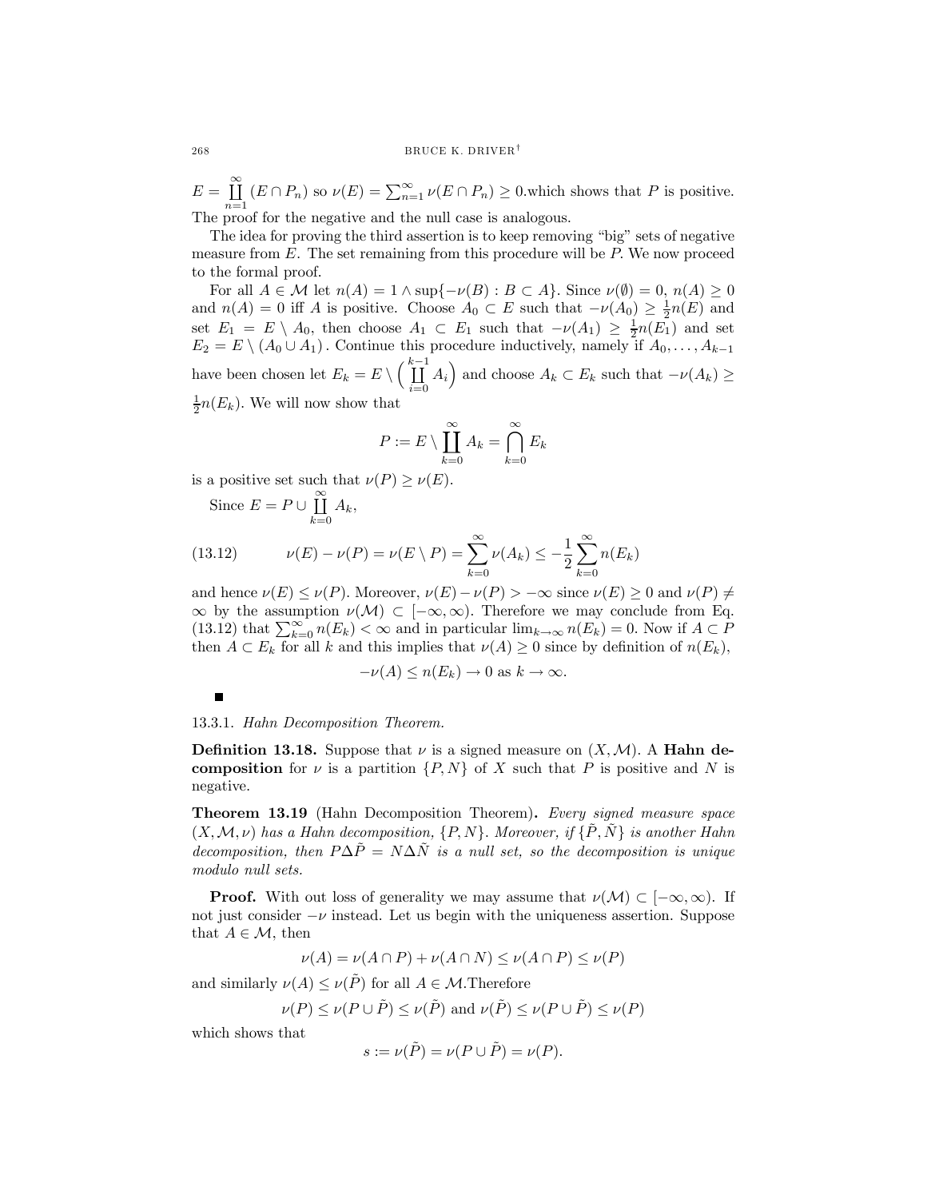$E = \coprod_{n=1}^{\infty} (E \cap P_n)$ so $\nu(E) = \sum_{n=1}^{\infty} \nu(E \cap P_n) \geq 0$.which shows that $P$ is positive. The proof for the negative and the null case is analogous.

The idea for proving the third assertion is to keep removing "big" sets of negative measure from $E$. The set remaining from this procedure will be $P$. We now proceed to the formal proof.

For all $A \in \mathcal{M}$ let $n(A) = 1 \wedge \sup\{-\nu(B) : B \subset A\}$. Since $\nu(\emptyset) = 0$, $n(A) \geq 0$ and $n(A) = 0$ iff $A$ is positive. Choose $A_0 \subset E$ such that $-\nu(A_0) \geq \frac{1}{2}n(E)$ and set $E_1 = E \setminus A_0$, then choose $A_1 \subset E_1$ such that $-\nu(A_1) \geq \frac{1}{2}n(E_1)$ and set $E_2 = E \setminus (A_0 \cup A_1)$. Continue this procedure inductively, namely if $A_0, \ldots, A_{k-1}$ have been chosen let $E_k = E \setminus \left( \coprod_{i=0}^{k-1} A_i \right)$ and choose $A_k \subset E_k$ such that $-\nu(A_k) \geq \frac{1}{2}n(E_k)$. We will now show that

$$P := E \setminus \coprod_{k=0}^{\infty} A_k = \bigcap_{k=0}^{\infty} E_k$$

is a positive set such that $\nu(P) \geq \nu(E)$.

Since $E = P \cup \coprod_{k=0}^{\infty} A_k$,

$$\nu(E) - \nu(P) = \nu(E \setminus P) = \sum_{k=0}^{\infty} \nu(A_k) \leq -\frac{1}{2} \sum_{k=0}^{\infty} n(E_k) \tag{13.12}$$

and hence $\nu(E) \leq \nu(P)$. Moreover, $\nu(E) - \nu(P) > -\infty$ since $\nu(E) \geq 0$ and $\nu(P) \neq \infty$ by the assumption $\nu(\mathcal{M}) \subset [-\infty, \infty)$. Therefore we may conclude from Eq. (13.12) that $\sum_{k=0}^{\infty} n(E_k) < \infty$ and in particular $\lim_{k\to\infty} n(E_k) = 0$. Now if $A \subset P$ then $A \subset E_k$ for all $k$ and this implies that $\nu(A) \geq 0$ since by definition of $n(E_k)$,

$$-\nu(A) \leq n(E_k) \to 0 \text{ as } k \to \infty.$$

■

### 13.3.1. *Hahn Decomposition Theorem.*

**Definition 13.18.** Suppose that $\nu$ is a signed measure on $(X, \mathcal{M})$. A **Hahn decomposition** for $\nu$ is a partition $\{P, N\}$ of $X$ such that $P$ is positive and $N$ is negative.

**Theorem 13.19** (Hahn Decomposition Theorem)**.** *Every signed measure space $(X, \mathcal{M}, \nu)$ has a Hahn decomposition, $\{P, N\}$. Moreover, if $\{\tilde{P}, \tilde{N}\}$ is another Hahn decomposition, then $P \Delta \tilde{P} = N \Delta \tilde{N}$ is a null set, so the decomposition is unique modulo null sets.*

**Proof.** With out loss of generality we may assume that $\nu(\mathcal{M}) \subset [-\infty, \infty)$. If not just consider $-\nu$ instead. Let us begin with the uniqueness assertion. Suppose that $A \in \mathcal{M}$, then

$$\nu(A) = \nu(A \cap P) + \nu(A \cap N) \leq \nu(A \cap P) \leq \nu(P)$$

and similarly $\nu(A) \leq \nu(\tilde{P})$ for all $A \in \mathcal{M}$.Therefore

$$\nu(P) \leq \nu(P \cup \tilde{P}) \leq \nu(\tilde{P}) \text{ and } \nu(\tilde{P}) \leq \nu(P \cup \tilde{P}) \leq \nu(P)$$

which shows that

$$s := \nu(\tilde{P}) = \nu(P \cup \tilde{P}) = \nu(P).$$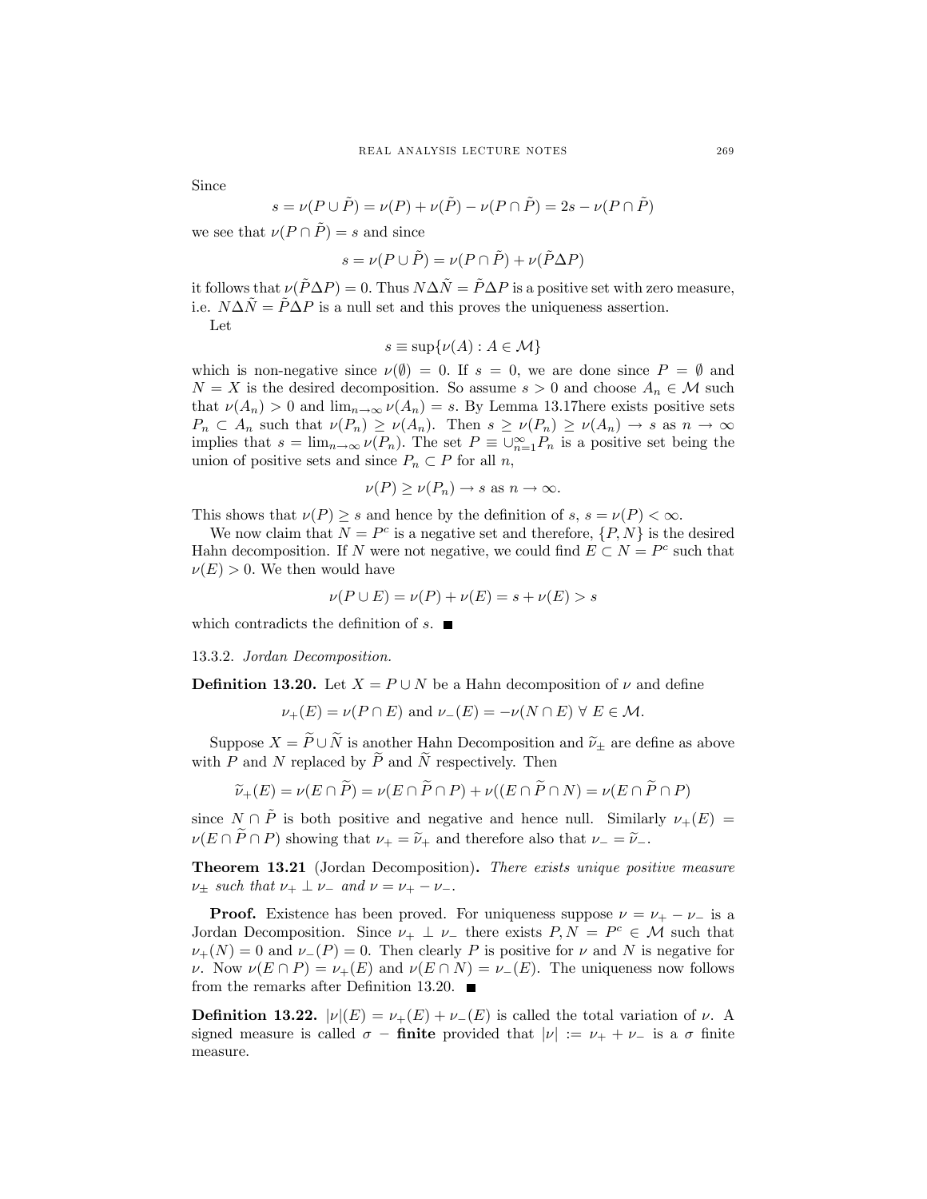Since

$$s = \nu(P \cup \tilde{P}) = \nu(P) + \nu(\tilde{P}) - \nu(P \cap \tilde{P}) = 2s - \nu(P \cap \tilde{P})$$

we see that $\nu(P \cap \tilde{P}) = s$ and since

$$s = \nu(P \cup \tilde{P}) = \nu(P \cap \tilde{P}) + \nu(\tilde{P} \Delta P)$$

it follows that $\nu(\tilde{P} \Delta P) = 0$. Thus $N \Delta \tilde{N} = \tilde{P} \Delta P$ is a positive set with zero measure, i.e. $N \Delta \tilde{N} = \tilde{P} \Delta P$ is a null set and this proves the uniqueness assertion.

Let

$$s \equiv \sup\{\nu(A) : A \in \mathcal{M}\}$$

which is non-negative since $\nu(\emptyset) = 0$. If $s = 0$, we are done since $P = \emptyset$ and $N = X$ is the desired decomposition. So assume $s > 0$ and choose $A_n \in \mathcal{M}$ such that $\nu(A_n) > 0$ and $\lim_{n \to \infty} \nu(A_n) = s$. By Lemma 13.17here exists positive sets $P_n \subset A_n$ such that $\nu(P_n) \geq \nu(A_n)$. Then $s \geq \nu(P_n) \geq \nu(A_n) \to s$ as $n \to \infty$ implies that $s = \lim_{n\to\infty} \nu(P_n)$. The set $P \equiv \cup_{n=1}^{\infty} P_n$ is a positive set being the union of positive sets and since $P_n \subset P$ for all $n$,

$$\nu(P) \geq \nu(P_n) \to s \text{ as } n \to \infty.$$

This shows that $\nu(P) \geq s$ and hence by the definition of $s$, $s = \nu(P) < \infty$.

We now claim that $N = P^c$ is a negative set and therefore, $\{P, N\}$ is the desired Hahn decomposition. If $N$ were not negative, we could find $E \subset N = P^c$ such that $\nu(E) > 0$. We then would have

$$\nu(P \cup E) = \nu(P) + \nu(E) = s + \nu(E) > s$$

which contradicts the definition of $s$. ∎

#### 13.3.2. *Jordan Decomposition.*

**Definition 13.20.** Let $X = P \cup N$ be a Hahn decomposition of $\nu$ and define

$$\nu_+(E) = \nu(P \cap E) \text{ and } \nu_-(E) = -\nu(N \cap E) \;\forall\; E \in \mathcal{M}.$$

Suppose $X = \widetilde{P} \cup \widetilde{N}$ is another Hahn Decomposition and $\widetilde{\nu}_\pm$ are define as above with $P$ and $N$ replaced by $\widetilde{P}$ and $\widetilde{N}$ respectively. Then

$$\widetilde{\nu}_+(E) = \nu(E \cap \widetilde{P}) = \nu(E \cap \widetilde{P} \cap P) + \nu((E \cap \widetilde{P} \cap N) = \nu(E \cap \widetilde{P} \cap P)$$

since $N \cap \tilde{P}$ is both positive and negative and hence null. Similarly $\nu_+(E) = \nu(E \cap \widetilde{P} \cap P)$ showing that $\nu_+ = \widetilde{\nu}_+$ and therefore also that $\nu_- = \widetilde{\nu}_-$.

**Theorem 13.21** (Jordan Decomposition)**.** *There exists unique positive measure $\nu_\pm$ such that $\nu_+ \perp \nu_-$ and $\nu = \nu_+ - \nu_-$.*

**Proof.** Existence has been proved. For uniqueness suppose $\nu = \nu_+ - \nu_-$ is a Jordan Decomposition. Since $\nu_+ \perp \nu_-$ there exists $P, N = P^c \in \mathcal{M}$ such that $\nu_+(N) = 0$ and $\nu_-(P) = 0$. Then clearly $P$ is positive for $\nu$ and $N$ is negative for $\nu$. Now $\nu(E \cap P) = \nu_+(E)$ and $\nu(E \cap N) = \nu_-(E)$. The uniqueness now follows from the remarks after Definition 13.20. ∎

**Definition 13.22.** $|\nu|(E) = \nu_+(E) + \nu_-(E)$ is called the total variation of $\nu$. A signed measure is called $\sigma -$ **finite** provided that $|\nu| := \nu_+ + \nu_-$ is a $\sigma$ finite measure.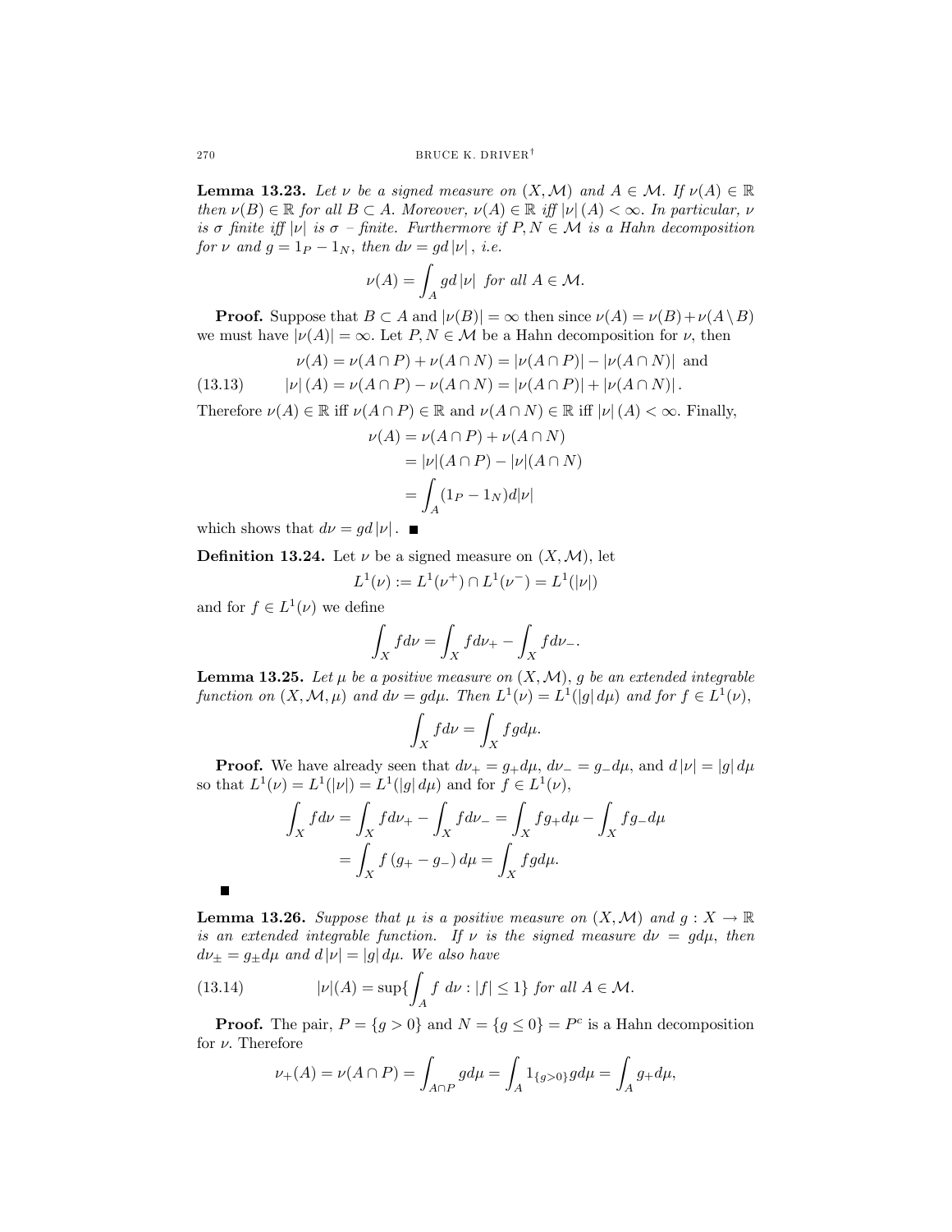**Lemma 13.23.** *Let $\nu$ be a signed measure on $(X, \mathcal{M})$ and $A \in \mathcal{M}$. If $\nu(A) \in \mathbb{R}$ then $\nu(B) \in \mathbb{R}$ for all $B \subset A$. Moreover, $\nu(A) \in \mathbb{R}$ iff $|\nu|(A) < \infty$. In particular, $\nu$ is $\sigma$ finite iff $|\nu|$ is $\sigma$ – finite. Furthermore if $P, N \in \mathcal{M}$ is a Hahn decomposition for $\nu$ and $g = 1_P - 1_N$, then $d\nu = gd|\nu|$, i.e.*

$$\nu(A) = \int_A gd|\nu| \text{ for all } A \in \mathcal{M}.$$

**Proof.** Suppose that $B \subset A$ and $|\nu(B)| = \infty$ then since $\nu(A) = \nu(B) + \nu(A \setminus B)$ we must have $|\nu(A)| = \infty$. Let $P, N \in \mathcal{M}$ be a Hahn decomposition for $\nu$, then

$$\nu(A) = \nu(A \cap P) + \nu(A \cap N) = |\nu(A \cap P)| - |\nu(A \cap N)| \text{ and}$$

$$|\nu|(A) = \nu(A \cap P) - \nu(A \cap N) = |\nu(A \cap P)| + |\nu(A \cap N)|. \tag{13.13}$$

Therefore $\nu(A) \in \mathbb{R}$ iff $\nu(A \cap P) \in \mathbb{R}$ and $\nu(A \cap N) \in \mathbb{R}$ iff $|\nu|(A) < \infty$. Finally,

$$\begin{aligned}
\nu(A) &= \nu(A \cap P) + \nu(A \cap N) \\
&= |\nu|(A \cap P) - |\nu|(A \cap N) \\
&= \int_A (1_P - 1_N) d|\nu|
\end{aligned}$$

which shows that $d\nu = gd|\nu|$. ■

**Definition 13.24.** Let $\nu$ be a signed measure on $(X, \mathcal{M})$, let

$$L^1(\nu) := L^1(\nu^+) \cap L^1(\nu^-) = L^1(|\nu|)$$

and for $f \in L^1(\nu)$ we define

$$\int_X f d\nu = \int_X f d\nu_+ - \int_X f d\nu_-.$$

**Lemma 13.25.** *Let $\mu$ be a positive measure on $(X, \mathcal{M})$, $g$ be an extended integrable function on $(X, \mathcal{M}, \mu)$ and $d\nu = gd\mu$. Then $L^1(\nu) = L^1(|g|\, d\mu)$ and for $f \in L^1(\nu)$,*

$$\int_X f d\nu = \int_X fgd\mu.$$

**Proof.** We have already seen that $d\nu_+ = g_+ d\mu$, $d\nu_- = g_- d\mu$, and $d|\nu| = |g|\, d\mu$ so that $L^1(\nu) = L^1(|\nu|) = L^1(|g|\, d\mu)$ and for $f \in L^1(\nu)$,

$$\begin{aligned}
\int_X f d\nu &= \int_X f d\nu_+ - \int_X f d\nu_- = \int_X f g_+ d\mu - \int_X f g_- d\mu \\
&= \int_X f\,(g_+ - g_-)\, d\mu = \int_X fgd\mu.
\end{aligned}$$

■

**Lemma 13.26.** *Suppose that $\mu$ is a positive measure on $(X, \mathcal{M})$ and $g : X \to \mathbb{R}$ is an extended integrable function. If $\nu$ is the signed measure $d\nu = gd\mu$, then $d\nu_\pm = g_\pm d\mu$ and $d|\nu| = |g|\, d\mu$. We also have*

$$|\nu|(A) = \sup\{\int_A f \; d\nu : |f| \le 1\} \text{ for all } A \in \mathcal{M}. \tag{13.14}$$

**Proof.** The pair, $P = \{g > 0\}$ and $N = \{g \le 0\} = P^c$ is a Hahn decomposition for $\nu$. Therefore

$$\nu_+(A) = \nu(A \cap P) = \int_{A \cap P} gd\mu = \int_A 1_{\{g>0\}} gd\mu = \int_A g_+ d\mu,$$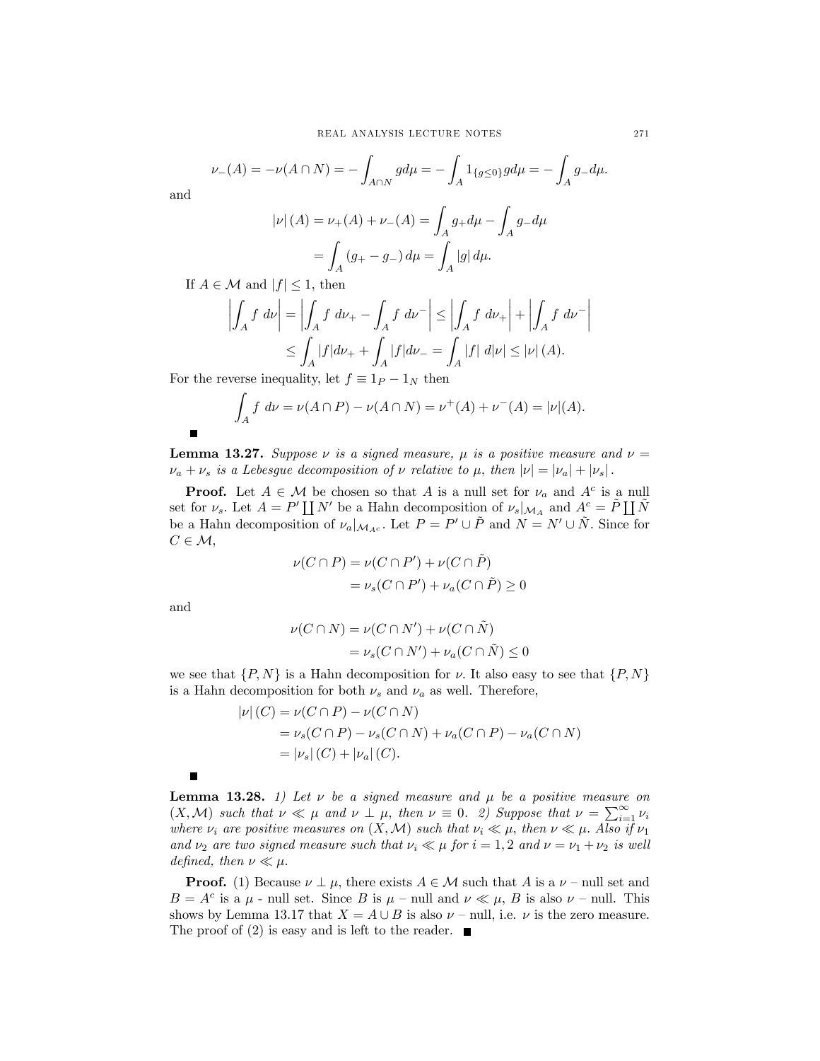$$\nu_-(A) = -\nu(A \cap N) = -\int_{A \cap N} g d\mu = -\int_A 1_{\{g \leq 0\}} g d\mu = -\int_A g_- d\mu.$$

and

$$|\nu|(A) = \nu_+(A) + \nu_-(A) = \int_A g_+ d\mu - \int_A g_- d\mu$$
$$= \int_A (g_+ - g_-) \, d\mu = \int_A |g| \, d\mu.$$

If $A \in \mathcal{M}$ and $|f| \leq 1$, then

$$\left| \int_A f \, d\nu \right| = \left| \int_A f \, d\nu_+ - \int_A f \, d\nu^- \right| \leq \left| \int_A f \, d\nu_+ \right| + \left| \int_A f \, d\nu^- \right|$$
$$\leq \int_A |f| d\nu_+ + \int_A |f| d\nu_- = \int_A |f| \, d|\nu| \leq |\nu|(A).$$

For the reverse inequality, let $f \equiv 1_P - 1_N$ then

$$\int_A f \, d\nu = \nu(A \cap P) - \nu(A \cap N) = \nu^+(A) + \nu^-(A) = |\nu|(A).$$

■

**Lemma 13.27.** *Suppose $\nu$ is a signed measure, $\mu$ is a positive measure and $\nu = \nu_a + \nu_s$ is a Lebesgue decomposition of $\nu$ relative to $\mu$, then $|\nu| = |\nu_a| + |\nu_s|$.*

**Proof.** Let $A \in \mathcal{M}$ be chosen so that $A$ is a null set for $\nu_a$ and $A^c$ is a null set for $\nu_s$. Let $A = P' \coprod N'$ be a Hahn decomposition of $\nu_s|_{\mathcal{M}_A}$ and $A^c = \tilde{P} \coprod \tilde{N}$ be a Hahn decomposition of $\nu_a|_{\mathcal{M}_{A^c}}$. Let $P = P' \cup \tilde{P}$ and $N = N' \cup \tilde{N}$. Since for $C \in \mathcal{M}$,

$$\nu(C \cap P) = \nu(C \cap P') + \nu(C \cap \tilde{P})$$
$$= \nu_s(C \cap P') + \nu_a(C \cap \tilde{P}) \geq 0$$

and

$$\nu(C \cap N) = \nu(C \cap N') + \nu(C \cap \tilde{N})$$
$$= \nu_s(C \cap N') + \nu_a(C \cap \tilde{N}) \leq 0$$

we see that $\{P, N\}$ is a Hahn decomposition for $\nu$. It also easy to see that $\{P, N\}$ is a Hahn decomposition for both $\nu_s$ and $\nu_a$ as well. Therefore,

$$|\nu|(C) = \nu(C \cap P) - \nu(C \cap N)$$
$$= \nu_s(C \cap P) - \nu_s(C \cap N) + \nu_a(C \cap P) - \nu_a(C \cap N)$$
$$= |\nu_s|(C) + |\nu_a|(C).$$

■

**Lemma 13.28.** *1) Let $\nu$ be a signed measure and $\mu$ be a positive measure on $(X, \mathcal{M})$ such that $\nu \ll \mu$ and $\nu \perp \mu$, then $\nu \equiv 0$. 2) Suppose that $\nu = \sum_{i=1}^{\infty} \nu_i$ where $\nu_i$ are positive measures on $(X, \mathcal{M})$ such that $\nu_i \ll \mu$, then $\nu \ll \mu$. Also if $\nu_1$ and $\nu_2$ are two signed measure such that $\nu_i \ll \mu$ for $i = 1, 2$ and $\nu = \nu_1 + \nu_2$ is well defined, then $\nu \ll \mu$.*

**Proof.** (1) Because $\nu \perp \mu$, there exists $A \in \mathcal{M}$ such that $A$ is a $\nu$ – null set and $B = A^c$ is a $\mu$ - null set. Since $B$ is $\mu$ – null and $\nu \ll \mu$, $B$ is also $\nu$ – null. This shows by Lemma 13.17 that $X = A \cup B$ is also $\nu$ – null, i.e. $\nu$ is the zero measure. The proof of (2) is easy and is left to the reader. ■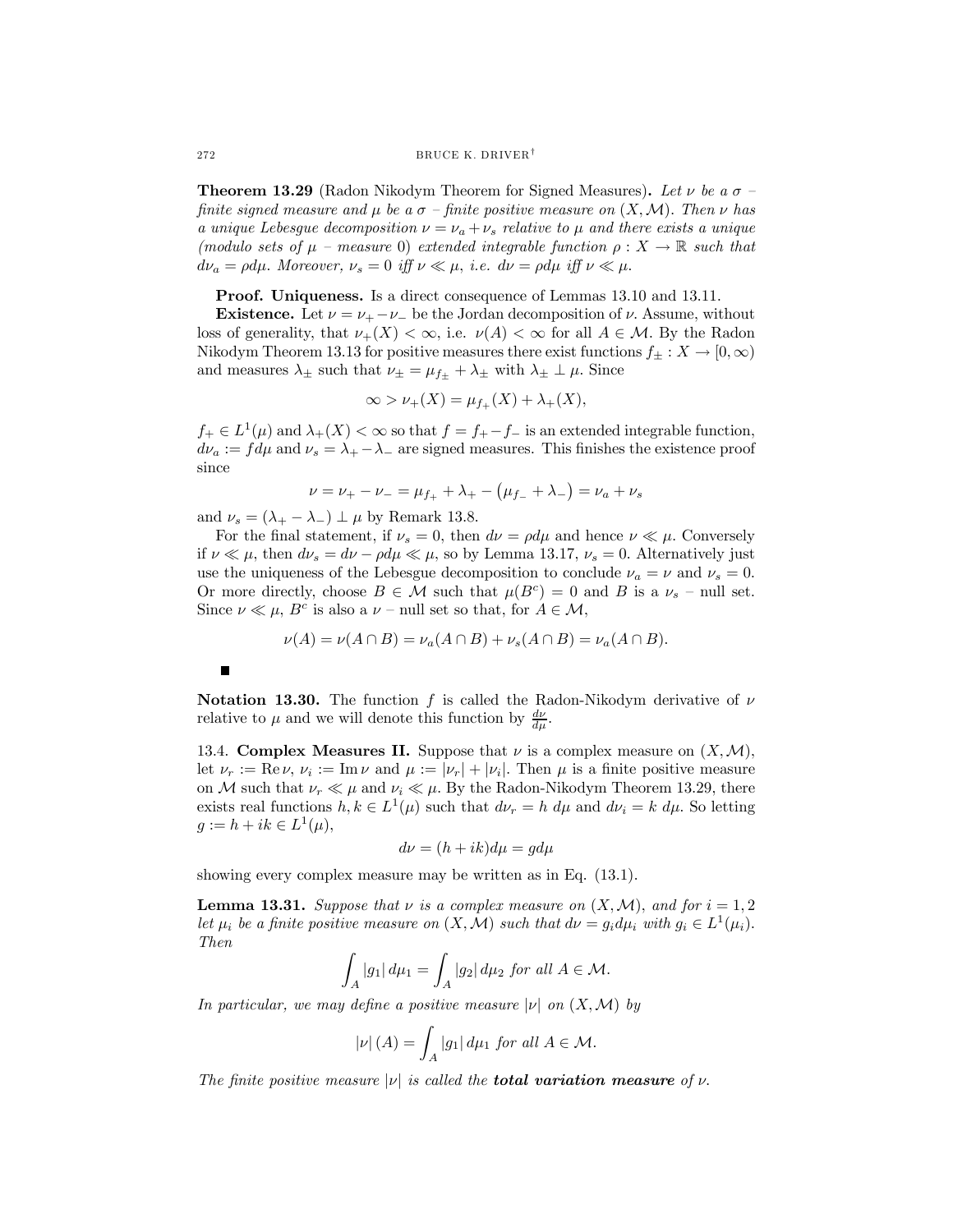**Theorem 13.29** (Radon Nikodym Theorem for Signed Measures)**.** *Let $\nu$ be a $\sigma$ – finite signed measure and $\mu$ be a $\sigma$ – finite positive measure on $(X, \mathcal{M})$. Then $\nu$ has a unique Lebesgue decomposition $\nu = \nu_a + \nu_s$ relative to $\mu$ and there exists a unique (modulo sets of $\mu$ – measure 0) extended integrable function $\rho : X \to \mathbb{R}$ such that $d\nu_a = \rho d\mu$. Moreover, $\nu_s = 0$ iff $\nu \ll \mu$, i.e. $d\nu = \rho d\mu$ iff $\nu \ll \mu$.*

**Proof. Uniqueness.** Is a direct consequence of Lemmas 13.10 and 13.11.

**Existence.** Let $\nu = \nu_+ - \nu_-$ be the Jordan decomposition of $\nu$. Assume, without loss of generality, that $\nu_+(X) < \infty$, i.e. $\nu(A) < \infty$ for all $A \in \mathcal{M}$. By the Radon Nikodym Theorem 13.13 for positive measures there exist functions $f_\pm : X \to [0, \infty)$ and measures $\lambda_\pm$ such that $\nu_\pm = \mu_{f_\pm} + \lambda_\pm$ with $\lambda_\pm \perp \mu$. Since

$$\infty > \nu_+(X) = \mu_{f_+}(X) + \lambda_+(X),$$

$f_+ \in L^1(\mu)$ and $\lambda_+(X) < \infty$ so that $f = f_+ - f_-$ is an extended integrable function, $d\nu_a := f d\mu$ and $\nu_s = \lambda_+ - \lambda_-$ are signed measures. This finishes the existence proof since

$$\nu = \nu_+ - \nu_- = \mu_{f_+} + \lambda_+ - \left(\mu_{f_-} + \lambda_-\right) = \nu_a + \nu_s$$

and $\nu_s = (\lambda_+ - \lambda_-) \perp \mu$ by Remark 13.8.

For the final statement, if $\nu_s = 0$, then $d\nu = \rho d\mu$ and hence $\nu \ll \mu$. Conversely if $\nu \ll \mu$, then $d\nu_s = d\nu - \rho d\mu \ll \mu$, so by Lemma 13.17, $\nu_s = 0$. Alternatively just use the uniqueness of the Lebesgue decomposition to conclude $\nu_a = \nu$ and $\nu_s = 0$. Or more directly, choose $B \in \mathcal{M}$ such that $\mu(B^c) = 0$ and $B$ is a $\nu_s$ – null set. Since $\nu \ll \mu$, $B^c$ is also a $\nu$ – null set so that, for $A \in \mathcal{M}$,

$$\nu(A) = \nu(A \cap B) = \nu_a(A \cap B) + \nu_s(A \cap B) = \nu_a(A \cap B).$$

■

**Notation 13.30.** The function $f$ is called the Radon-Nikodym derivative of $\nu$ relative to $\mu$ and we will denote this function by $\frac{d\nu}{d\mu}$.

13.4. **Complex Measures II.** Suppose that $\nu$ is a complex measure on $(X, \mathcal{M})$, let $\nu_r := \operatorname{Re} \nu$, $\nu_i := \operatorname{Im} \nu$ and $\mu := |\nu_r| + |\nu_i|$. Then $\mu$ is a finite positive measure on $\mathcal{M}$ such that $\nu_r \ll \mu$ and $\nu_i \ll \mu$. By the Radon-Nikodym Theorem 13.29, there exists real functions $h, k \in L^1(\mu)$ such that $d\nu_r = h\ d\mu$ and $d\nu_i = k\ d\mu$. So letting $g := h + ik \in L^1(\mu)$,

$$d\nu = (h + ik) d\mu = g d\mu$$

showing every complex measure may be written as in Eq. (13.1).

**Lemma 13.31.** *Suppose that $\nu$ is a complex measure on $(X, \mathcal{M})$, and for $i = 1, 2$ let $\mu_i$ be a finite positive measure on $(X, \mathcal{M})$ such that $d\nu = g_i d\mu_i$ with $g_i \in L^1(\mu_i)$. Then*

$$\int_A |g_1|\, d\mu_1 = \int_A |g_2|\, d\mu_2 \text{ for all } A \in \mathcal{M}.$$

*In particular, we may define a positive measure $|\nu|$ on $(X, \mathcal{M})$ by*

$$|\nu|(A) = \int_A |g_1|\, d\mu_1 \text{ for all } A \in \mathcal{M}.$$

*The finite positive measure $|\nu|$ is called the* ***total variation measure*** *of $\nu$.*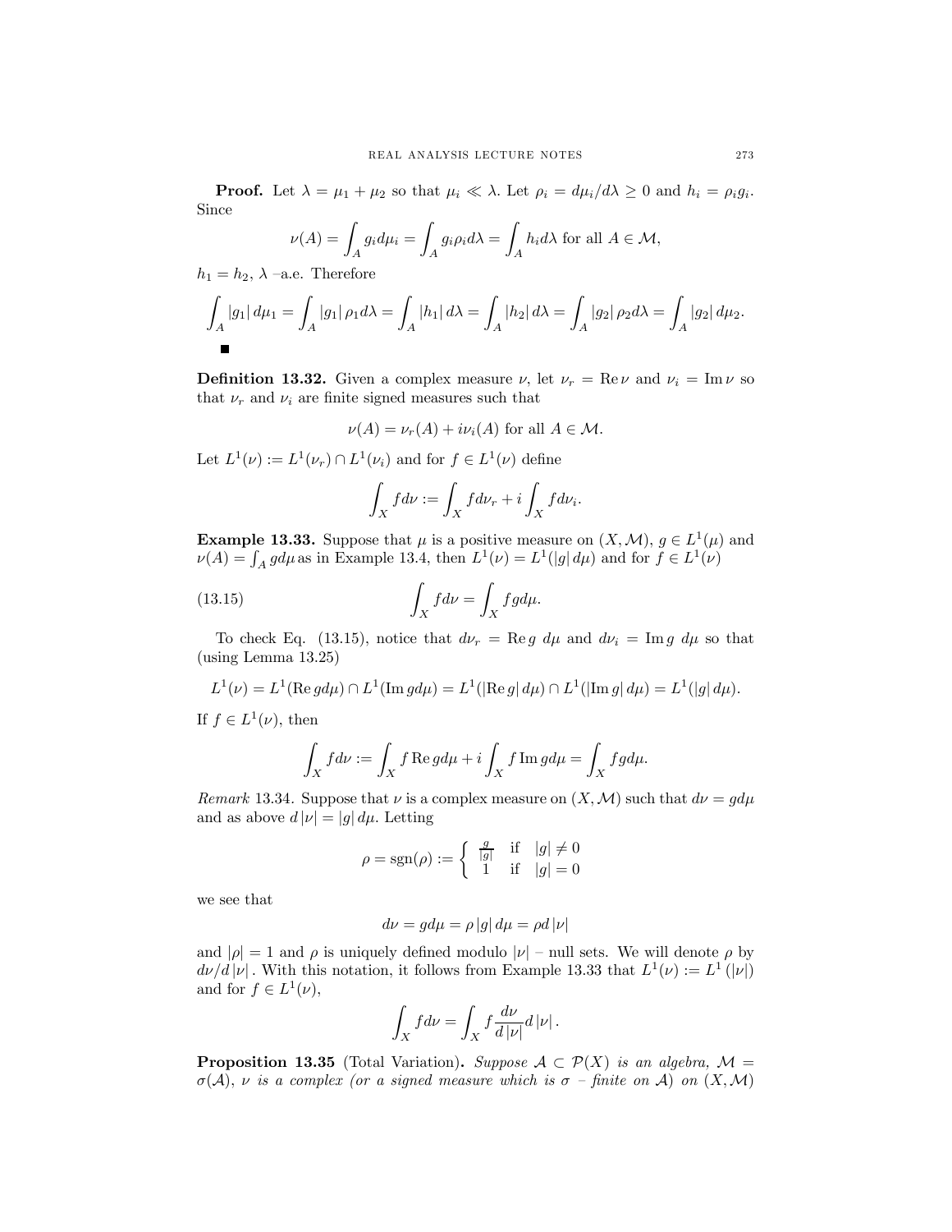**Proof.** Let $\lambda = \mu_1 + \mu_2$ so that $\mu_i \ll \lambda$. Let $\rho_i = d\mu_i/d\lambda \geq 0$ and $h_i = \rho_i g_i$. Since

$$\nu(A) = \int_A g_i d\mu_i = \int_A g_i \rho_i d\lambda = \int_A h_i d\lambda \text{ for all } A \in \mathcal{M},$$

$h_1 = h_2$, $\lambda$ –a.e. Therefore

$$\int_A |g_1| \, d\mu_1 = \int_A |g_1| \, \rho_1 d\lambda = \int_A |h_1| \, d\lambda = \int_A |h_2| \, d\lambda = \int_A |g_2| \, \rho_2 d\lambda = \int_A |g_2| \, d\mu_2.$$

■

**Definition 13.32.** Given a complex measure $\nu$, let $\nu_r = \operatorname{Re} \nu$ and $\nu_i = \operatorname{Im} \nu$ so that $\nu_r$ and $\nu_i$ are finite signed measures such that

$$\nu(A) = \nu_r(A) + i\nu_i(A) \text{ for all } A \in \mathcal{M}.$$

Let $L^1(\nu) := L^1(\nu_r) \cap L^1(\nu_i)$ and for $f \in L^1(\nu)$ define

$$\int_X f d\nu := \int_X f d\nu_r + i \int_X f d\nu_i.$$

**Example 13.33.** Suppose that $\mu$ is a positive measure on $(X, \mathcal{M})$, $g \in L^1(\mu)$ and $\nu(A) = \int_A g d\mu$ as in Example 13.4, then $L^1(\nu) = L^1(|g| \, d\mu)$ and for $f \in L^1(\nu)$

$$\int_X f d\nu = \int_X f g d\mu. \tag{13.15}$$

To check Eq. (13.15), notice that $d\nu_r = \operatorname{Re} g \; d\mu$ and $d\nu_i = \operatorname{Im} g \; d\mu$ so that (using Lemma 13.25)

$$L^1(\nu) = L^1(\operatorname{Re} g d\mu) \cap L^1(\operatorname{Im} g d\mu) = L^1(|\operatorname{Re} g| \, d\mu) \cap L^1(|\operatorname{Im} g| \, d\mu) = L^1(|g| \, d\mu).$$

If $f \in L^1(\nu)$, then

$$\int_X f d\nu := \int_X f \operatorname{Re} g d\mu + i \int_X f \operatorname{Im} g d\mu = \int_X f g d\mu.$$

*Remark* 13.34. Suppose that $\nu$ is a complex measure on $(X, \mathcal{M})$ such that $d\nu = g d\mu$ and as above $d|\nu| = |g| \, d\mu$. Letting

$$\rho = \operatorname{sgn}(\rho) := \begin{cases} \frac{g}{|g|} & \text{if } \; |g| \neq 0 \\ 1 & \text{if } \; |g| = 0 \end{cases}$$

we see that

$$d\nu = g d\mu = \rho \, |g| \, d\mu = \rho d \, |\nu|$$

and $|\rho| = 1$ and $\rho$ is uniquely defined modulo $|\nu|$ – null sets. We will denote $\rho$ by $d\nu/d\,|\nu|$. With this notation, it follows from Example 13.33 that $L^1(\nu) := L^1(|\nu|)$ and for $f \in L^1(\nu)$,

$$\int_X f d\nu = \int_X f \frac{d\nu}{d\,|\nu|} d\,|\nu| \, .$$

**Proposition 13.35** (Total Variation)**.** *Suppose $\mathcal{A} \subset \mathcal{P}(X)$ is an algebra, $\mathcal{M} = \sigma(\mathcal{A})$, $\nu$ is a complex (or a signed measure which is $\sigma$ – finite on $\mathcal{A}$) on $(X, \mathcal{M})$*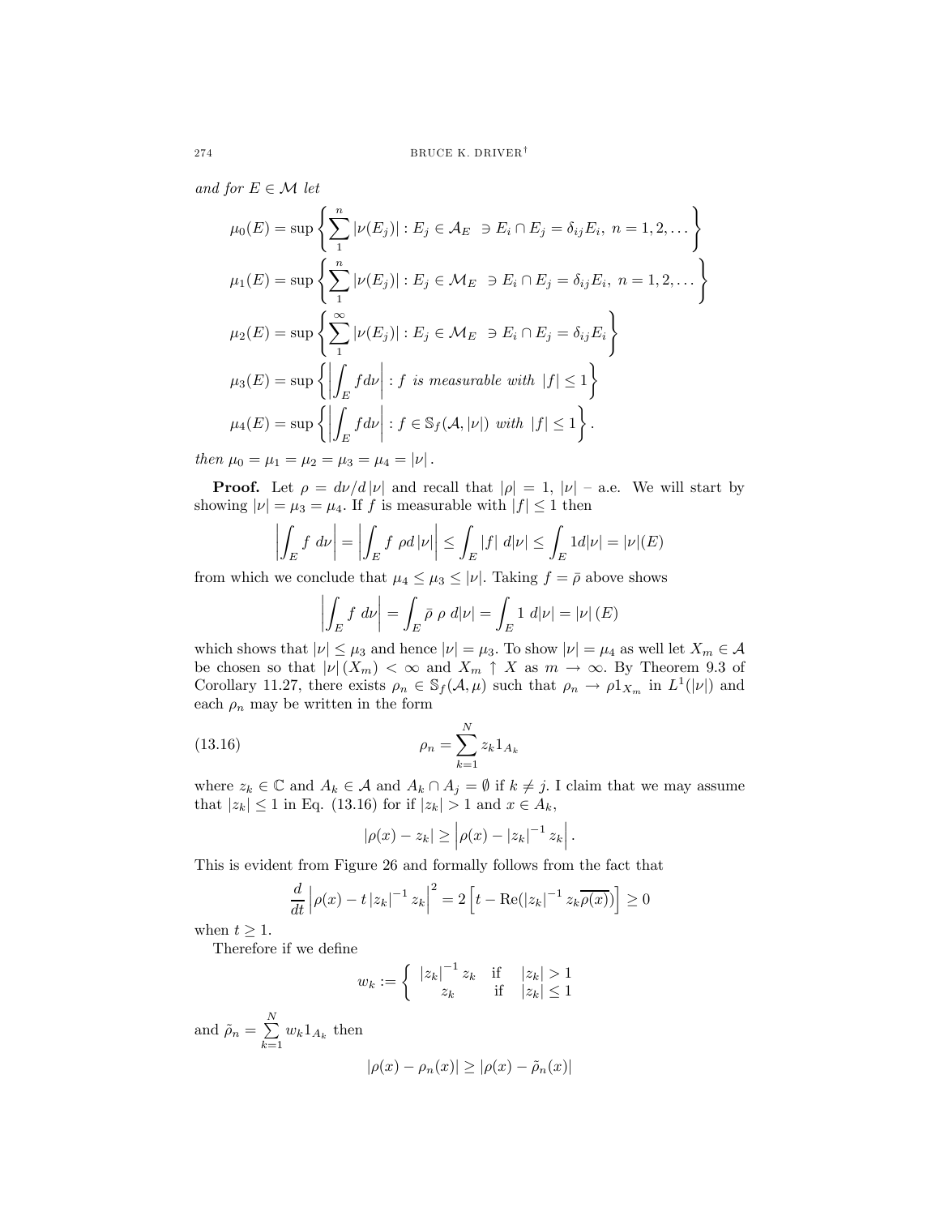*and for $E \in \mathcal{M}$ let*

$$\mu_0(E) = \sup\left\{\sum_1^n |\nu(E_j)| : E_j \in \mathcal{A}_E \ \ni E_i \cap E_j = \delta_{ij} E_i,\ n = 1, 2, \dots\right\}$$

$$\mu_1(E) = \sup\left\{\sum_1^n |\nu(E_j)| : E_j \in \mathcal{M}_E \ \ni E_i \cap E_j = \delta_{ij} E_i,\ n = 1, 2, \dots\right\}$$

$$\mu_2(E) = \sup\left\{\sum_1^\infty |\nu(E_j)| : E_j \in \mathcal{M}_E \ \ni E_i \cap E_j = \delta_{ij} E_i\right\}$$

$$\mu_3(E) = \sup\left\{\left|\int_E f d\nu\right| : f \text{ is measurable with } |f| \le 1\right\}$$

$$\mu_4(E) = \sup\left\{\left|\int_E f d\nu\right| : f \in \mathbb{S}_f(\mathcal{A}, |\nu|) \text{ with } |f| \le 1\right\}.$$

*then* $\mu_0 = \mu_1 = \mu_2 = \mu_3 = \mu_4 = |\nu|$.

**Proof.** Let $\rho = d\nu/d|\nu|$ and recall that $|\rho| = 1$, $|\nu|$ – a.e. We will start by showing $|\nu| = \mu_3 = \mu_4$. If $f$ is measurable with $|f| \le 1$ then

$$\left|\int_E f\ d\nu\right| = \left|\int_E f\ \rho d|\nu|\right| \le \int_E |f|\ d|\nu| \le \int_E 1 d|\nu| = |\nu|(E)$$

from which we conclude that $\mu_4 \le \mu_3 \le |\nu|$. Taking $f = \bar{\rho}$ above shows

$$\left|\int_E f\ d\nu\right| = \int_E \bar{\rho}\ \rho\ d|\nu| = \int_E 1\ d|\nu| = |\nu|(E)$$

which shows that $|\nu| \le \mu_3$ and hence $|\nu| = \mu_3$. To show $|\nu| = \mu_4$ as well let $X_m \in \mathcal{A}$ be chosen so that $|\nu|(X_m) < \infty$ and $X_m \uparrow X$ as $m \to \infty$. By Theorem 9.3 of Corollary 11.27, there exists $\rho_n \in \mathbb{S}_f(\mathcal{A}, \mu)$ such that $\rho_n \to \rho 1_{X_m}$ in $L^1(|\nu|)$ and each $\rho_n$ may be written in the form

$$\rho_n = \sum_{k=1}^N z_k 1_{A_k} \tag{13.16}$$

where $z_k \in \mathbb{C}$ and $A_k \in \mathcal{A}$ and $A_k \cap A_j = \emptyset$ if $k \neq j$. I claim that we may assume that $|z_k| \le 1$ in Eq. (13.16) for if $|z_k| > 1$ and $x \in A_k$,

$$|\rho(x) - z_k| \ge \left|\rho(x) - |z_k|^{-1} z_k\right|.$$

This is evident from Figure 26 and formally follows from the fact that

$$\frac{d}{dt}\left|\rho(x) - t|z_k|^{-1} z_k\right|^2 = 2\left[t - \mathrm{Re}(|z_k|^{-1} z_k \overline{\rho(x)})\right] \ge 0$$

when $t \ge 1$.

Therefore if we define

$$w_k := \begin{cases} |z_k|^{-1} z_k & \text{if} \quad |z_k| > 1 \\ z_k & \text{if} \quad |z_k| \le 1 \end{cases}$$

and $\tilde{\rho}_n = \sum_{k=1}^N w_k 1_{A_k}$ then

$$|\rho(x) - \rho_n(x)| \ge |\rho(x) - \tilde{\rho}_n(x)|$$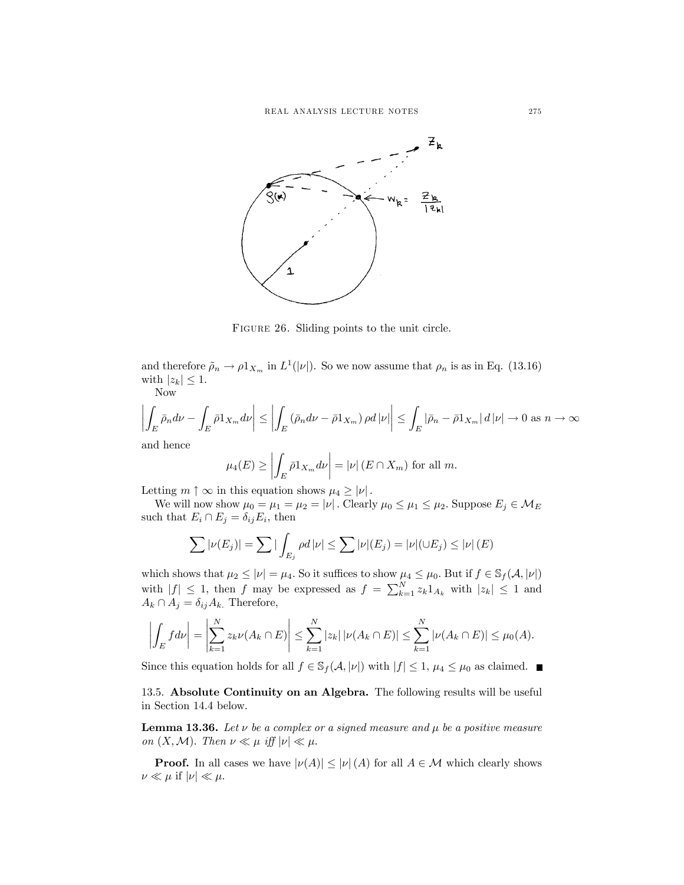Figure 26. Sliding points to the unit circle.

and therefore $\tilde{\rho}_n \to \rho 1_{X_m}$ in $L^1(|\nu|)$. So we now assume that $\rho_n$ is as in Eq. (13.16) with $|z_k| \le 1$.

Now

$$\left| \int_E \bar{\rho}_n d\nu - \int_E \bar{\rho} 1_{X_m} d\nu \right| \le \left| \int_E (\bar{\rho}_n d\nu - \bar{\rho} 1_{X_m}) \rho d|\nu| \right| \le \int_E |\bar{\rho}_n - \bar{\rho} 1_{X_m}| d|\nu| \to 0 \text{ as } n \to \infty$$

and hence

$$\mu_4(E) \ge \left| \int_E \bar{\rho} 1_{X_m} d\nu \right| = |\nu| (E \cap X_m) \text{ for all } m.$$

Letting $m \uparrow \infty$ in this equation shows $\mu_4 \ge |\nu|$.

We will now show $\mu_0 = \mu_1 = \mu_2 = |\nu|$. Clearly $\mu_0 \le \mu_1 \le \mu_2$. Suppose $E_j \in \mathcal{M}_E$ such that $E_i \cap E_j = \delta_{ij} E_i$, then

$$\sum |\nu(E_j)| = \sum | \int_{E_j} \rho d|\nu| \le \sum |\nu|(E_j) = |\nu|(\cup E_j) \le |\nu|(E)$$

which shows that $\mu_2 \le |\nu| = \mu_4$. So it suffices to show $\mu_4 \le \mu_0$. But if $f \in \mathbb{S}_f(\mathcal{A}, |\nu|)$ with $|f| \le 1$, then $f$ may be expressed as $f = \sum_{k=1}^N z_k 1_{A_k}$ with $|z_k| \le 1$ and $A_k \cap A_j = \delta_{ij} A_k$. Therefore,

$$\left| \int_E f d\nu \right| = \left| \sum_{k=1}^N z_k \nu(A_k \cap E) \right| \le \sum_{k=1}^N |z_k| |\nu(A_k \cap E)| \le \sum_{k=1}^N |\nu(A_k \cap E)| \le \mu_0(A).$$

Since this equation holds for all $f \in \mathbb{S}_f(\mathcal{A}, |\nu|)$ with $|f| \le 1$, $\mu_4 \le \mu_0$ as claimed. ■

## 13.5. Absolute Continuity on an Algebra.

The following results will be useful in Section 14.4 below.

**Lemma 13.36.** *Let $\nu$ be a complex or a signed measure and $\mu$ be a positive measure on $(X, \mathcal{M})$. Then $\nu \ll \mu$ iff $|\nu| \ll \mu$.*

**Proof.** In all cases we have $|\nu(A)| \le |\nu|(A)$ for all $A \in \mathcal{M}$ which clearly shows $\nu \ll \mu$ if $|\nu| \ll \mu$.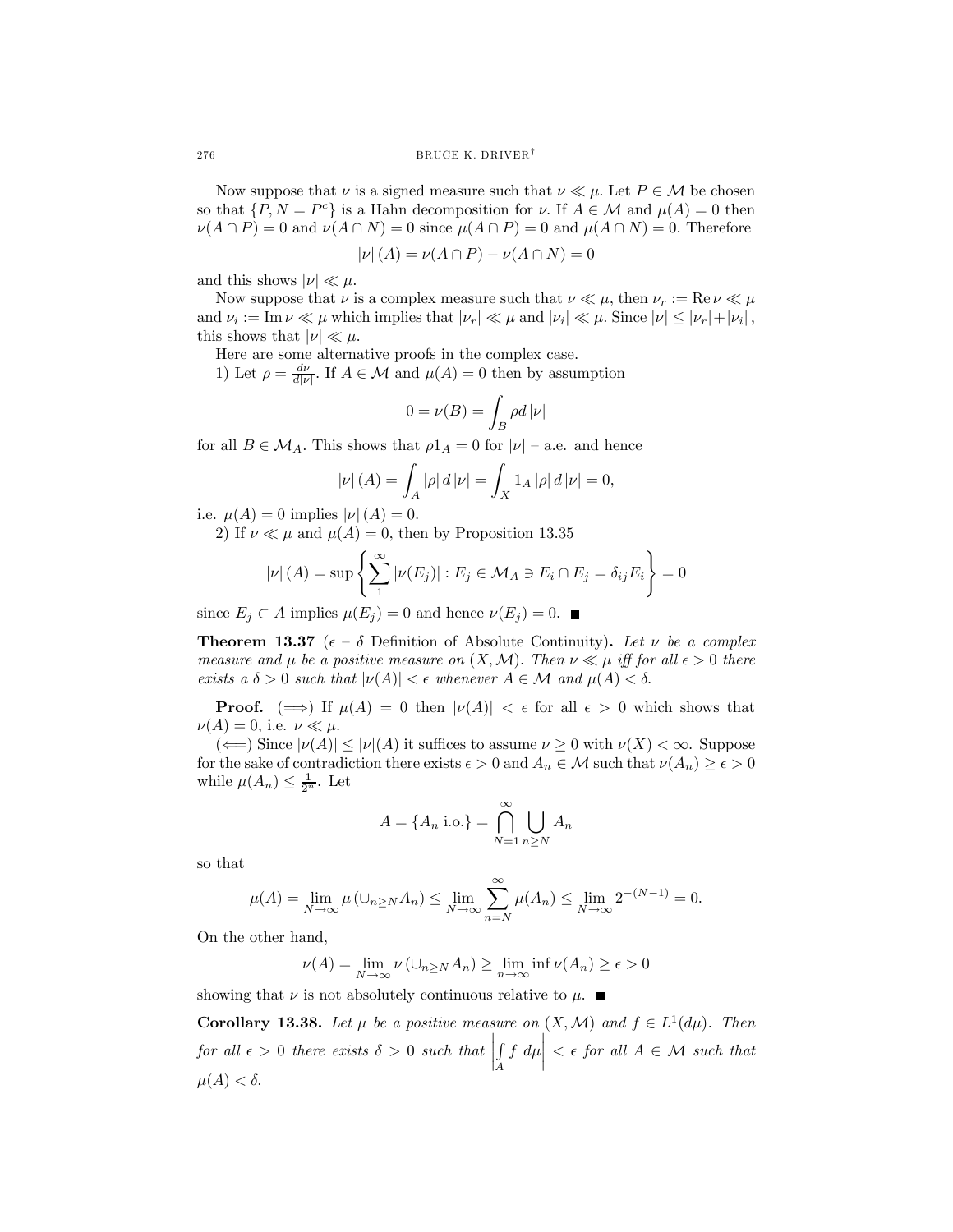Now suppose that $\nu$ is a signed measure such that $\nu \ll \mu$. Let $P \in \mathcal{M}$ be chosen so that $\{P, N = P^c\}$ is a Hahn decomposition for $\nu$. If $A \in \mathcal{M}$ and $\mu(A) = 0$ then $\nu(A \cap P) = 0$ and $\nu(A \cap N) = 0$ since $\mu(A \cap P) = 0$ and $\mu(A \cap N) = 0$. Therefore

$$|\nu|(A) = \nu(A \cap P) - \nu(A \cap N) = 0$$

and this shows $|\nu| \ll \mu$.

Now suppose that $\nu$ is a complex measure such that $\nu \ll \mu$, then $\nu_r := \operatorname{Re} \nu \ll \mu$ and $\nu_i := \operatorname{Im} \nu \ll \mu$ which implies that $|\nu_r| \ll \mu$ and $|\nu_i| \ll \mu$. Since $|\nu| \leq |\nu_r| + |\nu_i|$, this shows that $|\nu| \ll \mu$.

Here are some alternative proofs in the complex case.

1) Let $\rho = \frac{d\nu}{d|\nu|}$. If $A \in \mathcal{M}$ and $\mu(A) = 0$ then by assumption

$$0 = \nu(B) = \int_B \rho d|\nu|$$

for all $B \in \mathcal{M}_A$. This shows that $\rho 1_A = 0$ for $|\nu|$ – a.e. and hence

$$|\nu|(A) = \int_A |\rho| d|\nu| = \int_X 1_A |\rho| d|\nu| = 0,$$

i.e. $\mu(A) = 0$ implies $|\nu|(A) = 0$.

2) If $\nu \ll \mu$ and $\mu(A) = 0$, then by Proposition 13.35

$$|\nu|(A) = \sup\left\{ \sum_1^\infty |\nu(E_j)| : E_j \in \mathcal{M}_A \ni E_i \cap E_j = \delta_{ij} E_i \right\} = 0$$

since $E_j \subset A$ implies $\mu(E_j) = 0$ and hence $\nu(E_j) = 0$. ■

**Theorem 13.37** ($\epsilon$ – $\delta$ Definition of Absolute Continuity)**.** *Let $\nu$ be a complex measure and $\mu$ be a positive measure on $(X, \mathcal{M})$. Then $\nu \ll \mu$ iff for all $\epsilon > 0$ there exists a $\delta > 0$ such that $|\nu(A)| < \epsilon$ whenever $A \in \mathcal{M}$ and $\mu(A) < \delta$.*

**Proof.** ($\Longrightarrow$) If $\mu(A) = 0$ then $|\nu(A)| < \epsilon$ for all $\epsilon > 0$ which shows that $\nu(A) = 0$, i.e. $\nu \ll \mu$.

($\Longleftarrow$) Since $|\nu(A)| \leq |\nu|(A)$ it suffices to assume $\nu \geq 0$ with $\nu(X) < \infty$. Suppose for the sake of contradiction there exists $\epsilon > 0$ and $A_n \in \mathcal{M}$ such that $\nu(A_n) \geq \epsilon > 0$ while $\mu(A_n) \leq \frac{1}{2^n}$. Let

$$A = \{A_n \text{ i.o.}\} = \bigcap_{N=1}^\infty \bigcup_{n \geq N} A_n$$

so that

$$\mu(A) = \lim_{N\to\infty} \mu\left(\cup_{n\geq N} A_n\right) \leq \lim_{N\to\infty} \sum_{n=N}^\infty \mu(A_n) \leq \lim_{N\to\infty} 2^{-(N-1)} = 0.$$

On the other hand,

$$\nu(A) = \lim_{N\to\infty} \nu\left(\cup_{n\geq N} A_n\right) \geq \lim_{n\to\infty} \inf \nu(A_n) \geq \epsilon > 0$$

showing that $\nu$ is not absolutely continuous relative to $\mu$. ■

**Corollary 13.38.** *Let $\mu$ be a positive measure on $(X, \mathcal{M})$ and $f \in L^1(d\mu)$. Then for all $\epsilon > 0$ there exists $\delta > 0$ such that $\left|\int_A f \, d\mu\right| < \epsilon$ for all $A \in \mathcal{M}$ such that $\mu(A) < \delta$.*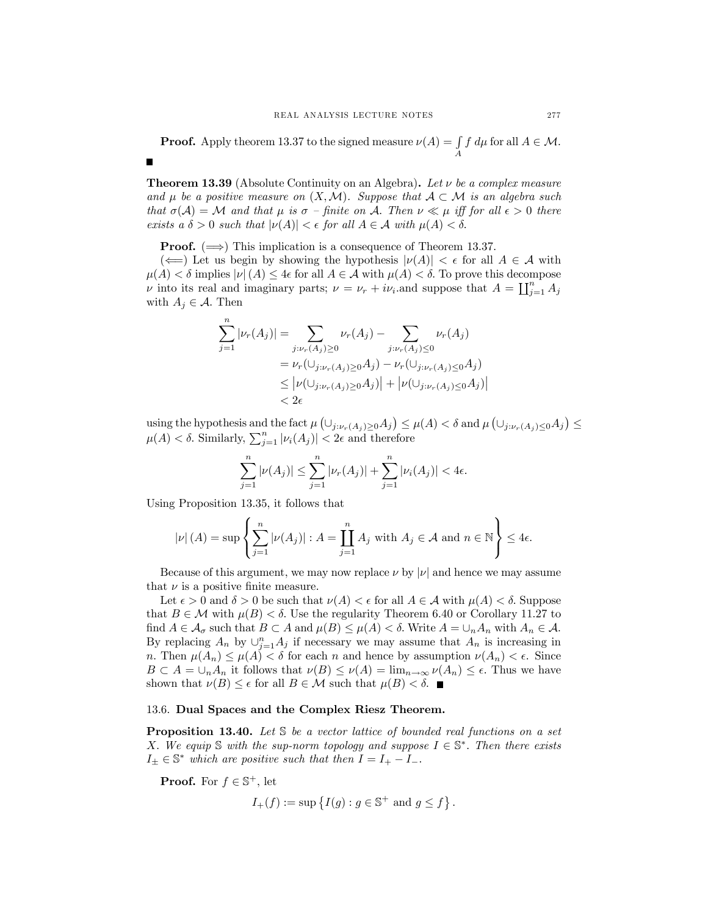**Proof.** Apply theorem 13.37 to the signed measure $\nu(A) = \int_A f \, d\mu$ for all $A \in \mathcal{M}$. ■

**Theorem 13.39** (Absolute Continuity on an Algebra)**.** *Let $\nu$ be a complex measure and $\mu$ be a positive measure on $(X, \mathcal{M})$. Suppose that $\mathcal{A} \subset \mathcal{M}$ is an algebra such that $\sigma(\mathcal{A}) = \mathcal{M}$ and that $\mu$ is $\sigma$ – finite on $\mathcal{A}$. Then $\nu \ll \mu$ iff for all $\epsilon > 0$ there exists a $\delta > 0$ such that $|\nu(A)| < \epsilon$ for all $A \in \mathcal{A}$ with $\mu(A) < \delta$.*

**Proof.** ($\Longrightarrow$) This implication is a consequence of Theorem 13.37.

($\Longleftarrow$) Let us begin by showing the hypothesis $|\nu(A)| < \epsilon$ for all $A \in \mathcal{A}$ with $\mu(A) < \delta$ implies $|\nu|(A) \leq 4\epsilon$ for all $A \in \mathcal{A}$ with $\mu(A) < \delta$. To prove this decompose $\nu$ into its real and imaginary parts; $\nu = \nu_r + i\nu_i$.and suppose that $A = \coprod_{j=1}^n A_j$ with $A_j \in \mathcal{A}$. Then

$$\begin{aligned}
\sum_{j=1}^n |\nu_r(A_j)| &= \sum_{j:\nu_r(A_j)\geq 0} \nu_r(A_j) - \sum_{j:\nu_r(A_j)\leq 0} \nu_r(A_j) \\
&= \nu_r(\cup_{j:\nu_r(A_j)\geq 0} A_j) - \nu_r(\cup_{j:\nu_r(A_j)\leq 0} A_j) \\
&\leq \left|\nu(\cup_{j:\nu_r(A_j)\geq 0} A_j)\right| + \left|\nu(\cup_{j:\nu_r(A_j)\leq 0} A_j)\right| \\
&< 2\epsilon
\end{aligned}$$

using the hypothesis and the fact $\mu\left(\cup_{j:\nu_r(A_j)\geq 0} A_j\right) \leq \mu(A) < \delta$ and $\mu\left(\cup_{j:\nu_r(A_j)\leq 0} A_j\right) \leq \mu(A) < \delta$. Similarly, $\sum_{j=1}^n |\nu_i(A_j)| < 2\epsilon$ and therefore

$$\sum_{j=1}^n |\nu(A_j)| \leq \sum_{j=1}^n |\nu_r(A_j)| + \sum_{j=1}^n |\nu_i(A_j)| < 4\epsilon.$$

Using Proposition 13.35, it follows that

$$|\nu|(A) = \sup\left\{ \sum_{j=1}^n |\nu(A_j)| : A = \coprod_{j=1}^n A_j \text{ with } A_j \in \mathcal{A} \text{ and } n \in \mathbb{N} \right\} \leq 4\epsilon.$$

Because of this argument, we may now replace $\nu$ by $|\nu|$ and hence we may assume that $\nu$ is a positive finite measure.

Let $\epsilon > 0$ and $\delta > 0$ be such that $\nu(A) < \epsilon$ for all $A \in \mathcal{A}$ with $\mu(A) < \delta$. Suppose that $B \in \mathcal{M}$ with $\mu(B) < \delta$. Use the regularity Theorem 6.40 or Corollary 11.27 to find $A \in \mathcal{A}_\sigma$ such that $B \subset A$ and $\mu(B) \leq \mu(A) < \delta$. Write $A = \cup_n A_n$ with $A_n \in \mathcal{A}$. By replacing $A_n$ by $\cup_{j=1}^n A_j$ if necessary we may assume that $A_n$ is increasing in $n$. Then $\mu(A_n) \leq \mu(A) < \delta$ for each $n$ and hence by assumption $\nu(A_n) < \epsilon$. Since $B \subset A = \cup_n A_n$ it follows that $\nu(B) \leq \nu(A) = \lim_{n\to\infty} \nu(A_n) \leq \epsilon$. Thus we have shown that $\nu(B) \leq \epsilon$ for all $B \in \mathcal{M}$ such that $\mu(B) < \delta$. ■

### 13.6. Dual Spaces and the Complex Riesz Theorem.

**Proposition 13.40.** *Let $\mathbb{S}$ be a vector lattice of bounded real functions on a set $X$. We equip $\mathbb{S}$ with the sup-norm topology and suppose $I \in \mathbb{S}^*$. Then there exists $I_\pm \in \mathbb{S}^*$ which are positive such that then $I = I_+ - I_-$.*

**Proof.** For $f \in \mathbb{S}^+$, let

$$I_+(f) := \sup\left\{ I(g) : g \in \mathbb{S}^+ \text{ and } g \leq f \right\}.$$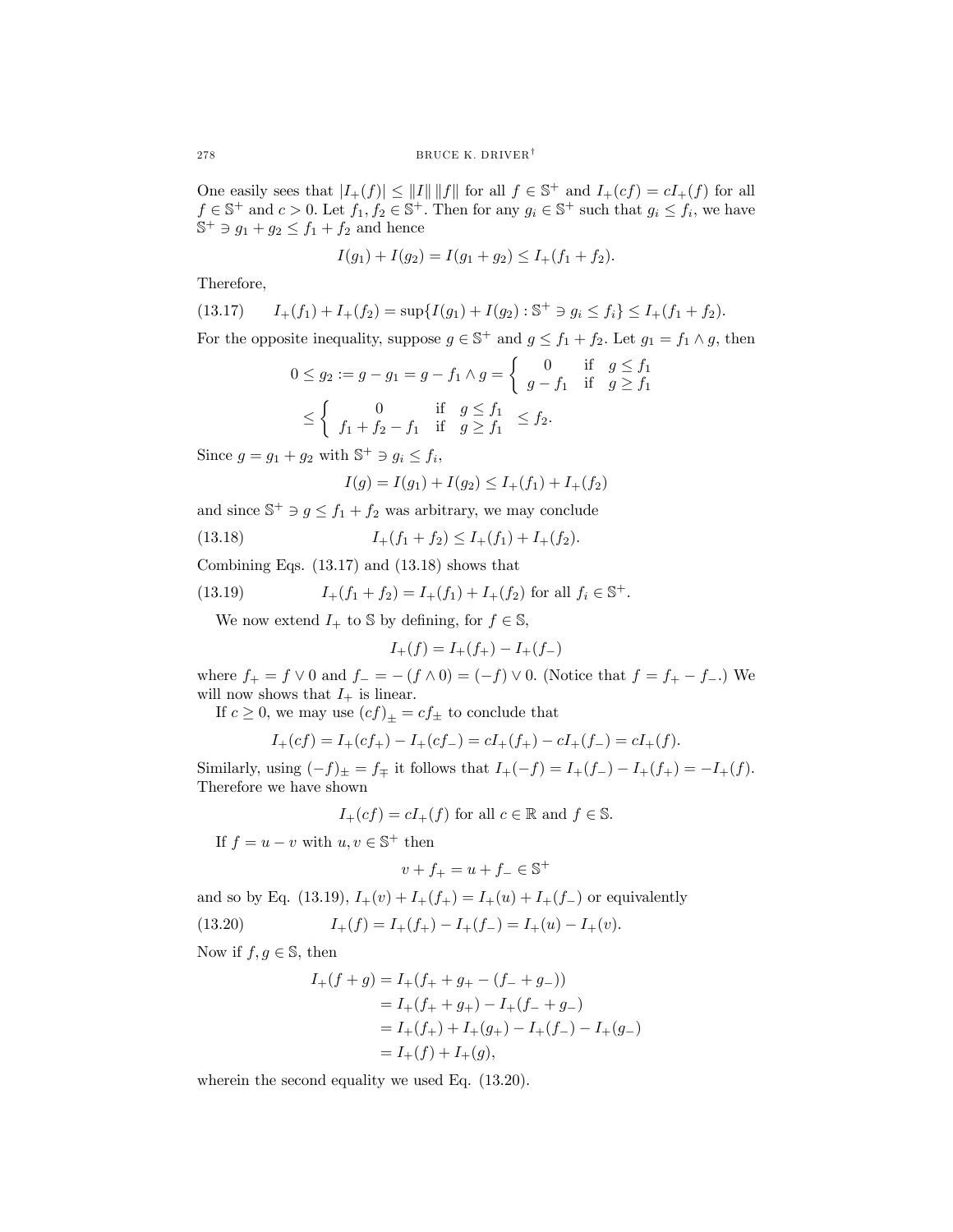One easily sees that $|I_+(f)| \le \|I\| \|f\|$ for all $f \in \mathbb{S}^+$ and $I_+(cf) = cI_+(f)$ for all $f \in \mathbb{S}^+$ and $c > 0$. Let $f_1, f_2 \in \mathbb{S}^+$. Then for any $g_i \in \mathbb{S}^+$ such that $g_i \le f_i$, we have $\mathbb{S}^+ \ni g_1 + g_2 \le f_1 + f_2$ and hence

$$I(g_1) + I(g_2) = I(g_1 + g_2) \le I_+(f_1 + f_2).$$

Therefore,

$$I_+(f_1) + I_+(f_2) = \sup\{I(g_1) + I(g_2) : \mathbb{S}^+ \ni g_i \le f_i\} \le I_+(f_1 + f_2). \tag{13.17}$$

For the opposite inequality, suppose $g \in \mathbb{S}^+$ and $g \le f_1 + f_2$. Let $g_1 = f_1 \wedge g$, then

$$0 \le g_2 := g - g_1 = g - f_1 \wedge g = \begin{cases} 0 & \text{if } \; g \le f_1 \\ g - f_1 & \text{if } \; g \ge f_1 \end{cases}$$
$$\le \begin{cases} 0 & \text{if } \; g \le f_1 \\ f_1 + f_2 - f_1 & \text{if } \; g \ge f_1 \end{cases} \le f_2.$$

Since $g = g_1 + g_2$ with $\mathbb{S}^+ \ni g_i \le f_i$,

$$I(g) = I(g_1) + I(g_2) \le I_+(f_1) + I_+(f_2)$$

and since $\mathbb{S}^+ \ni g \le f_1 + f_2$ was arbitrary, we may conclude

$$I_+(f_1 + f_2) \le I_+(f_1) + I_+(f_2). \tag{13.18}$$

Combining Eqs. (13.17) and (13.18) shows that

$$I_+(f_1 + f_2) = I_+(f_1) + I_+(f_2) \text{ for all } f_i \in \mathbb{S}^+. \tag{13.19}$$

We now extend $I_+$ to $\mathbb{S}$ by defining, for $f \in \mathbb{S}$,

$$I_+(f) = I_+(f_+) - I_+(f_-)$$

where $f_+ = f \vee 0$ and $f_- = -(f \wedge 0) = (-f) \vee 0$. (Notice that $f = f_+ - f_-$.) We will now shows that $I_+$ is linear.

If $c \ge 0$, we may use $(cf)_\pm = cf_\pm$ to conclude that

$$I_+(cf) = I_+(cf_+) - I_+(cf_-) = cI_+(f_+) - cI_+(f_-) = cI_+(f).$$

Similarly, using $(-f)_\pm = f_\mp$ it follows that $I_+(-f) = I_+(f_-) - I_+(f_+) = -I_+(f)$. Therefore we have shown

$$I_+(cf) = cI_+(f) \text{ for all } c \in \mathbb{R} \text{ and } f \in \mathbb{S}.$$

If $f = u - v$ with $u, v \in \mathbb{S}^+$ then

$$v + f_+ = u + f_- \in \mathbb{S}^+$$

and so by Eq. (13.19), $I_+(v) + I_+(f_+) = I_+(u) + I_+(f_-)$ or equivalently

$$I_+(f) = I_+(f_+) - I_+(f_-) = I_+(u) - I_+(v). \tag{13.20}$$

Now if $f, g \in \mathbb{S}$, then

$$\begin{aligned}
I_+(f + g) &= I_+(f_+ + g_+ - (f_- + g_-)) \\
&= I_+(f_+ + g_+) - I_+(f_- + g_-) \\
&= I_+(f_+) + I_+(g_+) - I_+(f_-) - I_+(g_-) \\
&= I_+(f) + I_+(g),
\end{aligned}$$

wherein the second equality we used Eq. (13.20).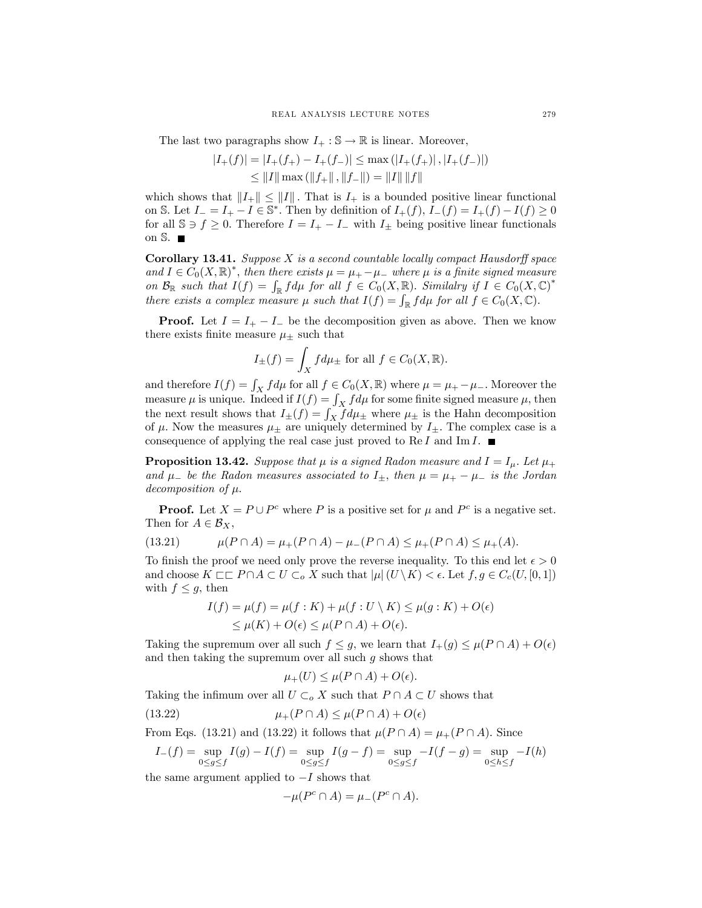The last two paragraphs show $I_+ : \mathbb{S} \to \mathbb{R}$ is linear. Moreover,

$$\begin{aligned}|I_+(f)| &= |I_+(f_+) - I_+(f_-)| \le \max\left(|I_+(f_+)|, |I_+(f_-)|\right) \\ &\le \|I\| \max\left(\|f_+\|, \|f_-\|\right) = \|I\| \|f\|\end{aligned}$$

which shows that $\|I_+\| \le \|I\|$. That is $I_+$ is a bounded positive linear functional on $\mathbb{S}$. Let $I_- = I_+ - I \in \mathbb{S}^*$. Then by definition of $I_+(f)$, $I_-(f) = I_+(f) - I(f) \ge 0$ for all $\mathbb{S} \ni f \ge 0$. Therefore $I = I_+ - I_-$ with $I_\pm$ being positive linear functionals on $\mathbb{S}$. ■

**Corollary 13.41.** *Suppose $X$ is a second countable locally compact Hausdorff space and $I \in C_0(X, \mathbb{R})^*$, then there exists $\mu = \mu_+ - \mu_-$ where $\mu$ is a finite signed measure on $\mathcal{B}_\mathbb{R}$ such that $I(f) = \int_\mathbb{R} f d\mu$ for all $f \in C_0(X, \mathbb{R})$. Similalry if $I \in C_0(X, \mathbb{C})^*$ there exists a complex measure $\mu$ such that $I(f) = \int_\mathbb{R} f d\mu$ for all $f \in C_0(X, \mathbb{C})$.*

**Proof.** Let $I = I_+ - I_-$ be the decomposition given as above. Then we know there exists finite measure $\mu_\pm$ such that

$$I_\pm(f) = \int_X f d\mu_\pm \text{ for all } f \in C_0(X, \mathbb{R}).$$

and therefore $I(f) = \int_X f d\mu$ for all $f \in C_0(X, \mathbb{R})$ where $\mu = \mu_+ - \mu_-$. Moreover the measure $\mu$ is unique. Indeed if $I(f) = \int_X f d\mu$ for some finite signed measure $\mu$, then the next result shows that $I_\pm(f) = \int_X f d\mu_\pm$ where $\mu_\pm$ is the Hahn decomposition of $\mu$. Now the measures $\mu_\pm$ are uniquely determined by $I_\pm$. The complex case is a consequence of applying the real case just proved to $\operatorname{Re} I$ and $\operatorname{Im} I$. ■

**Proposition 13.42.** *Suppose that $\mu$ is a signed Radon measure and $I = I_\mu$. Let $\mu_+$ and $\mu_-$ be the Radon measures associated to $I_\pm$, then $\mu = \mu_+ - \mu_-$ is the Jordan decomposition of $\mu$.*

**Proof.** Let $X = P \cup P^c$ where $P$ is a positive set for $\mu$ and $P^c$ is a negative set. Then for $A \in \mathcal{B}_X$,

$$\mu(P \cap A) = \mu_+(P \cap A) - \mu_-(P \cap A) \le \mu_+(P \cap A) \le \mu_+(A). \tag{13.21}$$

To finish the proof we need only prove the reverse inequality. To this end let $\epsilon > 0$ and choose $K \sqsubset\sqsubset P \cap A \subset U \subset_o X$ such that $|\mu|(U \setminus K) < \epsilon$. Let $f, g \in C_c(U, [0,1])$ with $f \le g$, then

$$\begin{aligned}I(f) = \mu(f) &= \mu(f : K) + \mu(f : U \setminus K) \le \mu(g : K) + O(\epsilon) \\ &\le \mu(K) + O(\epsilon) \le \mu(P \cap A) + O(\epsilon).\end{aligned}$$

Taking the supremum over all such $f \le g$, we learn that $I_+(g) \le \mu(P \cap A) + O(\epsilon)$ and then taking the supremum over all such $g$ shows that

$$\mu_+(U) \le \mu(P \cap A) + O(\epsilon).$$

Taking the infimum over all $U \subset_o X$ such that $P \cap A \subset U$ shows that

$$\mu_+(P \cap A) \le \mu(P \cap A) + O(\epsilon) \tag{13.22}$$

From Eqs. (13.21) and (13.22) it follows that $\mu(P \cap A) = \mu_+(P \cap A)$. Since

$$I_-(f) = \sup_{0 \le g \le f} I(g) - I(f) = \sup_{0 \le g \le f} I(g - f) = \sup_{0 \le g \le f} -I(f - g) = \sup_{0 \le h \le f} -I(h)$$

the same argument applied to $-I$ shows that

$$-\mu(P^c \cap A) = \mu_-(P^c \cap A).$$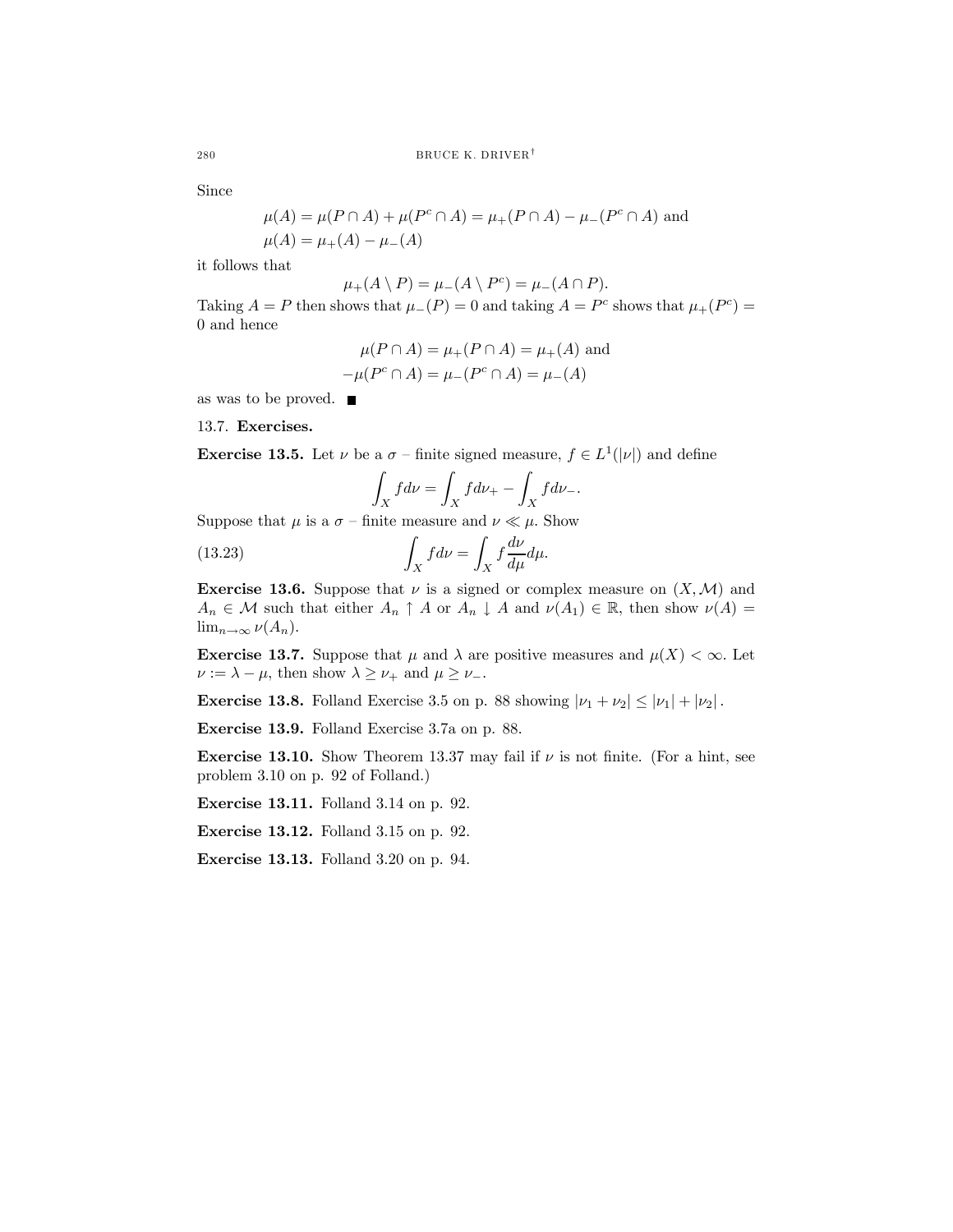Since

$$\mu(A) = \mu(P \cap A) + \mu(P^c \cap A) = \mu_+(P \cap A) - \mu_-(P^c \cap A) \text{ and}$$
$$\mu(A) = \mu_+(A) - \mu_-(A)$$

it follows that

$$\mu_+(A \setminus P) = \mu_-(A \setminus P^c) = \mu_-(A \cap P).$$

Taking $A = P$ then shows that $\mu_-(P) = 0$ and taking $A = P^c$ shows that $\mu_+(P^c) = 0$ and hence

$$\mu(P \cap A) = \mu_+(P \cap A) = \mu_+(A) \text{ and}$$
$$-\mu(P^c \cap A) = \mu_-(P^c \cap A) = \mu_-(A)$$

as was to be proved. ■

## 13.7. Exercises.

**Exercise 13.5.** Let $\nu$ be a $\sigma$ – finite signed measure, $f \in L^1(|\nu|)$ and define

$$\int_X f d\nu = \int_X f d\nu_+ - \int_X f d\nu_-.$$

Suppose that $\mu$ is a $\sigma$ – finite measure and $\nu \ll \mu$. Show

$$\int_X f d\nu = \int_X f \frac{d\nu}{d\mu} d\mu. \tag{13.23}$$

**Exercise 13.6.** Suppose that $\nu$ is a signed or complex measure on $(X, \mathcal{M})$ and $A_n \in \mathcal{M}$ such that either $A_n \uparrow A$ or $A_n \downarrow A$ and $\nu(A_1) \in \mathbb{R}$, then show $\nu(A) = \lim_{n\to\infty} \nu(A_n)$.

**Exercise 13.7.** Suppose that $\mu$ and $\lambda$ are positive measures and $\mu(X) < \infty$. Let $\nu := \lambda - \mu$, then show $\lambda \geq \nu_+$ and $\mu \geq \nu_-$.

**Exercise 13.8.** Folland Exercise 3.5 on p. 88 showing $|\nu_1 + \nu_2| \leq |\nu_1| + |\nu_2|$.

**Exercise 13.9.** Folland Exercise 3.7a on p. 88.

**Exercise 13.10.** Show Theorem 13.37 may fail if $\nu$ is not finite. (For a hint, see problem 3.10 on p. 92 of Folland.)

**Exercise 13.11.** Folland 3.14 on p. 92.

**Exercise 13.12.** Folland 3.15 on p. 92.

**Exercise 13.13.** Folland 3.20 on p. 94.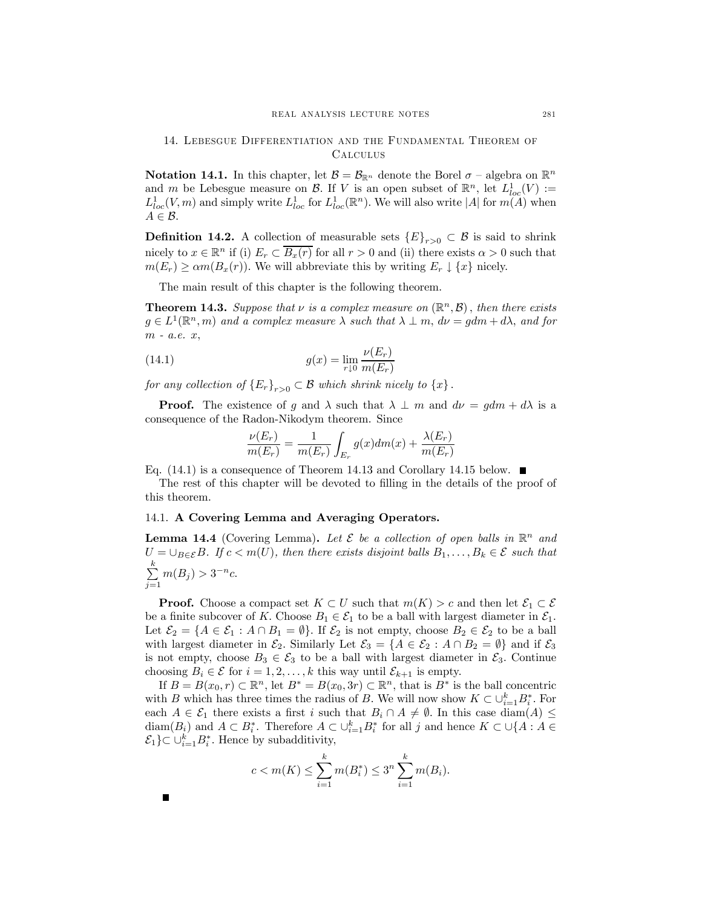## 14. Lebesgue Differentiation and the Fundamental Theorem of Calculus

**Notation 14.1.** In this chapter, let $\mathcal{B} = \mathcal{B}_{\mathbb{R}^n}$ denote the Borel $\sigma$ – algebra on $\mathbb{R}^n$ and $m$ be Lebesgue measure on $\mathcal{B}$. If $V$ is an open subset of $\mathbb{R}^n$, let $L^1_{loc}(V) := L^1_{loc}(V, m)$ and simply write $L^1_{loc}$ for $L^1_{loc}(\mathbb{R}^n)$. We will also write $|A|$ for $m(A)$ when $A \in \mathcal{B}$.

**Definition 14.2.** A collection of measurable sets $\{E\}_{r>0} \subset \mathcal{B}$ is said to shrink nicely to $x \in \mathbb{R}^n$ if (i) $E_r \subset \overline{B_x(r)}$ for all $r > 0$ and (ii) there exists $\alpha > 0$ such that $m(E_r) \geq \alpha m(B_x(r))$. We will abbreviate this by writing $E_r \downarrow \{x\}$ nicely.

The main result of this chapter is the following theorem.

**Theorem 14.3.** *Suppose that $\nu$ is a complex measure on $(\mathbb{R}^n, \mathcal{B})$, then there exists $g \in L^1(\mathbb{R}^n, m)$ and a complex measure $\lambda$ such that $\lambda \perp m$, $d\nu = gdm + d\lambda$, and for $m$ - a.e. $x$,*

$$g(x) = \lim_{r \downarrow 0} \frac{\nu(E_r)}{m(E_r)} \tag{14.1}$$

*for any collection of $\{E_r\}_{r>0} \subset \mathcal{B}$ which shrink nicely to $\{x\}$.*

**Proof.** The existence of $g$ and $\lambda$ such that $\lambda \perp m$ and $d\nu = gdm + d\lambda$ is a consequence of the Radon-Nikodym theorem. Since

$$\frac{\nu(E_r)}{m(E_r)} = \frac{1}{m(E_r)} \int_{E_r} g(x) dm(x) + \frac{\lambda(E_r)}{m(E_r)}$$

Eq. (14.1) is a consequence of Theorem 14.13 and Corollary 14.15 below. ■

The rest of this chapter will be devoted to filling in the details of the proof of this theorem.

### 14.1. A Covering Lemma and Averaging Operators.

**Lemma 14.4** (Covering Lemma)**.** *Let $\mathcal{E}$ be a collection of open balls in $\mathbb{R}^n$ and $U = \cup_{B \in \mathcal{E}} B$. If $c < m(U)$, then there exists disjoint balls $B_1, \ldots, B_k \in \mathcal{E}$ such that $\sum_{j=1}^{k} m(B_j) > 3^{-n} c$.*

**Proof.** Choose a compact set $K \subset U$ such that $m(K) > c$ and then let $\mathcal{E}_1 \subset \mathcal{E}$ be a finite subcover of $K$. Choose $B_1 \in \mathcal{E}_1$ to be a ball with largest diameter in $\mathcal{E}_1$. Let $\mathcal{E}_2 = \{A \in \mathcal{E}_1 : A \cap B_1 = \emptyset\}$. If $\mathcal{E}_2$ is not empty, choose $B_2 \in \mathcal{E}_2$ to be a ball with largest diameter in $\mathcal{E}_2$. Similarly Let $\mathcal{E}_3 = \{A \in \mathcal{E}_2 : A \cap B_2 = \emptyset\}$ and if $\mathcal{E}_3$ is not empty, choose $B_3 \in \mathcal{E}_3$ to be a ball with largest diameter in $\mathcal{E}_3$. Continue choosing $B_i \in \mathcal{E}$ for $i = 1, 2, \ldots, k$ this way until $\mathcal{E}_{k+1}$ is empty.

If $B = B(x_0, r) \subset \mathbb{R}^n$, let $B^* = B(x_0, 3r) \subset \mathbb{R}^n$, that is $B^*$ is the ball concentric with $B$ which has three times the radius of $B$. We will now show $K \subset \cup_{i=1}^k B_i^*$. For each $A \in \mathcal{E}_1$ there exists a first $i$ such that $B_i \cap A \neq \emptyset$. In this case $\operatorname{diam}(A) \leq \operatorname{diam}(B_i)$ and $A \subset B_i^*$. Therefore $A \subset \cup_{i=1}^k B_i^*$ for all $j$ and hence $K \subset \cup\{A : A \in \mathcal{E}_1\} \subset \cup_{i=1}^k B_i^*$. Hence by subadditivity,

$$c < m(K) \leq \sum_{i=1}^{k} m(B_i^*) \leq 3^n \sum_{i=1}^{k} m(B_i).$$

■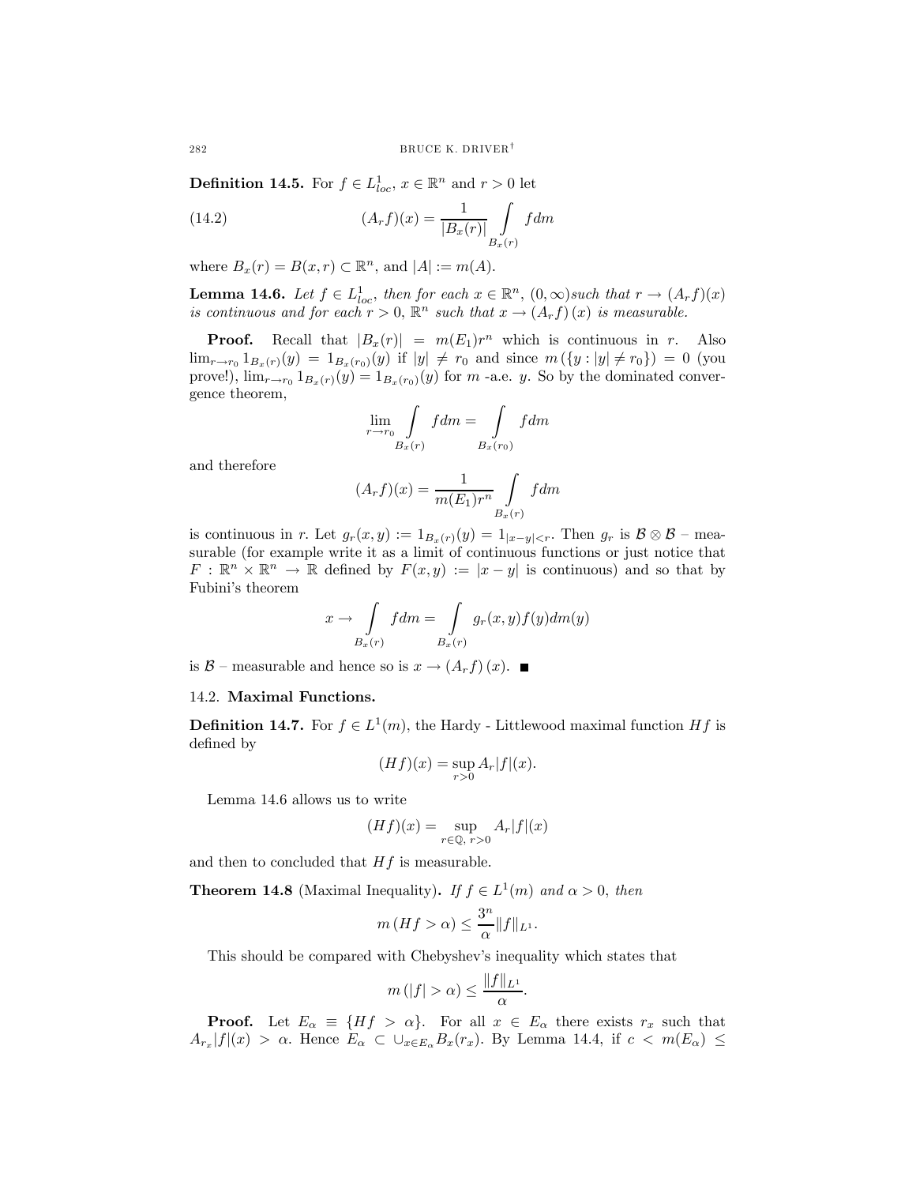**Definition 14.5.** For $f \in L^1_{loc}$, $x \in \mathbb{R}^n$ and $r > 0$ let

$$(A_r f)(x) = \frac{1}{|B_x(r)|} \int_{B_x(r)} f dm \tag{14.2}$$

where $B_x(r) = B(x, r) \subset \mathbb{R}^n$, and $|A| := m(A)$.

**Lemma 14.6.** *Let $f \in L^1_{loc}$, then for each $x \in \mathbb{R}^n$, $(0, \infty)$such that $r \to (A_r f)(x)$ is continuous and for each $r > 0$, $\mathbb{R}^n$ such that $x \to (A_r f)(x)$ is measurable.*

**Proof.** Recall that $|B_x(r)| = m(E_1)r^n$ which is continuous in $r$. Also $\lim_{r\to r_0} 1_{B_x(r)}(y) = 1_{B_x(r_0)}(y)$ if $|y| \neq r_0$ and since $m(\{y : |y| \neq r_0\}) = 0$ (you prove!), $\lim_{r\to r_0} 1_{B_x(r)}(y) = 1_{B_x(r_0)}(y)$ for $m$ -a.e. $y$. So by the dominated convergence theorem,

$$\lim_{r\to r_0} \int_{B_x(r)} f dm = \int_{B_x(r_0)} f dm$$

and therefore

$$(A_r f)(x) = \frac{1}{m(E_1)r^n} \int_{B_x(r)} f dm$$

is continuous in $r$. Let $g_r(x, y) := 1_{B_x(r)}(y) = 1_{|x-y|<r}$. Then $g_r$ is $\mathcal{B} \otimes \mathcal{B}$ – measurable (for example write it as a limit of continuous functions or just notice that $F : \mathbb{R}^n \times \mathbb{R}^n \to \mathbb{R}$ defined by $F(x, y) := |x - y|$ is continuous) and so that by Fubini's theorem

$$x \to \int_{B_x(r)} f dm = \int_{B_x(r)} g_r(x, y)f(y)dm(y)$$

is $\mathcal{B}$ – measurable and hence so is $x \to (A_r f)(x)$. ■

## 14.2. Maximal Functions.

**Definition 14.7.** For $f \in L^1(m)$, the Hardy - Littlewood maximal function $Hf$ is defined by

$$(Hf)(x) = \sup_{r>0} A_r|f|(x).$$

Lemma 14.6 allows us to write

$$(Hf)(x) = \sup_{r\in\mathbb{Q},\ r>0} A_r|f|(x)$$

and then to concluded that $Hf$ is measurable.

**Theorem 14.8** (Maximal Inequality)**.** *If $f \in L^1(m)$ and $\alpha > 0$, then*

$$m(Hf > \alpha) \leq \frac{3^n}{\alpha} \|f\|_{L^1}.$$

This should be compared with Chebyshev's inequality which states that

$$m(|f| > \alpha) \leq \frac{\|f\|_{L^1}}{\alpha}.$$

**Proof.** Let $E_\alpha \equiv \{Hf > \alpha\}$. For all $x \in E_\alpha$ there exists $r_x$ such that $A_{r_x}|f|(x) > \alpha$. Hence $E_\alpha \subset \cup_{x\in E_\alpha} B_x(r_x)$. By Lemma 14.4, if $c < m(E_\alpha) \leq$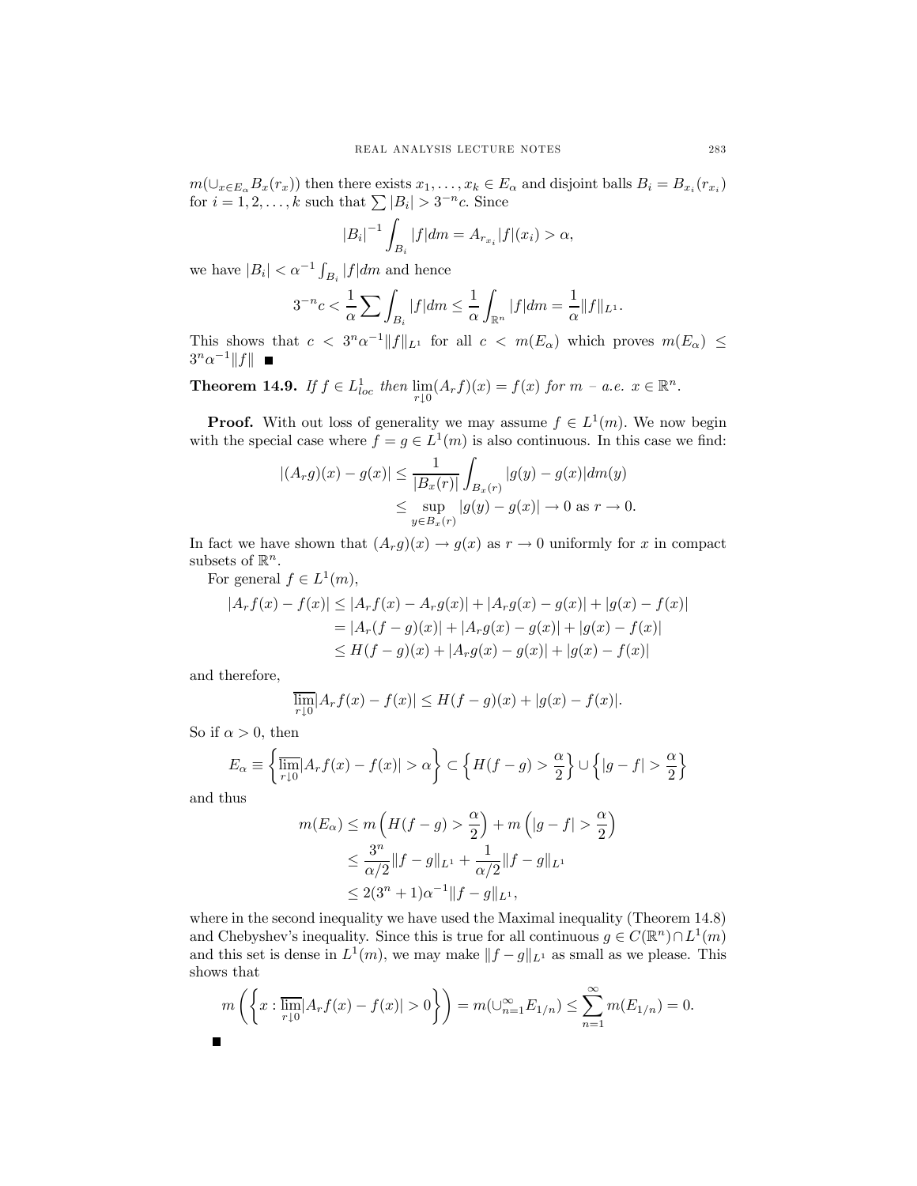$m(\cup_{x\in E_\alpha} B_x(r_x))$ then there exists $x_1, \ldots, x_k \in E_\alpha$ and disjoint balls $B_i = B_{x_i}(r_{x_i})$ for $i = 1, 2, \ldots, k$ such that $\sum |B_i| > 3^{-n}c$. Since

$$|B_i|^{-1} \int_{B_i} |f| dm = A_{r_{x_i}} |f|(x_i) > \alpha,$$

we have $|B_i| < \alpha^{-1} \int_{B_i} |f| dm$ and hence

$$3^{-n}c < \frac{1}{\alpha} \sum \int_{B_i} |f| dm \leq \frac{1}{\alpha} \int_{\mathbb{R}^n} |f| dm = \frac{1}{\alpha} \|f\|_{L^1}.$$

This shows that $c < 3^n \alpha^{-1} \|f\|_{L^1}$ for all $c < m(E_\alpha)$ which proves $m(E_\alpha) \leq 3^n \alpha^{-1} \|f\|$ ■

**Theorem 14.9.** *If $f \in L^1_{loc}$ then $\lim_{r\downarrow 0} (A_r f)(x) = f(x)$ for $m$ – a.e. $x \in \mathbb{R}^n$.*

**Proof.** With out loss of generality we may assume $f \in L^1(m)$. We now begin with the special case where $f = g \in L^1(m)$ is also continuous. In this case we find:

$$\begin{aligned}
|(A_r g)(x) - g(x)| &\leq \frac{1}{|B_x(r)|} \int_{B_x(r)} |g(y) - g(x)| dm(y) \\
&\leq \sup_{y\in B_x(r)} |g(y) - g(x)| \to 0 \text{ as } r \to 0.
\end{aligned}$$

In fact we have shown that $(A_r g)(x) \to g(x)$ as $r \to 0$ uniformly for $x$ in compact subsets of $\mathbb{R}^n$.

For general $f \in L^1(m)$,

$$\begin{aligned}
|A_r f(x) - f(x)| &\leq |A_r f(x) - A_r g(x)| + |A_r g(x) - g(x)| + |g(x) - f(x)| \\
&= |A_r (f - g)(x)| + |A_r g(x) - g(x)| + |g(x) - f(x)| \\
&\leq H(f - g)(x) + |A_r g(x) - g(x)| + |g(x) - f(x)|
\end{aligned}$$

and therefore,

$$\overline{\lim_{r\downarrow 0}} |A_r f(x) - f(x)| \leq H(f - g)(x) + |g(x) - f(x)|.$$

So if $\alpha > 0$, then

$$E_\alpha \equiv \left\{ \overline{\lim_{r\downarrow 0}} |A_r f(x) - f(x)| > \alpha \right\} \subset \left\{ H(f - g) > \frac{\alpha}{2} \right\} \cup \left\{ |g - f| > \frac{\alpha}{2} \right\}$$

and thus

$$\begin{aligned}
m(E_\alpha) &\leq m\left( H(f - g) > \frac{\alpha}{2} \right) + m\left( |g - f| > \frac{\alpha}{2} \right) \\
&\leq \frac{3^n}{\alpha/2} \|f - g\|_{L^1} + \frac{1}{\alpha/2} \|f - g\|_{L^1} \\
&\leq 2(3^n + 1)\alpha^{-1} \|f - g\|_{L^1},
\end{aligned}$$

where in the second inequality we have used the Maximal inequality (Theorem 14.8) and Chebyshev's inequality. Since this is true for all continuous $g \in C(\mathbb{R}^n) \cap L^1(m)$ and this set is dense in $L^1(m)$, we may make $\|f - g\|_{L^1}$ as small as we please. This shows that

$$m\left( \left\{ x : \overline{\lim_{r\downarrow 0}} |A_r f(x) - f(x)| > 0 \right\} \right) = m(\cup_{n=1}^\infty E_{1/n}) \leq \sum_{n=1}^\infty m(E_{1/n}) = 0.$$

■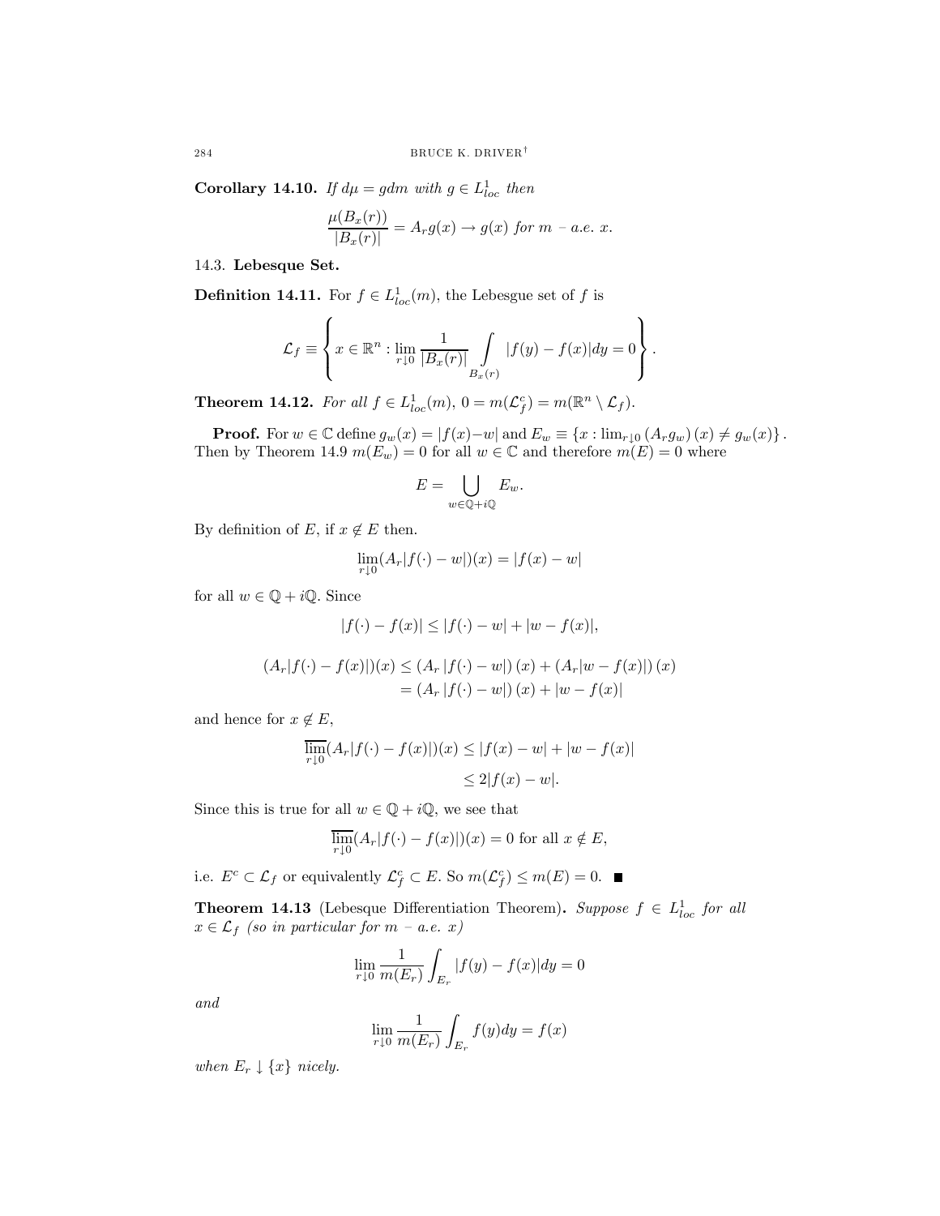**Corollary 14.10.** *If $d\mu = gdm$ with $g \in L^1_{loc}$ then*

$$\frac{\mu(B_x(r))}{|B_x(r)|} = A_r g(x) \to g(x) \text{ for } m \text{ – a.e. } x.$$

### 14.3. Lebesgue Set.

**Definition 14.11.** For $f \in L^1_{loc}(m)$, the Lebesgue set of $f$ is

$$\mathcal{L}_f \equiv \left\{ x \in \mathbb{R}^n : \lim_{r \downarrow 0} \frac{1}{|B_x(r)|} \int\limits_{B_x(r)} |f(y) - f(x)| dy = 0 \right\}.$$

**Theorem 14.12.** *For all $f \in L^1_{loc}(m)$, $0 = m(\mathcal{L}_f^c) = m(\mathbb{R}^n \setminus \mathcal{L}_f)$.*

**Proof.** For $w \in \mathbb{C}$ define $g_w(x) = |f(x) - w|$ and $E_w \equiv \{x : \lim_{r\downarrow 0} (A_r g_w)(x) \neq g_w(x)\}$. Then by Theorem 14.9 $m(E_w) = 0$ for all $w \in \mathbb{C}$ and therefore $m(E) = 0$ where

$$E = \bigcup_{w \in \mathbb{Q} + i\mathbb{Q}} E_w.$$

By definition of $E$, if $x \notin E$ then.

$$\lim_{r\downarrow 0} (A_r|f(\cdot) - w|)(x) = |f(x) - w|$$

for all $w \in \mathbb{Q} + i\mathbb{Q}$. Since

$$|f(\cdot) - f(x)| \leq |f(\cdot) - w| + |w - f(x)|,$$

$$\begin{aligned}(A_r|f(\cdot) - f(x)|)(x) &\leq (A_r |f(\cdot) - w|)(x) + (A_r|w - f(x)|)(x) \\ &= (A_r |f(\cdot) - w|)(x) + |w - f(x)|\end{aligned}$$

and hence for $x \notin E$,

$$\begin{aligned}\overline{\lim_{r\downarrow 0}} (A_r|f(\cdot) - f(x)|)(x) &\leq |f(x) - w| + |w - f(x)| \\ &\leq 2|f(x) - w|.\end{aligned}$$

Since this is true for all $w \in \mathbb{Q} + i\mathbb{Q}$, we see that

$$\overline{\lim_{r\downarrow 0}} (A_r|f(\cdot) - f(x)|)(x) = 0 \text{ for all } x \notin E,$$

i.e. $E^c \subset \mathcal{L}_f$ or equivalently $\mathcal{L}_f^c \subset E$. So $m(\mathcal{L}_f^c) \leq m(E) = 0$. ■

**Theorem 14.13** (Lebesgue Differentiation Theorem)**.** *Suppose $f \in L^1_{loc}$ for all $x \in \mathcal{L}_f$ (so in particular for $m$ – a.e. $x$)*

$$\lim_{r\downarrow 0} \frac{1}{m(E_r)} \int_{E_r} |f(y) - f(x)| dy = 0$$

*and*

$$\lim_{r\downarrow 0} \frac{1}{m(E_r)} \int_{E_r} f(y) dy = f(x)$$

*when $E_r \downarrow \{x\}$ nicely.*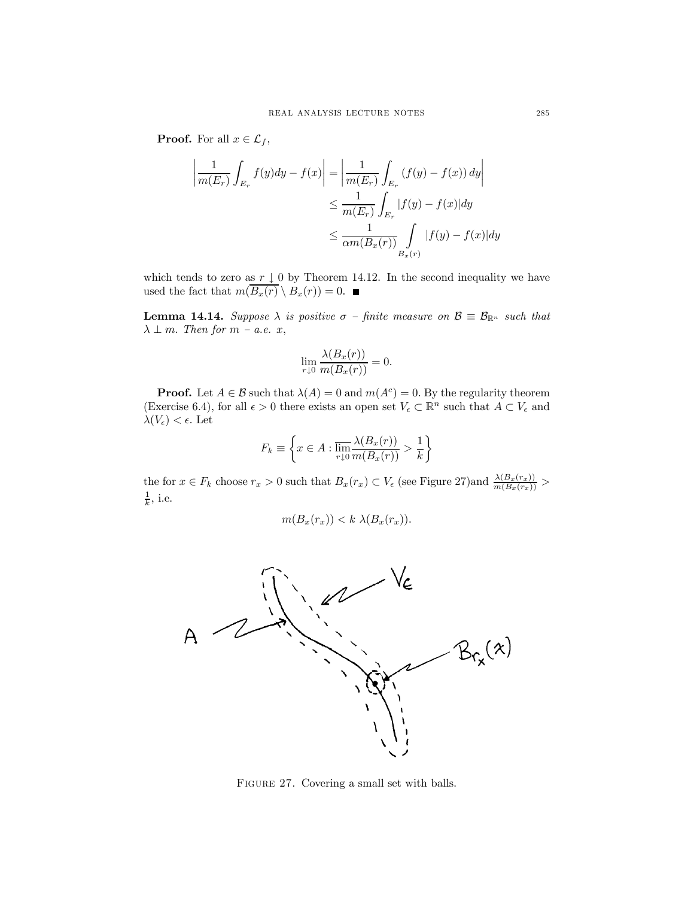**Proof.** For all $x \in \mathcal{L}_f$,

$$\begin{aligned}
\left| \frac{1}{m(E_r)} \int_{E_r} f(y)dy - f(x) \right| &= \left| \frac{1}{m(E_r)} \int_{E_r} (f(y) - f(x))\, dy \right| \\
&\leq \frac{1}{m(E_r)} \int_{E_r} |f(y) - f(x)| dy \\
&\leq \frac{1}{\alpha m(B_x(r))} \int\limits_{B_x(r)} |f(y) - f(x)| dy
\end{aligned}$$

which tends to zero as $r \downarrow 0$ by Theorem 14.12. In the second inequality we have used the fact that $m(\overline{B_x(r)} \setminus B_x(r)) = 0$. ■

**Lemma 14.14.** *Suppose $\lambda$ is positive $\sigma$ – finite measure on $\mathcal{B} \equiv \mathcal{B}_{\mathbb{R}^n}$ such that $\lambda \perp m$. Then for $m$ – a.e. $x$,*

$$\lim_{r \downarrow 0} \frac{\lambda(B_x(r))}{m(B_x(r))} = 0.$$

**Proof.** Let $A \in \mathcal{B}$ such that $\lambda(A) = 0$ and $m(A^c) = 0$. By the regularity theorem (Exercise 6.4), for all $\epsilon > 0$ there exists an open set $V_\epsilon \subset \mathbb{R}^n$ such that $A \subset V_\epsilon$ and $\lambda(V_\epsilon) < \epsilon$. Let

$$F_k \equiv \left\{ x \in A : \overline{\lim_{r \downarrow 0}} \frac{\lambda(B_x(r))}{m(B_x(r))} > \frac{1}{k} \right\}$$

the for $x \in F_k$ choose $r_x > 0$ such that $B_x(r_x) \subset V_\epsilon$ (see Figure 27)and $\frac{\lambda(B_x(r_x))}{m(B_x(r_x))} > \frac{1}{k}$, i.e.

$$m(B_x(r_x)) < k\ \lambda(B_x(r_x)).$$

Figure 27. Covering a small set with balls.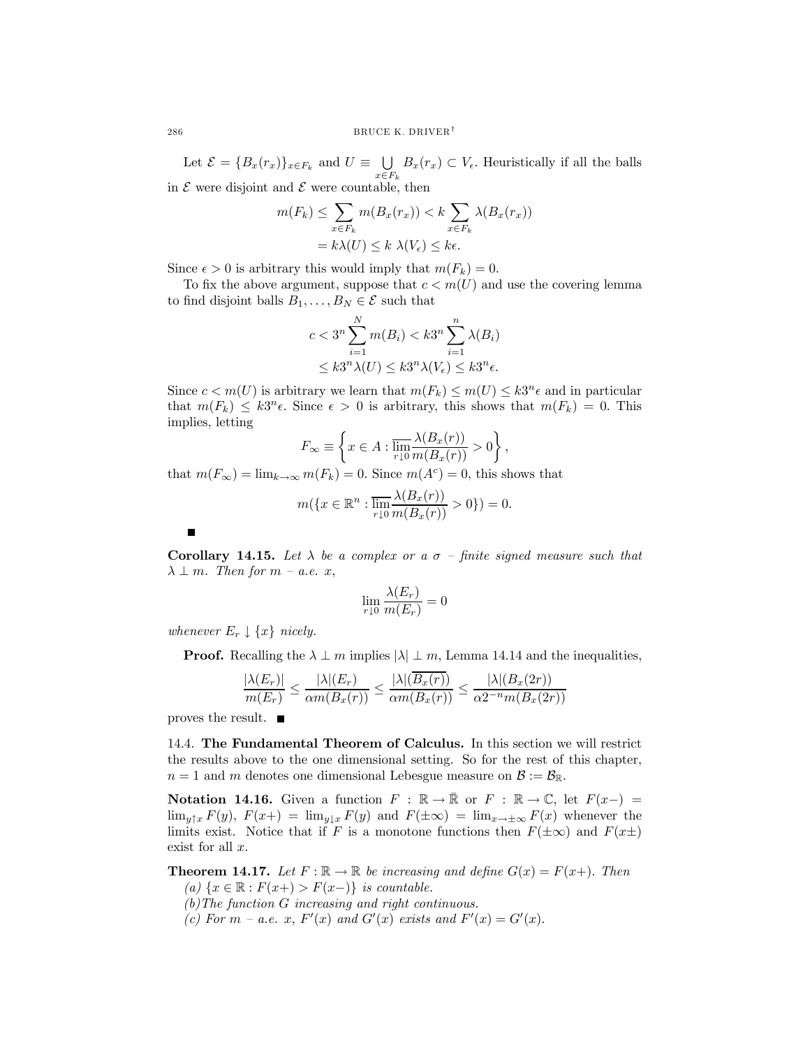Let $\mathcal{E} = \{B_x(r_x)\}_{x \in F_k}$ and $U \equiv \bigcup_{x \in F_k} B_x(r_x) \subset V_\epsilon$. Heuristically if all the balls in $\mathcal{E}$ were disjoint and $\mathcal{E}$ were countable, then

$$m(F_k) \leq \sum_{x \in F_k} m(B_x(r_x)) < k \sum_{x \in F_k} \lambda(B_x(r_x))$$
$$= k\lambda(U) \leq k\ \lambda(V_\epsilon) \leq k\epsilon.$$

Since $\epsilon > 0$ is arbitrary this would imply that $m(F_k) = 0$.

To fix the above argument, suppose that $c < m(U)$ and use the covering lemma to find disjoint balls $B_1, \ldots, B_N \in \mathcal{E}$ such that

$$c < 3^n \sum_{i=1}^{N} m(B_i) < k3^n \sum_{i=1}^{n} \lambda(B_i)$$
$$\leq k3^n \lambda(U) \leq k3^n \lambda(V_\epsilon) \leq k3^n \epsilon.$$

Since $c < m(U)$ is arbitrary we learn that $m(F_k) \leq m(U) \leq k3^n\epsilon$ and in particular that $m(F_k) \leq k3^n\epsilon$. Since $\epsilon > 0$ is arbitrary, this shows that $m(F_k) = 0$. This implies, letting

$$F_\infty \equiv \left\{ x \in A : \overline{\lim_{r \downarrow 0}} \frac{\lambda(B_x(r))}{m(B_x(r))} > 0 \right\},$$

that $m(F_\infty) = \lim_{k \to \infty} m(F_k) = 0$. Since $m(A^c) = 0$, this shows that

$$m(\{x \in \mathbb{R}^n : \overline{\lim_{r \downarrow 0}} \frac{\lambda(B_x(r))}{m(B_x(r))} > 0\}) = 0.$$

■

**Corollary 14.15.** *Let $\lambda$ be a complex or a $\sigma$ – finite signed measure such that $\lambda \perp m$. Then for $m$ – a.e. $x$,*

$$\lim_{r \downarrow 0} \frac{\lambda(E_r)}{m(E_r)} = 0$$

*whenever $E_r \downarrow \{x\}$ nicely.*

**Proof.** Recalling the $\lambda \perp m$ implies $|\lambda| \perp m$, Lemma 14.14 and the inequalities,

$$\frac{|\lambda(E_r)|}{m(E_r)} \leq \frac{|\lambda|(E_r)}{\alpha m(B_x(r))} \leq \frac{|\lambda|(\overline{B_x(r)})}{\alpha m(B_x(r))} \leq \frac{|\lambda|(B_x(2r))}{\alpha 2^{-n} m(B_x(2r))}$$

proves the result. ■

## 14.4. The Fundamental Theorem of Calculus.

In this section we will restrict the results above to the one dimensional setting. So for the rest of this chapter, $n = 1$ and $m$ denotes one dimensional Lebesgue measure on $\mathcal{B} := \mathcal{B}_\mathbb{R}$.

**Notation 14.16.** Given a function $F : \mathbb{R} \to \bar{\mathbb{R}}$ or $F : \mathbb{R} \to \mathbb{C}$, let $F(x-) = \lim_{y \uparrow x} F(y)$, $F(x+) = \lim_{y \downarrow x} F(y)$ and $F(\pm\infty) = \lim_{x \to \pm\infty} F(x)$ whenever the limits exist. Notice that if $F$ is a monotone functions then $F(\pm\infty)$ and $F(x\pm)$ exist for all $x$.

**Theorem 14.17.** *Let $F : \mathbb{R} \to \mathbb{R}$ be increasing and define $G(x) = F(x+)$. Then*

*(a) $\{x \in \mathbb{R} : F(x+) > F(x-)\}$ is countable.*

*(b) The function $G$ increasing and right continuous.*

*(c) For $m$ – a.e. $x$, $F'(x)$ and $G'(x)$ exists and $F'(x) = G'(x)$.*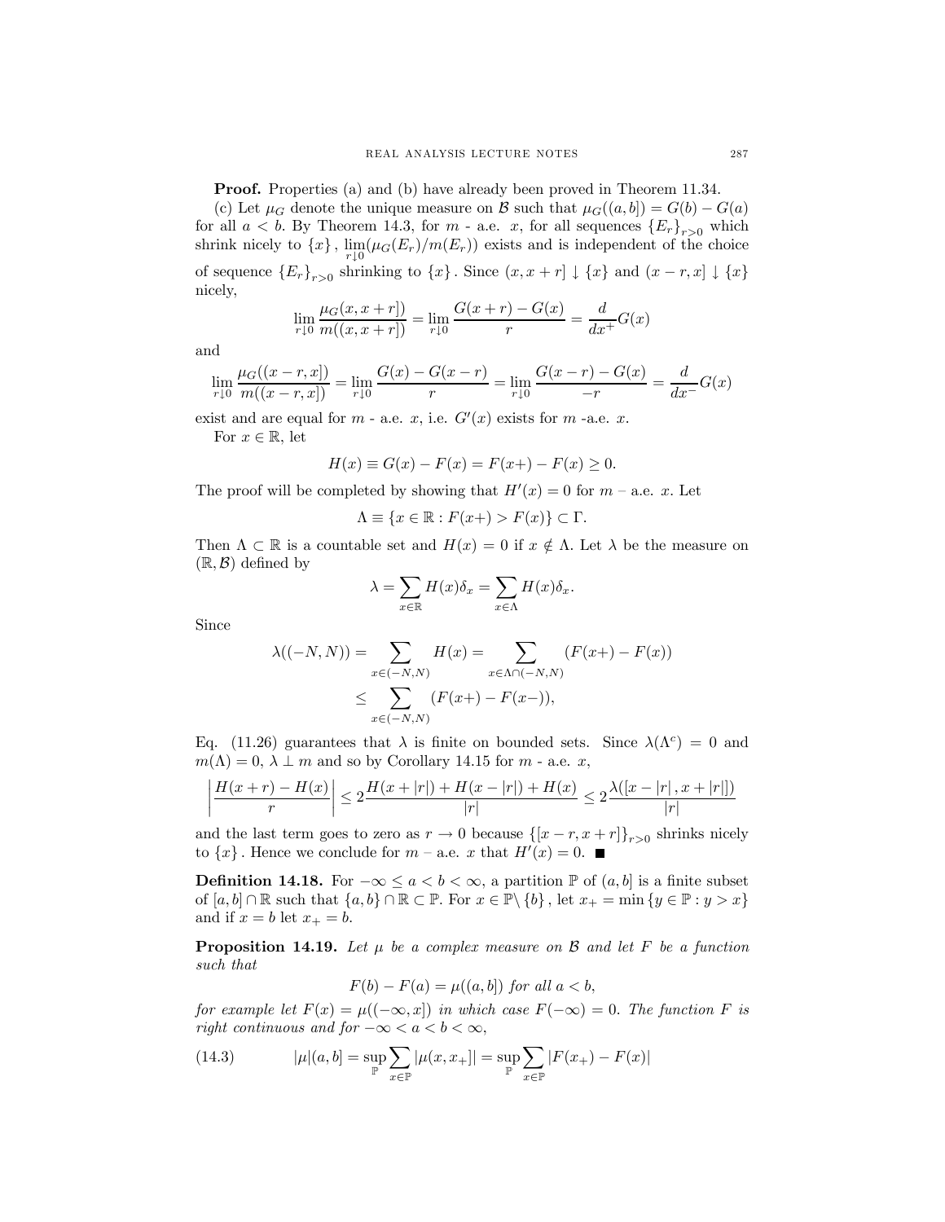**Proof.** Properties (a) and (b) have already been proved in Theorem 11.34.

(c) Let $\mu_G$ denote the unique measure on $\mathcal{B}$ such that $\mu_G((a,b]) = G(b) - G(a)$ for all $a < b$. By Theorem 14.3, for $m$ - a.e. $x$, for all sequences $\{E_r\}_{r>0}$ which shrink nicely to $\{x\}$, $\lim_{r\downarrow 0}(\mu_G(E_r)/m(E_r))$ exists and is independent of the choice of sequence $\{E_r\}_{r>0}$ shrinking to $\{x\}$. Since $(x, x+r] \downarrow \{x\}$ and $(x-r, x] \downarrow \{x\}$ nicely,

$$\lim_{r\downarrow 0} \frac{\mu_G(x, x+r])}{m((x, x+r])} = \lim_{r\downarrow 0} \frac{G(x+r) - G(x)}{r} = \frac{d}{dx^+}G(x)$$

and

$$\lim_{r\downarrow 0} \frac{\mu_G((x-r, x])}{m((x-r, x])} = \lim_{r\downarrow 0} \frac{G(x) - G(x-r)}{r} = \lim_{r\downarrow 0} \frac{G(x-r) - G(x)}{-r} = \frac{d}{dx^-}G(x)$$

exist and are equal for $m$ - a.e. $x$, i.e. $G'(x)$ exists for $m$ -a.e. $x$.

For $x \in \mathbb{R}$, let

$$H(x) \equiv G(x) - F(x) = F(x+) - F(x) \geq 0.$$

The proof will be completed by showing that $H'(x) = 0$ for $m$ – a.e. $x$. Let

$$\Lambda \equiv \{x \in \mathbb{R} : F(x+) > F(x)\} \subset \Gamma.$$

Then $\Lambda \subset \mathbb{R}$ is a countable set and $H(x) = 0$ if $x \notin \Lambda$. Let $\lambda$ be the measure on $(\mathbb{R}, \mathcal{B})$ defined by

$$\lambda = \sum_{x\in\mathbb{R}} H(x)\delta_x = \sum_{x\in\Lambda} H(x)\delta_x.$$

Since

$$\begin{aligned}
\lambda((-N,N)) &= \sum_{x\in(-N,N)} H(x) = \sum_{x\in\Lambda\cap(-N,N)} (F(x+) - F(x)) \\
&\leq \sum_{x\in(-N,N)} (F(x+) - F(x-)),
\end{aligned}$$

Eq. (11.26) guarantees that $\lambda$ is finite on bounded sets. Since $\lambda(\Lambda^c) = 0$ and $m(\Lambda) = 0$, $\lambda \perp m$ and so by Corollary 14.15 for $m$ - a.e. $x$,

$$\left|\frac{H(x+r) - H(x)}{r}\right| \leq 2\frac{H(x+|r|) + H(x-|r|) + H(x)}{|r|} \leq 2\frac{\lambda([x-|r|, x+|r|])}{|r|}$$

and the last term goes to zero as $r \to 0$ because $\{[x-r, x+r]\}_{r>0}$ shrinks nicely to $\{x\}$. Hence we conclude for $m$ – a.e. $x$ that $H'(x) = 0$. ■

**Definition 14.18.** For $-\infty \leq a < b < \infty$, a partition $\mathbb{P}$ of $(a,b]$ is a finite subset of $[a,b] \cap \mathbb{R}$ such that $\{a,b\} \cap \mathbb{R} \subset \mathbb{P}$. For $x \in \mathbb{P}\setminus\{b\}$, let $x_+ = \min\{y \in \mathbb{P} : y > x\}$ and if $x = b$ let $x_+ = b$.

**Proposition 14.19.** *Let $\mu$ be a complex measure on $\mathcal{B}$ and let $F$ be a function such that*

$$F(b) - F(a) = \mu((a,b]) \text{ for all } a < b,$$

*for example let $F(x) = \mu((-\infty, x])$ in which case $F(-\infty) = 0$. The function $F$ is right continuous and for $-\infty < a < b < \infty$,*

$$|\mu|(a,b] = \sup_{\mathbb{P}} \sum_{x\in\mathbb{P}} |\mu(x, x_+]| = \sup_{\mathbb{P}} \sum_{x\in\mathbb{P}} |F(x_+) - F(x)| \tag{14.3}$$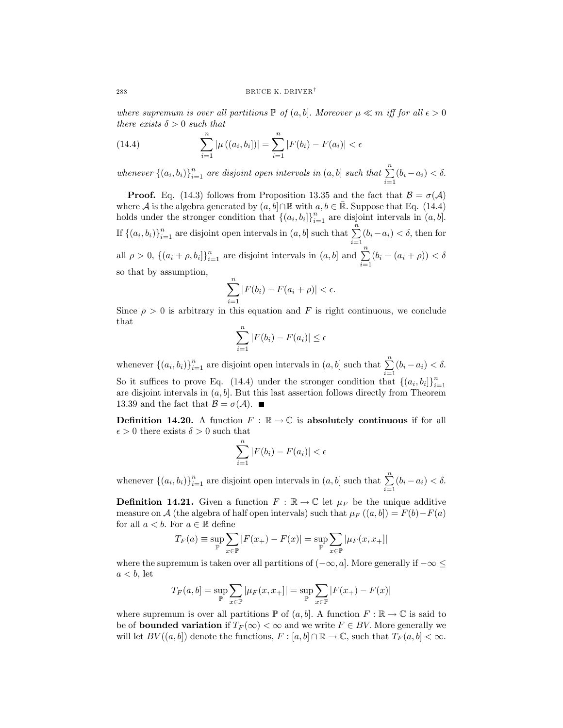*where supremum is over all partitions $\mathbb{P}$ of $(a,b]$. Moreover $\mu \ll m$ iff for all $\epsilon > 0$ there exists $\delta > 0$ such that*

$$\sum_{i=1}^{n} |\mu((a_i, b_i])| = \sum_{i=1}^{n} |F(b_i) - F(a_i)| < \epsilon \tag{14.4}$$

*whenever $\{(a_i,b_i)\}_{i=1}^n$ are disjoint open intervals in $(a,b]$ such that $\sum_{i=1}^{n}(b_i - a_i) < \delta$.*

**Proof.** Eq. (14.3) follows from Proposition 13.35 and the fact that $\mathcal{B} = \sigma(\mathcal{A})$ where $\mathcal{A}$ is the algebra generated by $(a,b] \cap \mathbb{R}$ with $a, b \in \bar{\mathbb{R}}$. Suppose that Eq. (14.4) holds under the stronger condition that $\{(a_i,b_i]\}_{i=1}^n$ are disjoint intervals in $(a,b]$. If $\{(a_i,b_i)\}_{i=1}^n$ are disjoint open intervals in $(a,b]$ such that $\sum_{i=1}^{n}(b_i - a_i) < \delta$, then for all $\rho > 0$, $\{(a_i + \rho, b_i]\}_{i=1}^n$ are disjoint intervals in $(a,b]$ and $\sum_{i=1}^{n}(b_i - (a_i + \rho)) < \delta$ so that by assumption,

$$\sum_{i=1}^{n} |F(b_i) - F(a_i + \rho)| < \epsilon.$$

Since $\rho > 0$ is arbitrary in this equation and $F$ is right continuous, we conclude that

$$\sum_{i=1}^{n} |F(b_i) - F(a_i)| \leq \epsilon$$

whenever $\{(a_i,b_i)\}_{i=1}^n$ are disjoint open intervals in $(a,b]$ such that $\sum_{i=1}^{n}(b_i - a_i) < \delta$. So it suffices to prove Eq. (14.4) under the stronger condition that $\{(a_i,b_i]\}_{i=1}^n$ are disjoint intervals in $(a,b]$. But this last assertion follows directly from Theorem 13.39 and the fact that $\mathcal{B} = \sigma(\mathcal{A})$. ■

**Definition 14.20.** A function $F : \mathbb{R} \to \mathbb{C}$ is **absolutely continuous** if for all $\epsilon > 0$ there exists $\delta > 0$ such that

$$\sum_{i=1}^{n} |F(b_i) - F(a_i)| < \epsilon$$

whenever $\{(a_i,b_i)\}_{i=1}^n$ are disjoint open intervals in $(a,b]$ such that $\sum_{i=1}^{n}(b_i - a_i) < \delta$.

**Definition 14.21.** Given a function $F : \mathbb{R} \to \mathbb{C}$ let $\mu_F$ be the unique additive measure on $\mathcal{A}$ (the algebra of half open intervals) such that $\mu_F((a,b]) = F(b) - F(a)$ for all $a < b$. For $a \in \mathbb{R}$ define

$$T_F(a) \equiv \sup_{\mathbb{P}} \sum_{x \in \mathbb{P}} |F(x_+) - F(x)| = \sup_{\mathbb{P}} \sum_{x \in \mathbb{P}} |\mu_F(x, x_+]|$$

where the supremum is taken over all partitions of $(-\infty, a]$. More generally if $-\infty \leq a < b$, let

$$T_F(a,b] = \sup_{\mathbb{P}} \sum_{x \in \mathbb{P}} |\mu_F(x, x_+]| = \sup_{\mathbb{P}} \sum_{x \in \mathbb{P}} |F(x_+) - F(x)|$$

where supremum is over all partitions $\mathbb{P}$ of $(a,b]$. A function $F : \mathbb{R} \to \mathbb{C}$ is said to be of **bounded variation** if $T_F(\infty) < \infty$ and we write $F \in BV$. More generally we will let $BV((a,b])$ denote the functions, $F : [a,b] \cap \mathbb{R} \to \mathbb{C}$, such that $T_F(a,b] < \infty$.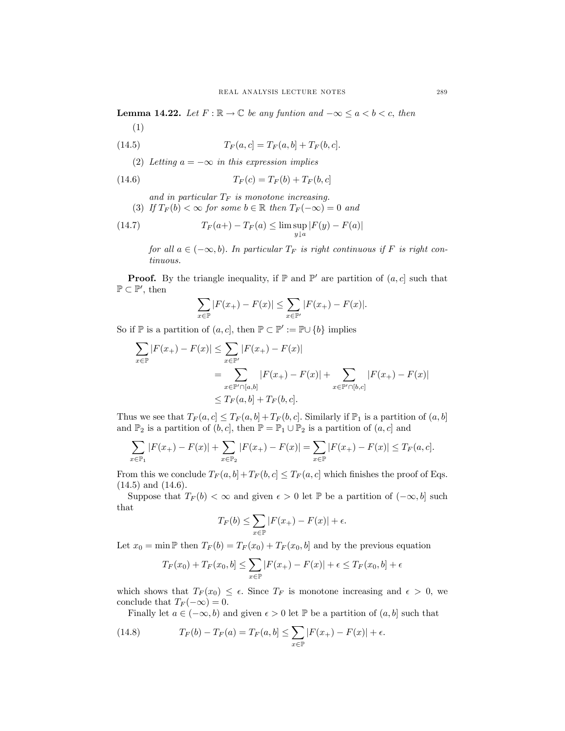**Lemma 14.22.** *Let $F : \mathbb{R} \to \mathbb{C}$ be any funtion and $-\infty \le a < b < c$, then*

(1)
$$T_F(a,c] = T_F(a,b] + T_F(b,c]. \tag{14.5}$$

(2) *Letting $a = -\infty$ in this expression implies*
$$T_F(c) = T_F(b) + T_F(b,c] \tag{14.6}$$
*and in particular $T_F$ is monotone increasing.*

(3) *If $T_F(b) < \infty$ for some $b \in \mathbb{R}$ then $T_F(-\infty) = 0$ and*
$$T_F(a+) - T_F(a) \le \limsup_{y \downarrow a} |F(y) - F(a)| \tag{14.7}$$
*for all $a \in (-\infty, b)$. In particular $T_F$ is right continuous if $F$ is right continuous.*

**Proof.** By the triangle inequality, if $\mathbb{P}$ and $\mathbb{P}'$ are partition of $(a,c]$ such that $\mathbb{P} \subset \mathbb{P}'$, then
$$\sum_{x \in \mathbb{P}} |F(x_+) - F(x)| \le \sum_{x \in \mathbb{P}'} |F(x_+) - F(x)|.$$
So if $\mathbb{P}$ is a partition of $(a,c]$, then $\mathbb{P} \subset \mathbb{P}' := \mathbb{P} \cup \{b\}$ implies
$$\begin{aligned}
\sum_{x \in \mathbb{P}} |F(x_+) - F(x)| &\le \sum_{x \in \mathbb{P}'} |F(x_+) - F(x)| \\
&= \sum_{x \in \mathbb{P}' \cap [a,b]} |F(x_+) - F(x)| + \sum_{x \in \mathbb{P}' \cap [b,c]} |F(x_+) - F(x)| \\
&\le T_F(a,b] + T_F(b,c].
\end{aligned}$$
Thus we see that $T_F(a,c] \le T_F(a,b] + T_F(b,c]$. Similarly if $\mathbb{P}_1$ is a partition of $(a,b]$ and $\mathbb{P}_2$ is a partition of $(b,c]$, then $\mathbb{P} = \mathbb{P}_1 \cup \mathbb{P}_2$ is a partition of $(a,c]$ and
$$\sum_{x \in \mathbb{P}_1} |F(x_+) - F(x)| + \sum_{x \in \mathbb{P}_2} |F(x_+) - F(x)| = \sum_{x \in \mathbb{P}} |F(x_+) - F(x)| \le T_F(a,c].$$
From this we conclude $T_F(a,b] + T_F(b,c] \le T_F(a,c]$ which finishes the proof of Eqs. (14.5) and (14.6).

Suppose that $T_F(b) < \infty$ and given $\epsilon > 0$ let $\mathbb{P}$ be a partition of $(-\infty, b]$ such that
$$T_F(b) \le \sum_{x \in \mathbb{P}} |F(x_+) - F(x)| + \epsilon.$$
Let $x_0 = \min \mathbb{P}$ then $T_F(b) = T_F(x_0) + T_F(x_0, b]$ and by the previous equation
$$T_F(x_0) + T_F(x_0, b] \le \sum_{x \in \mathbb{P}} |F(x_+) - F(x)| + \epsilon \le T_F(x_0, b] + \epsilon$$
which shows that $T_F(x_0) \le \epsilon$. Since $T_F$ is monotone increasing and $\epsilon > 0$, we conclude that $T_F(-\infty) = 0$.

Finally let $a \in (-\infty, b)$ and given $\epsilon > 0$ let $\mathbb{P}$ be a partition of $(a,b]$ such that
$$T_F(b) - T_F(a) = T_F(a,b] \le \sum_{x \in \mathbb{P}} |F(x_+) - F(x)| + \epsilon. \tag{14.8}$$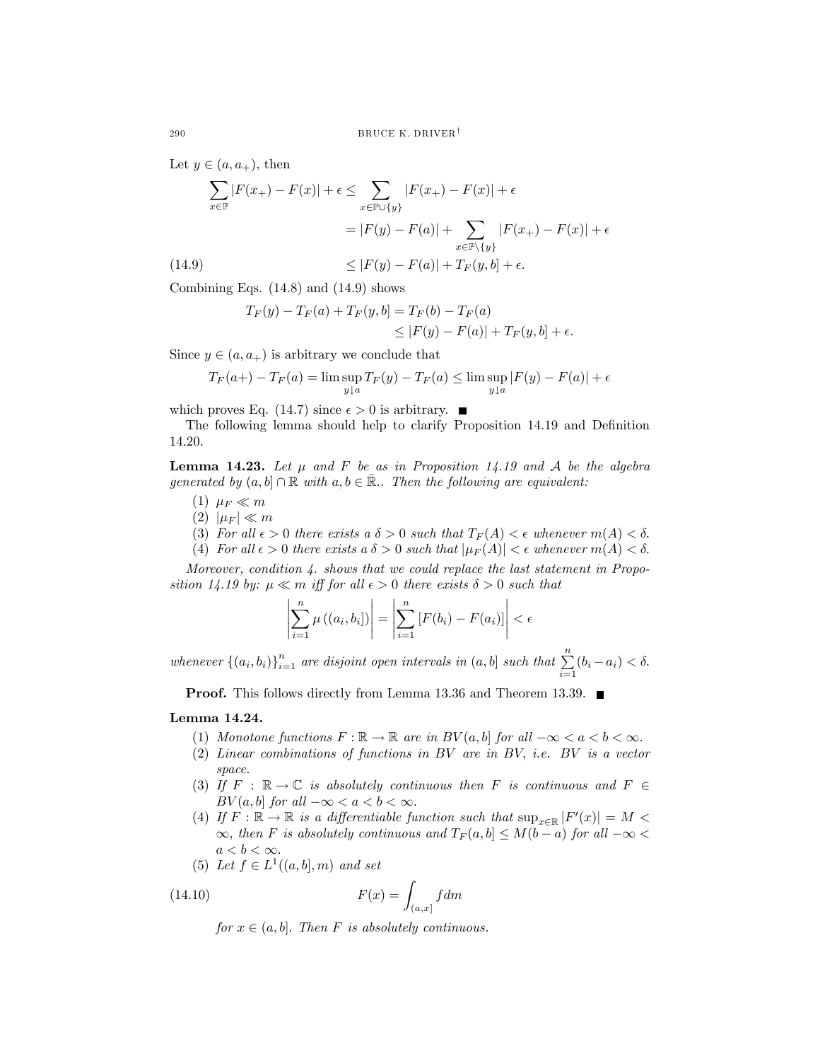Let $y \in (a, a_+)$, then

$$
\begin{aligned}
\sum_{x \in \mathbb{P}} |F(x_+) - F(x)| + \epsilon &\le \sum_{x \in \mathbb{P} \cup \{y\}} |F(x_+) - F(x)| + \epsilon \\
&= |F(y) - F(a)| + \sum_{x \in \mathbb{P} \setminus \{y\}} |F(x_+) - F(x)| + \epsilon \\
&\le |F(y) - F(a)| + T_F(y, b] + \epsilon. \qquad (14.9)
\end{aligned}
$$

Combining Eqs. (14.8) and (14.9) shows

$$
\begin{aligned}
T_F(y) - T_F(a) + T_F(y, b] &= T_F(b) - T_F(a) \\
&\le |F(y) - F(a)| + T_F(y, b] + \epsilon.
\end{aligned}
$$

Since $y \in (a, a_+)$ is arbitrary we conclude that

$$
T_F(a+) - T_F(a) = \limsup_{y \downarrow a} T_F(y) - T_F(a) \le \limsup_{y \downarrow a} |F(y) - F(a)| + \epsilon
$$

which proves Eq. (14.7) since $\epsilon > 0$ is arbitrary. ■

The following lemma should help to clarify Proposition 14.19 and Definition 14.20.

**Lemma 14.23.** *Let $\mu$ and $F$ be as in Proposition 14.19 and $\mathcal{A}$ be the algebra generated by $(a, b] \cap \mathbb{R}$ with $a, b \in \bar{\mathbb{R}}$.. Then the following are equivalent:*

1. $\mu_F \ll m$
2. $|\mu_F| \ll m$
3. *For all $\epsilon > 0$ there exists a $\delta > 0$ such that $T_F(A) < \epsilon$ whenever $m(A) < \delta$.*
4. *For all $\epsilon > 0$ there exists a $\delta > 0$ such that $|\mu_F(A)| < \epsilon$ whenever $m(A) < \delta$.*

*Moreover, condition 4. shows that we could replace the last statement in Proposition 14.19 by: $\mu \ll m$ iff for all $\epsilon > 0$ there exists $\delta > 0$ such that*

$$
\left| \sum_{i=1}^{n} \mu\left((a_i, b_i]\right) \right| = \left| \sum_{i=1}^{n} \left[F(b_i) - F(a_i)\right] \right| < \epsilon
$$

*whenever $\{(a_i, b_i)\}_{i=1}^n$ are disjoint open intervals in $(a, b]$ such that $\sum_{i=1}^{n} (b_i - a_i) < \delta$.*

**Proof.** This follows directly from Lemma 13.36 and Theorem 13.39. ■

**Lemma 14.24.**

1. *Monotone functions $F : \mathbb{R} \to \mathbb{R}$ are in $BV(a, b]$ for all $-\infty < a < b < \infty$.*
2. *Linear combinations of functions in $BV$ are in $BV$, i.e. $BV$ is a vector space.*
3. *If $F : \mathbb{R} \to \mathbb{C}$ is absolutely continuous then $F$ is continuous and $F \in BV(a, b]$ for all $-\infty < a < b < \infty$.*
4. *If $F : \mathbb{R} \to \mathbb{R}$ is a differentiable function such that $\sup_{x \in \mathbb{R}} |F'(x)| = M < \infty$, then $F$ is absolutely continuous and $T_F(a, b] \le M(b - a)$ for all $-\infty < a < b < \infty$.*
5. *Let $f \in L^1((a, b], m)$ and set*

$$
F(x) = \int_{(a, x]} f dm \qquad (14.10)
$$

*for $x \in (a, b]$. Then $F$ is absolutely continuous.*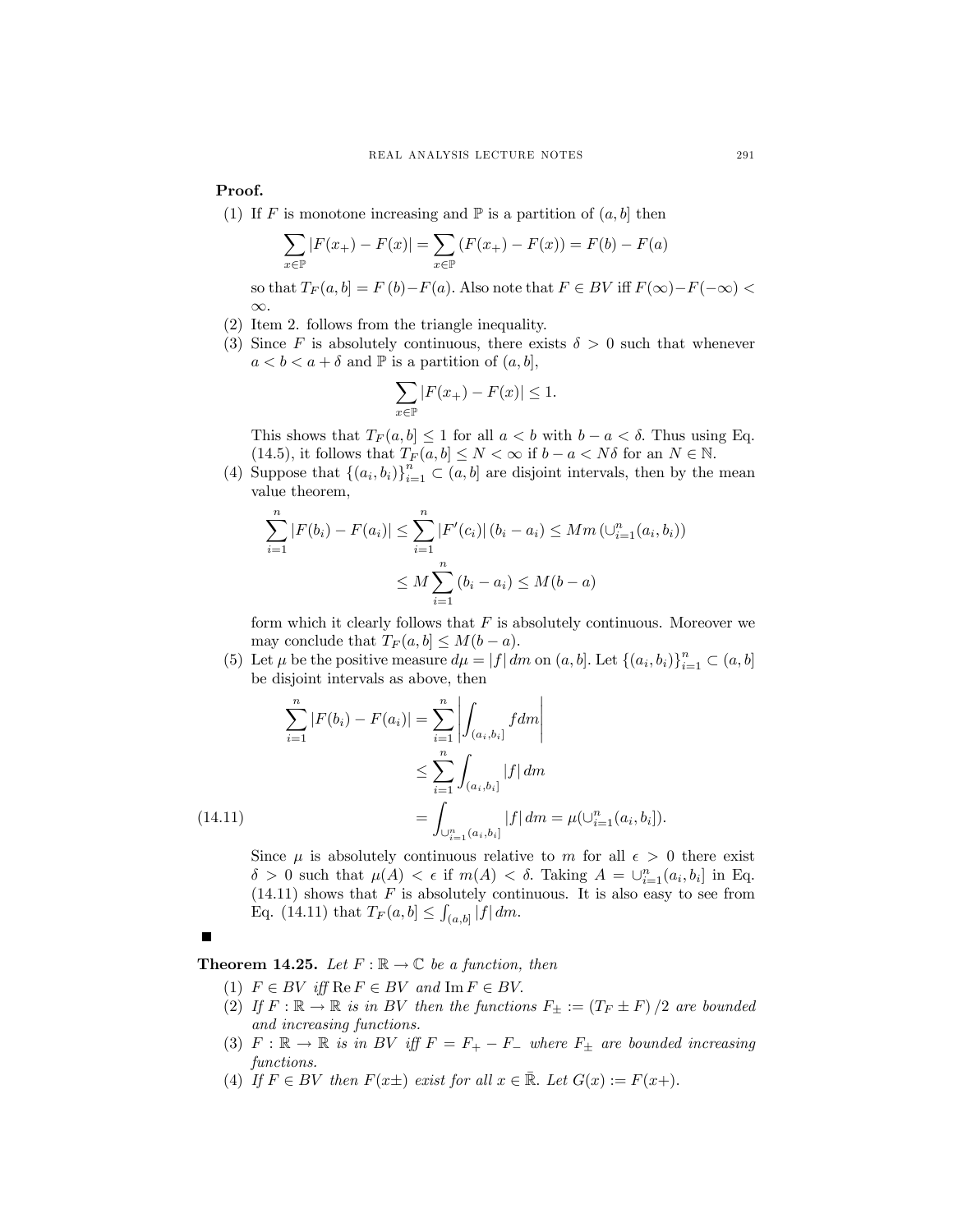**Proof.**

(1) If $F$ is monotone increasing and $\mathbb{P}$ is a partition of $(a,b]$ then

$$\sum_{x\in\mathbb{P}} |F(x_+) - F(x)| = \sum_{x\in\mathbb{P}} (F(x_+) - F(x)) = F(b) - F(a)$$

so that $T_F(a,b] = F(b) - F(a)$. Also note that $F \in BV$ iff $F(\infty) - F(-\infty) < \infty$.

(2) Item 2. follows from the triangle inequality.

(3) Since $F$ is absolutely continuous, there exists $\delta > 0$ such that whenever $a < b < a + \delta$ and $\mathbb{P}$ is a partition of $(a,b]$,

$$\sum_{x\in\mathbb{P}} |F(x_+) - F(x)| \leq 1.$$

This shows that $T_F(a,b] \leq 1$ for all $a < b$ with $b - a < \delta$. Thus using Eq. (14.5), it follows that $T_F(a,b] \leq N < \infty$ if $b - a < N\delta$ for an $N \in \mathbb{N}$.

(4) Suppose that $\{(a_i,b_i)\}_{i=1}^n \subset (a,b]$ are disjoint intervals, then by the mean value theorem,

$$\begin{aligned}\sum_{i=1}^n |F(b_i) - F(a_i)| &\leq \sum_{i=1}^n |F'(c_i)|(b_i - a_i) \leq Mm\left(\cup_{i=1}^n (a_i,b_i)\right) \\ &\leq M\sum_{i=1}^n (b_i - a_i) \leq M(b-a)\end{aligned}$$

form which it clearly follows that $F$ is absolutely continuous. Moreover we may conclude that $T_F(a,b] \leq M(b-a)$.

(5) Let $\mu$ be the positive measure $d\mu = |f|\,dm$ on $(a,b]$. Let $\{(a_i,b_i)\}_{i=1}^n \subset (a,b]$ be disjoint intervals as above, then

$$\begin{aligned}\sum_{i=1}^n |F(b_i) - F(a_i)| &= \sum_{i=1}^n \left|\int_{(a_i,b_i]} f dm\right| \\ &\leq \sum_{i=1}^n \int_{(a_i,b_i]} |f|\,dm \\ &= \int_{\cup_{i=1}^n (a_i,b_i]} |f|\,dm = \mu(\cup_{i=1}^n (a_i,b_i]).\end{aligned} \tag{14.11}$$

Since $\mu$ is absolutely continuous relative to $m$ for all $\epsilon > 0$ there exist $\delta > 0$ such that $\mu(A) < \epsilon$ if $m(A) < \delta$. Taking $A = \cup_{i=1}^n (a_i,b_i]$ in Eq. (14.11) shows that $F$ is absolutely continuous. It is also easy to see from Eq. (14.11) that $T_F(a,b] \leq \int_{(a,b]} |f|\,dm$.

■

**Theorem 14.25.** *Let $F : \mathbb{R} \to \mathbb{C}$ be a function, then*

1. *$F \in BV$ iff $\operatorname{Re} F \in BV$ and $\operatorname{Im} F \in BV$.*
2. *If $F : \mathbb{R} \to \mathbb{R}$ is in $BV$ then the functions $F_\pm := (T_F \pm F)/2$ are bounded and increasing functions.*
3. *$F : \mathbb{R} \to \mathbb{R}$ is in $BV$ iff $F = F_+ - F_-$ where $F_\pm$ are bounded increasing functions.*
4. *If $F \in BV$ then $F(x\pm)$ exist for all $x \in \bar{\mathbb{R}}$. Let $G(x) := F(x+)$.*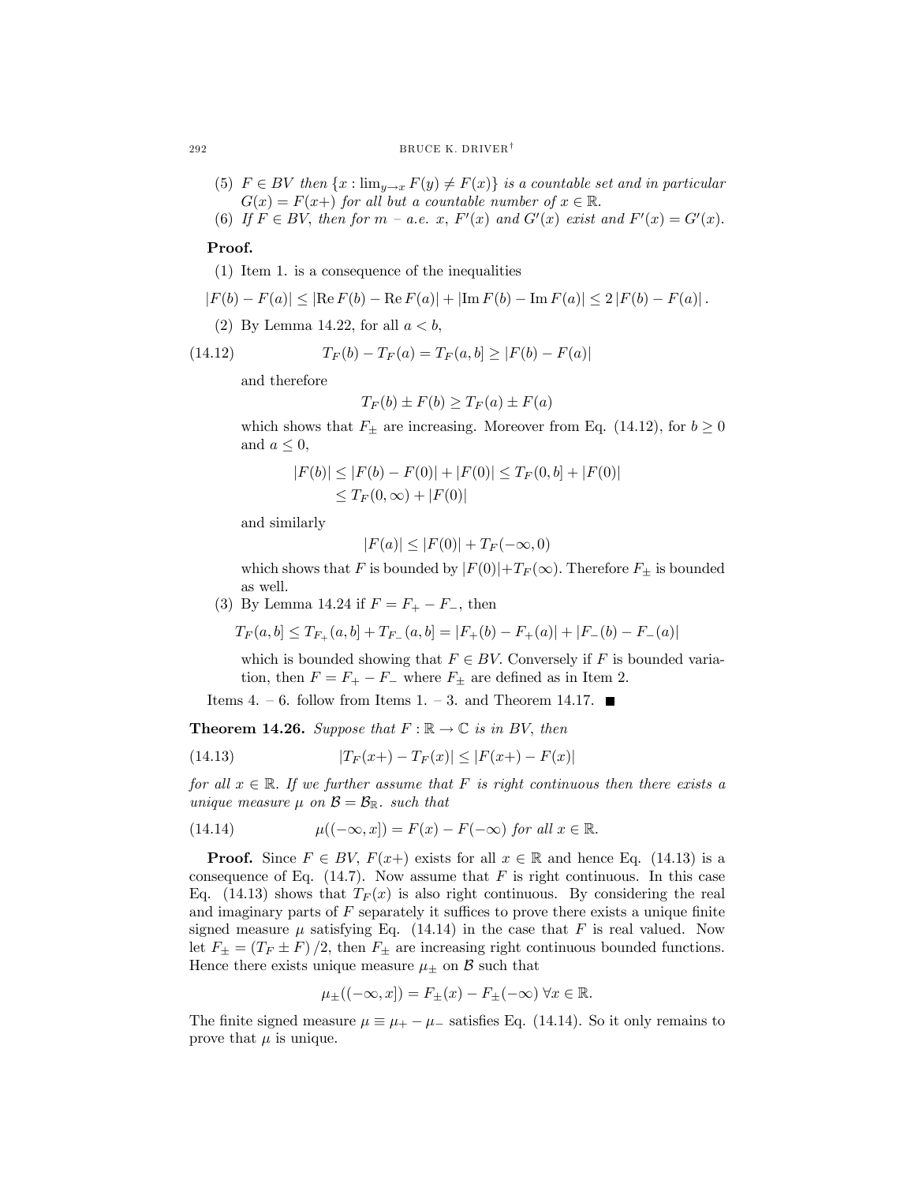(5) $F \in BV$ then $\{x : \lim_{y \to x} F(y) \neq F(x)\}$ is a countable set and in particular $G(x) = F(x+)$ for all but a countable number of $x \in \mathbb{R}$.

(6) If $F \in BV$, then for $m$ – a.e. $x$, $F'(x)$ and $G'(x)$ exist and $F'(x) = G'(x)$.

**Proof.**

(1) Item 1. is a consequence of the inequalities

$$|F(b) - F(a)| \leq |\mathrm{Re}\, F(b) - \mathrm{Re}\, F(a)| + |\mathrm{Im}\, F(b) - \mathrm{Im}\, F(a)| \leq 2\, |F(b) - F(a)|.$$

(2) By Lemma 14.22, for all $a < b$,

$$T_F(b) - T_F(a) = T_F(a, b] \geq |F(b) - F(a)| \tag{14.12}$$

and therefore

$$T_F(b) \pm F(b) \geq T_F(a) \pm F(a)$$

which shows that $F_\pm$ are increasing. Moreover from Eq. (14.12), for $b \geq 0$ and $a \leq 0$,

$$\begin{aligned} |F(b)| &\leq |F(b) - F(0)| + |F(0)| \leq T_F(0, b] + |F(0)| \\ &\leq T_F(0, \infty) + |F(0)| \end{aligned}$$

and similarly

$$|F(a)| \leq |F(0)| + T_F(-\infty, 0)$$

which shows that $F$ is bounded by $|F(0)| + T_F(\infty)$. Therefore $F_\pm$ is bounded as well.

(3) By Lemma 14.24 if $F = F_+ - F_-$, then

$$T_F(a, b] \leq T_{F_+}(a, b] + T_{F_-}(a, b] = |F_+(b) - F_+(a)| + |F_-(b) - F_-(a)|$$

which is bounded showing that $F \in BV$. Conversely if $F$ is bounded variation, then $F = F_+ - F_-$ where $F_\pm$ are defined as in Item 2.

Items 4. – 6. follow from Items 1. – 3. and Theorem 14.17. ■

**Theorem 14.26.** *Suppose that $F : \mathbb{R} \to \mathbb{C}$ is in $BV$, then*

$$|T_F(x+) - T_F(x)| \leq |F(x+) - F(x)| \tag{14.13}$$

*for all $x \in \mathbb{R}$. If we further assume that $F$ is right continuous then there exists a unique measure $\mu$ on $\mathcal{B} = \mathcal{B}_\mathbb{R}$. such that*

$$\mu((-\infty, x]) = F(x) - F(-\infty) \text{ for all } x \in \mathbb{R}. \tag{14.14}$$

**Proof.** Since $F \in BV$, $F(x+)$ exists for all $x \in \mathbb{R}$ and hence Eq. (14.13) is a consequence of Eq. (14.7). Now assume that $F$ is right continuous. In this case Eq. (14.13) shows that $T_F(x)$ is also right continuous. By considering the real and imaginary parts of $F$ separately it suffices to prove there exists a unique finite signed measure $\mu$ satisfying Eq. (14.14) in the case that $F$ is real valued. Now let $F_\pm = (T_F \pm F)/2$, then $F_\pm$ are increasing right continuous bounded functions. Hence there exists unique measure $\mu_\pm$ on $\mathcal{B}$ such that

$$\mu_\pm((-\infty, x]) = F_\pm(x) - F_\pm(-\infty)\ \forall x \in \mathbb{R}.$$

The finite signed measure $\mu \equiv \mu_+ - \mu_-$ satisfies Eq. (14.14). So it only remains to prove that $\mu$ is unique.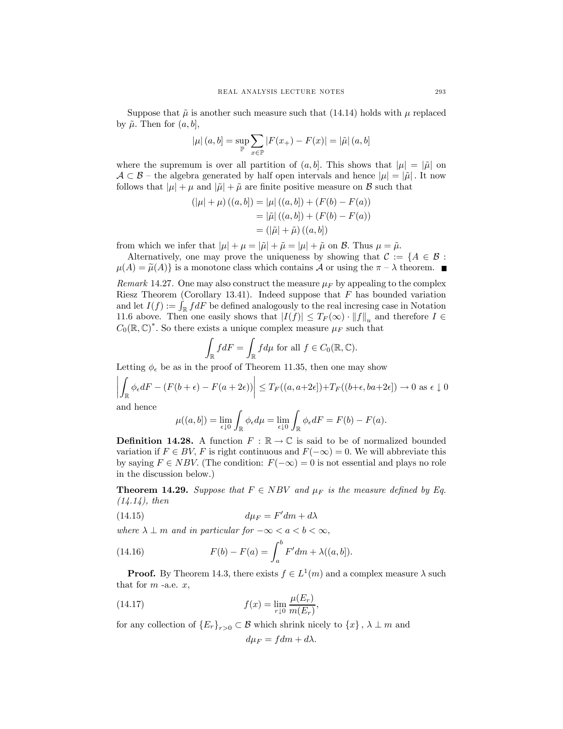Suppose that $\tilde{\mu}$ is another such measure such that (14.14) holds with $\mu$ replaced by $\tilde{\mu}$. Then for $(a, b]$,

$$|\mu|(a, b] = \sup_{\mathbb{P}} \sum_{x \in \mathbb{P}} |F(x_+) - F(x)| = |\tilde{\mu}|(a, b]$$

where the supremum is over all partition of $(a, b]$. This shows that $|\mu| = |\tilde{\mu}|$ on $\mathcal{A} \subset \mathcal{B}$ – the algebra generated by half open intervals and hence $|\mu| = |\tilde{\mu}|$. It now follows that $|\mu| + \mu$ and $|\tilde{\mu}| + \tilde{\mu}$ are finite positive measure on $\mathcal{B}$ such that

$$\begin{aligned}
(|\mu| + \mu)((a, b]) &= |\mu|((a, b]) + (F(b) - F(a)) \\
&= |\tilde{\mu}|((a, b]) + (F(b) - F(a)) \\
&= (|\tilde{\mu}| + \tilde{\mu})((a, b])
\end{aligned}$$

from which we infer that $|\mu| + \mu = |\tilde{\mu}| + \tilde{\mu} = |\mu| + \tilde{\mu}$ on $\mathcal{B}$. Thus $\mu = \tilde{\mu}$.

Alternatively, one may prove the uniqueness by showing that $\mathcal{C} := \{A \in \mathcal{B} : \mu(A) = \widetilde{\mu}(A)\}$ is a monotone class which contains $\mathcal{A}$ or using the $\pi$ – $\lambda$ theorem. ∎

*Remark* 14.27. One may also construct the measure $\mu_F$ by appealing to the complex Riesz Theorem (Corollary 13.41). Indeed suppose that $F$ has bounded variation and let $I(f) := \int_{\mathbb{R}} f dF$ be defined analogously to the real incresing case in Notation 11.6 above. Then one easily shows that $|I(f)| \le T_F(\infty) \cdot \|f\|_u$ and therefore $I \in C_0(\mathbb{R}, \mathbb{C})^*$. So there exists a unique complex measure $\mu_F$ such that

$$\int_{\mathbb{R}} f dF = \int_{\mathbb{R}} f d\mu \text{ for all } f \in C_0(\mathbb{R}, \mathbb{C}).$$

Letting $\phi_\epsilon$ be as in the proof of Theorem 11.35, then one may show

$$\left| \int_{\mathbb{R}} \phi_\epsilon dF - (F(b+\epsilon) - F(a+2\epsilon)) \right| \le T_F((a, a+2\epsilon]) + T_F((b+\epsilon, ba+2\epsilon]) \to 0 \text{ as } \epsilon \downarrow 0$$

and hence

$$\mu((a, b]) = \lim_{\epsilon \downarrow 0} \int_{\mathbb{R}} \phi_\epsilon d\mu = \lim_{\epsilon \downarrow 0} \int_{\mathbb{R}} \phi_\epsilon dF = F(b) - F(a).$$

**Definition 14.28.** A function $F : \mathbb{R} \to \mathbb{C}$ is said to be of normalized bounded variation if $F \in BV$, $F$ is right continuous and $F(-\infty) = 0$. We will abbreviate this by saying $F \in NBV$. (The condition: $F(-\infty) = 0$ is not essential and plays no role in the discussion below.)

**Theorem 14.29.** *Suppose that $F \in NBV$ and $\mu_F$ is the measure defined by Eq. (14.14), then*

$$d\mu_F = F' dm + d\lambda \tag{14.15}$$

*where $\lambda \perp m$ and in particular for $-\infty < a < b < \infty$,*

$$F(b) - F(a) = \int_a^b F' dm + \lambda((a, b]). \tag{14.16}$$

**Proof.** By Theorem 14.3, there exists $f \in L^1(m)$ and a complex measure $\lambda$ such that for $m$ -a.e. $x$,

$$f(x) = \lim_{r \downarrow 0} \frac{\mu(E_r)}{m(E_r)}, \tag{14.17}$$

for any collection of $\{E_r\}_{r>0} \subset \mathcal{B}$ which shrink nicely to $\{x\}$, $\lambda \perp m$ and

$$d\mu_F = f dm + d\lambda.$$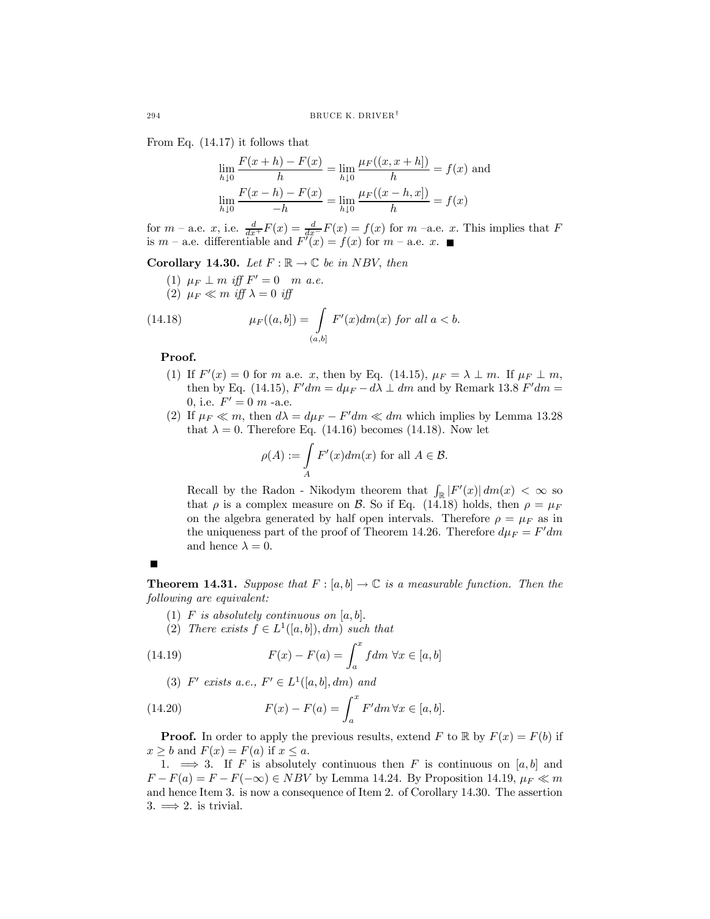From Eq. (14.17) it follows that

$$\lim_{h\downarrow 0} \frac{F(x+h)-F(x)}{h} = \lim_{h\downarrow 0} \frac{\mu_F((x,x+h])}{h} = f(x) \text{ and}$$

$$\lim_{h\downarrow 0} \frac{F(x-h)-F(x)}{-h} = \lim_{h\downarrow 0} \frac{\mu_F((x-h,x])}{h} = f(x)$$

for $m$ – a.e. $x$, i.e. $\frac{d}{dx^+}F(x) = \frac{d}{dx^-}F(x) = f(x)$ for $m$ –a.e. $x$. This implies that $F$ is $m$ – a.e. differentiable and $F'(x) = f(x)$ for $m$ – a.e. $x$. ■

**Corollary 14.30.** *Let $F : \mathbb{R} \to \mathbb{C}$ be in NBV, then*

1. $\mu_F \perp m$ *iff* $F' = 0 \quad m$ *a.e.*
2. $\mu_F \ll m$ *iff* $\lambda = 0$ *iff*

$$\mu_F((a,b]) = \int\limits_{(a,b]} F'(x)dm(x) \text{ for all } a < b. \tag{14.18}$$

**Proof.**

1. If $F'(x) = 0$ for $m$ a.e. $x$, then by Eq. (14.15), $\mu_F = \lambda \perp m$. If $\mu_F \perp m$, then by Eq. (14.15), $F'dm = d\mu_F - d\lambda \perp dm$ and by Remark 13.8 $F'dm = 0$, i.e. $F' = 0$ $m$ -a.e.
2. If $\mu_F \ll m$, then $d\lambda = d\mu_F - F'dm \ll dm$ which implies by Lemma 13.28 that $\lambda = 0$. Therefore Eq. (14.16) becomes (14.18). Now let

$$\rho(A) := \int\limits_A F'(x)dm(x) \text{ for all } A \in \mathcal{B}.$$

Recall by the Radon - Nikodym theorem that $\int_{\mathbb{R}} |F'(x)|\, dm(x) < \infty$ so that $\rho$ is a complex measure on $\mathcal{B}$. So if Eq. (14.18) holds, then $\rho = \mu_F$ on the algebra generated by half open intervals. Therefore $\rho = \mu_F$ as in the uniqueness part of the proof of Theorem 14.26. Therefore $d\mu_F = F'dm$ and hence $\lambda = 0$.

■

**Theorem 14.31.** *Suppose that $F : [a,b] \to \mathbb{C}$ is a measurable function. Then the following are equivalent:*

1. *$F$ is absolutely continuous on $[a,b]$.*
2. *There exists $f \in L^1([a,b]), dm)$ such that*

$$F(x) - F(a) = \int_a^x f dm \;\forall x \in [a,b] \tag{14.19}$$

3. *$F'$ exists a.e., $F' \in L^1([a,b], dm)$ and*

$$F(x) - F(a) = \int_a^x F' dm \,\forall x \in [a,b]. \tag{14.20}$$

**Proof.** In order to apply the previous results, extend $F$ to $\mathbb{R}$ by $F(x) = F(b)$ if $x \geq b$ and $F(x) = F(a)$ if $x \leq a$.

1. $\implies$ 3. If $F$ is absolutely continuous then $F$ is continuous on $[a,b]$ and $F - F(a) = F - F(-\infty) \in NBV$ by Lemma 14.24. By Proposition 14.19, $\mu_F \ll m$ and hence Item 3. is now a consequence of Item 2. of Corollary 14.30. The assertion 3. $\implies$ 2. is trivial.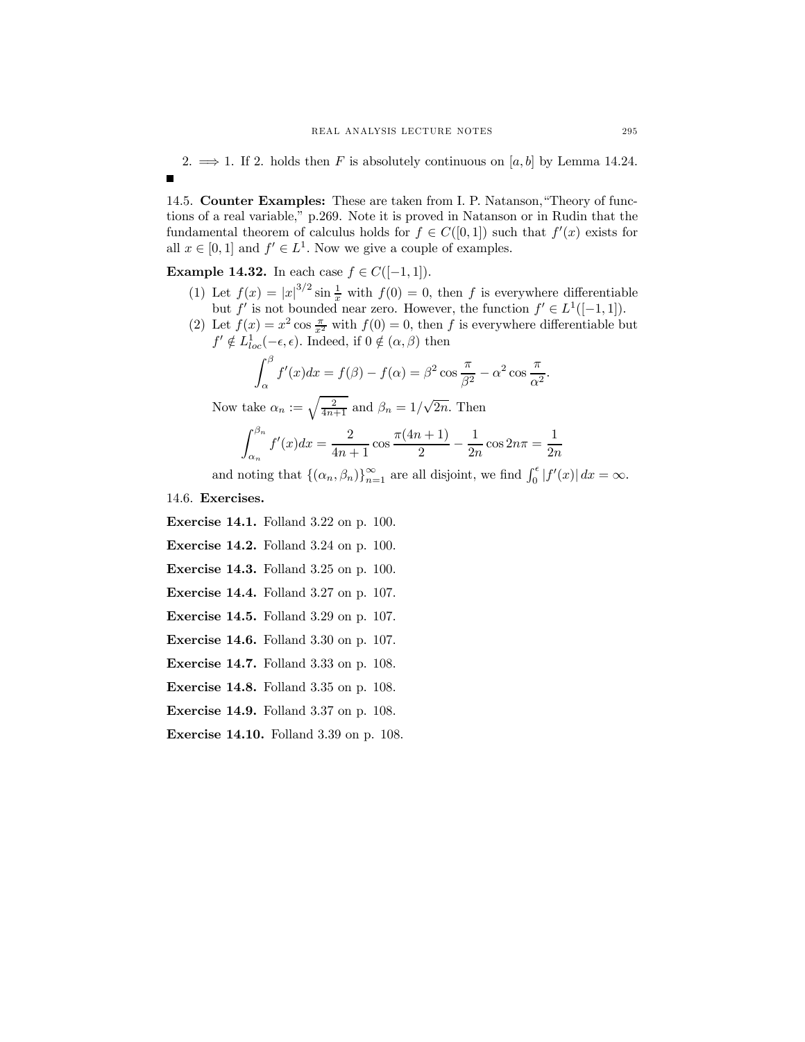2. $\implies$ 1. If 2. holds then $F$ is absolutely continuous on $[a, b]$ by Lemma 14.24. ∎

### 14.5. Counter Examples:

These are taken from I. P. Natanson, "Theory of functions of a real variable," p.269. Note it is proved in Natanson or in Rudin that the fundamental theorem of calculus holds for $f \in C([0,1])$ such that $f'(x)$ exists for all $x \in [0,1]$ and $f' \in L^1$. Now we give a couple of examples.

**Example 14.32.** In each case $f \in C([-1,1])$.

1. Let $f(x) = |x|^{3/2} \sin \frac{1}{x}$ with $f(0) = 0$, then $f$ is everywhere differentiable but $f'$ is not bounded near zero. However, the function $f' \in L^1([-1,1])$.
2. Let $f(x) = x^2 \cos \frac{\pi}{x^2}$ with $f(0) = 0$, then $f$ is everywhere differentiable but $f' \notin L^1_{loc}(-\epsilon, \epsilon)$. Indeed, if $0 \notin (\alpha, \beta)$ then

$$\int_\alpha^\beta f'(x)dx = f(\beta) - f(\alpha) = \beta^2 \cos \frac{\pi}{\beta^2} - \alpha^2 \cos \frac{\pi}{\alpha^2}.$$

Now take $\alpha_n := \sqrt{\frac{2}{4n+1}}$ and $\beta_n = 1/\sqrt{2n}$. Then

$$\int_{\alpha_n}^{\beta_n} f'(x)dx = \frac{2}{4n+1} \cos \frac{\pi(4n+1)}{2} - \frac{1}{2n} \cos 2n\pi = \frac{1}{2n}$$

and noting that $\{(\alpha_n, \beta_n)\}_{n=1}^\infty$ are all disjoint, we find $\int_0^\epsilon |f'(x)|\, dx = \infty$.

### 14.6. Exercises.

**Exercise 14.1.** Folland 3.22 on p. 100.

**Exercise 14.2.** Folland 3.24 on p. 100.

**Exercise 14.3.** Folland 3.25 on p. 100.

**Exercise 14.4.** Folland 3.27 on p. 107.

**Exercise 14.5.** Folland 3.29 on p. 107.

**Exercise 14.6.** Folland 3.30 on p. 107.

**Exercise 14.7.** Folland 3.33 on p. 108.

**Exercise 14.8.** Folland 3.35 on p. 108.

**Exercise 14.9.** Folland 3.37 on p. 108.

**Exercise 14.10.** Folland 3.39 on p. 108.